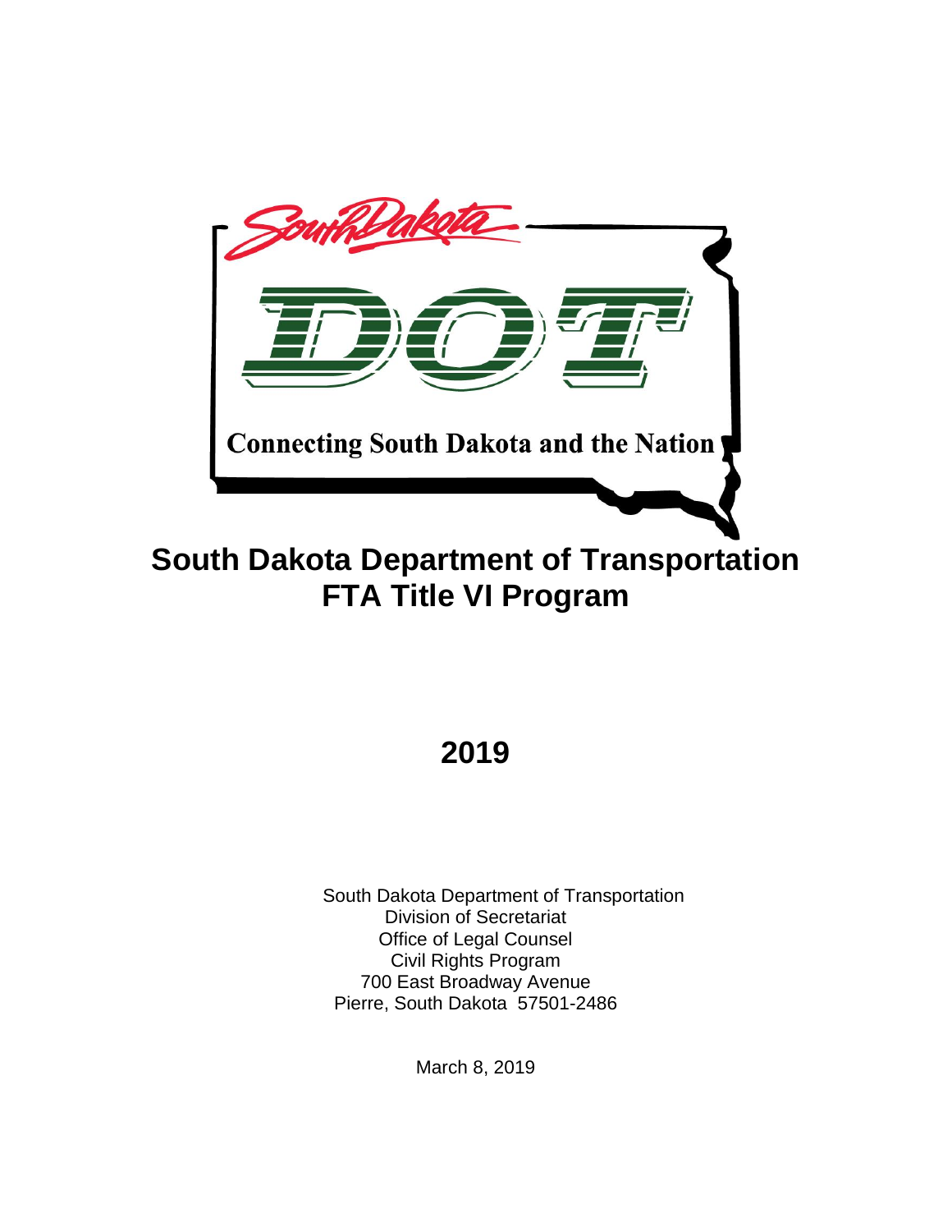South Dakota

DOT

Connecting South Dakota and the Nation

# South Dakota Department of Transportation
# FTA Title VI Program

## 2019

South Dakota Department of Transportation
Division of Secretariat
Office of Legal Counsel
Civil Rights Program
700 East Broadway Avenue
Pierre, South Dakota 57501-2486

March 8, 2019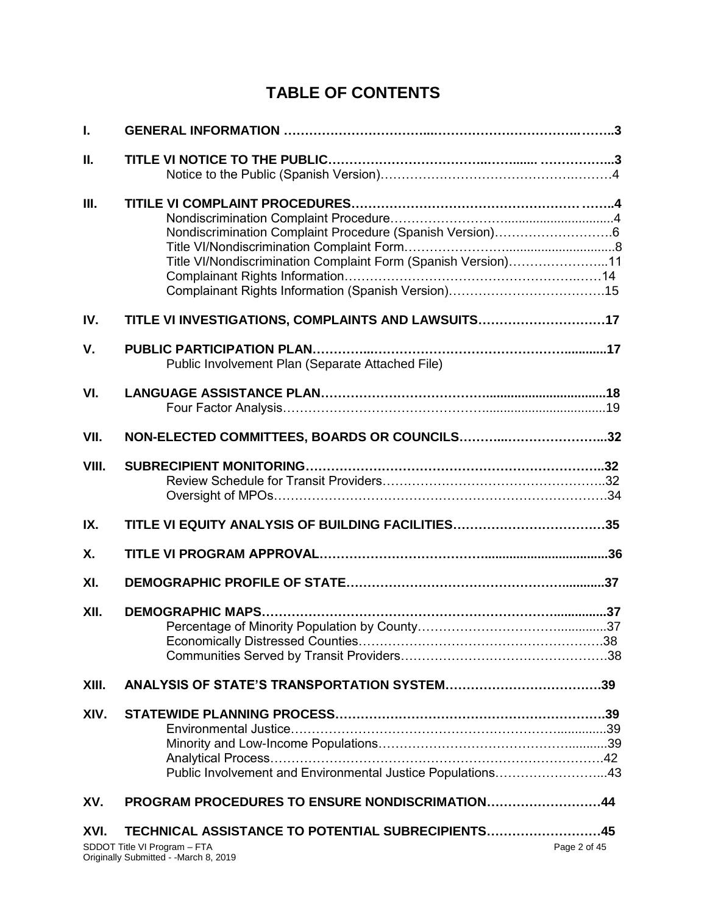# TABLE OF CONTENTS

| | | |
|---|---|---|
| **I.** | **GENERAL INFORMATION** | **3** |
| **II.** | **TITLE VI NOTICE TO THE PUBLIC** | **3** |
| | Notice to the Public (Spanish Version) | 4 |
| **III.** | **TITILE VI COMPLAINT PROCEDURES** | **4** |
| | Nondiscrimination Complaint Procedure | 4 |
| | Nondiscrimination Complaint Procedure (Spanish Version) | 6 |
| | Title VI/Nondiscrimination Complaint Form | 8 |
| | Title VI/Nondiscrimination Complaint Form (Spanish Version) | 11 |
| | Complainant Rights Information | 14 |
| | Complainant Rights Information (Spanish Version) | 15 |
| **IV.** | **TITLE VI INVESTIGATIONS, COMPLAINTS AND LAWSUITS** | **17** |
| **V.** | **PUBLIC PARTICIPATION PLAN** | **17** |
| | Public Involvement Plan (Separate Attached File) | |
| **VI.** | **LANGUAGE ASSISTANCE PLAN** | **18** |
| | Four Factor Analysis | 19 |
| **VII.** | **NON-ELECTED COMMITTEES, BOARDS OR COUNCILS** | **32** |
| **VIII.** | **SUBRECIPIENT MONITORING** | **32** |
| | Review Schedule for Transit Providers | 32 |
| | Oversight of MPOs | 34 |
| **IX.** | **TITLE VI EQUITY ANALYSIS OF BUILDING FACILITIES** | **35** |
| **X.** | **TITLE VI PROGRAM APPROVAL** | **36** |
| **XI.** | **DEMOGRAPHIC PROFILE OF STATE** | **37** |
| **XII.** | **DEMOGRAPHIC MAPS** | **37** |
| | Percentage of Minority Population by County | 37 |
| | Economically Distressed Counties | 38 |
| | Communities Served by Transit Providers | 38 |
| **XIII.** | **ANALYSIS OF STATE'S TRANSPORTATION SYSTEM** | **39** |
| **XIV.** | **STATEWIDE PLANNING PROCESS** | **39** |
| | Environmental Justice | 39 |
| | Minority and Low-Income Populations | 39 |
| | Analytical Process | 42 |
| | Public Involvement and Environmental Justice Populations | 43 |
| **XV.** | **PROGRAM PROCEDURES TO ENSURE NONDISCRIMATION** | **44** |
| **XVI.** | **TECHNICAL ASSISTANCE TO POTENTIAL SUBRECIPIENTS** | **45** |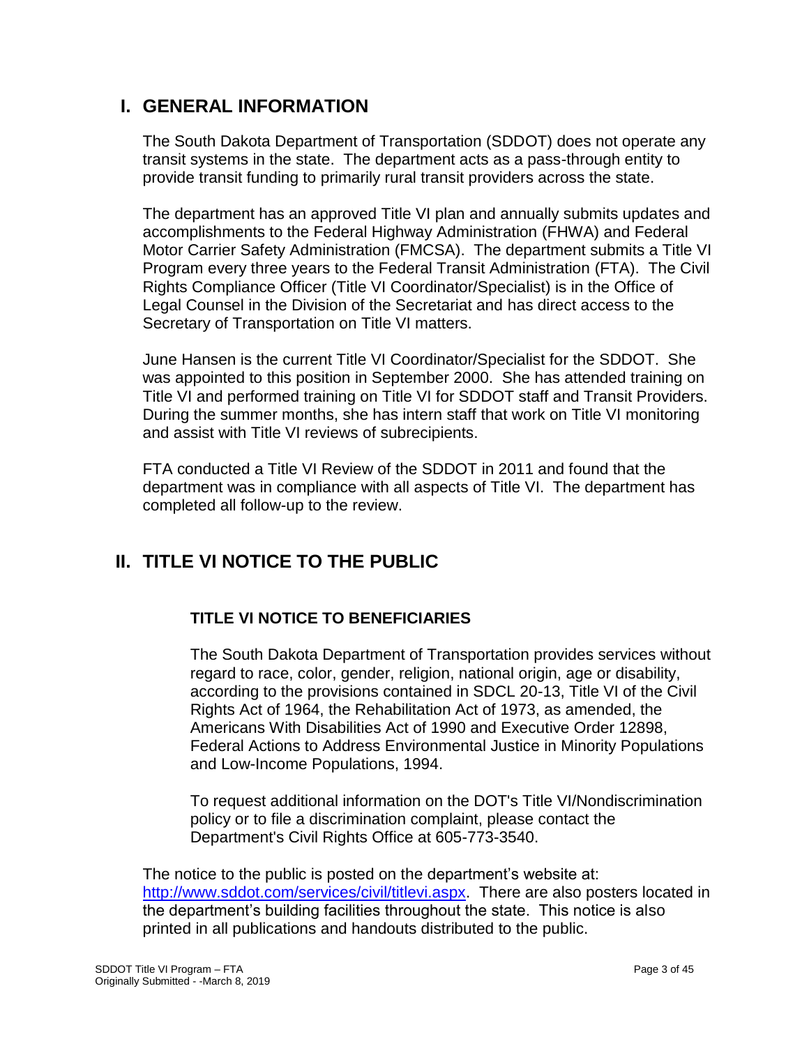## I. GENERAL INFORMATION

The South Dakota Department of Transportation (SDDOT) does not operate any transit systems in the state. The department acts as a pass-through entity to provide transit funding to primarily rural transit providers across the state.

The department has an approved Title VI plan and annually submits updates and accomplishments to the Federal Highway Administration (FHWA) and Federal Motor Carrier Safety Administration (FMCSA). The department submits a Title VI Program every three years to the Federal Transit Administration (FTA). The Civil Rights Compliance Officer (Title VI Coordinator/Specialist) is in the Office of Legal Counsel in the Division of the Secretariat and has direct access to the Secretary of Transportation on Title VI matters.

June Hansen is the current Title VI Coordinator/Specialist for the SDDOT. She was appointed to this position in September 2000. She has attended training on Title VI and performed training on Title VI for SDDOT staff and Transit Providers. During the summer months, she has intern staff that work on Title VI monitoring and assist with Title VI reviews of subrecipients.

FTA conducted a Title VI Review of the SDDOT in 2011 and found that the department was in compliance with all aspects of Title VI. The department has completed all follow-up to the review.

## II. TITLE VI NOTICE TO THE PUBLIC

### TITLE VI NOTICE TO BENEFICIARIES

The South Dakota Department of Transportation provides services without regard to race, color, gender, religion, national origin, age or disability, according to the provisions contained in SDCL 20-13, Title VI of the Civil Rights Act of 1964, the Rehabilitation Act of 1973, as amended, the Americans With Disabilities Act of 1990 and Executive Order 12898, Federal Actions to Address Environmental Justice in Minority Populations and Low-Income Populations, 1994.

To request additional information on the DOT's Title VI/Nondiscrimination policy or to file a discrimination complaint, please contact the Department's Civil Rights Office at 605-773-3540.

The notice to the public is posted on the department's website at: http://www.sddot.com/services/civil/titlevi.aspx. There are also posters located in the department's building facilities throughout the state. This notice is also printed in all publications and handouts distributed to the public.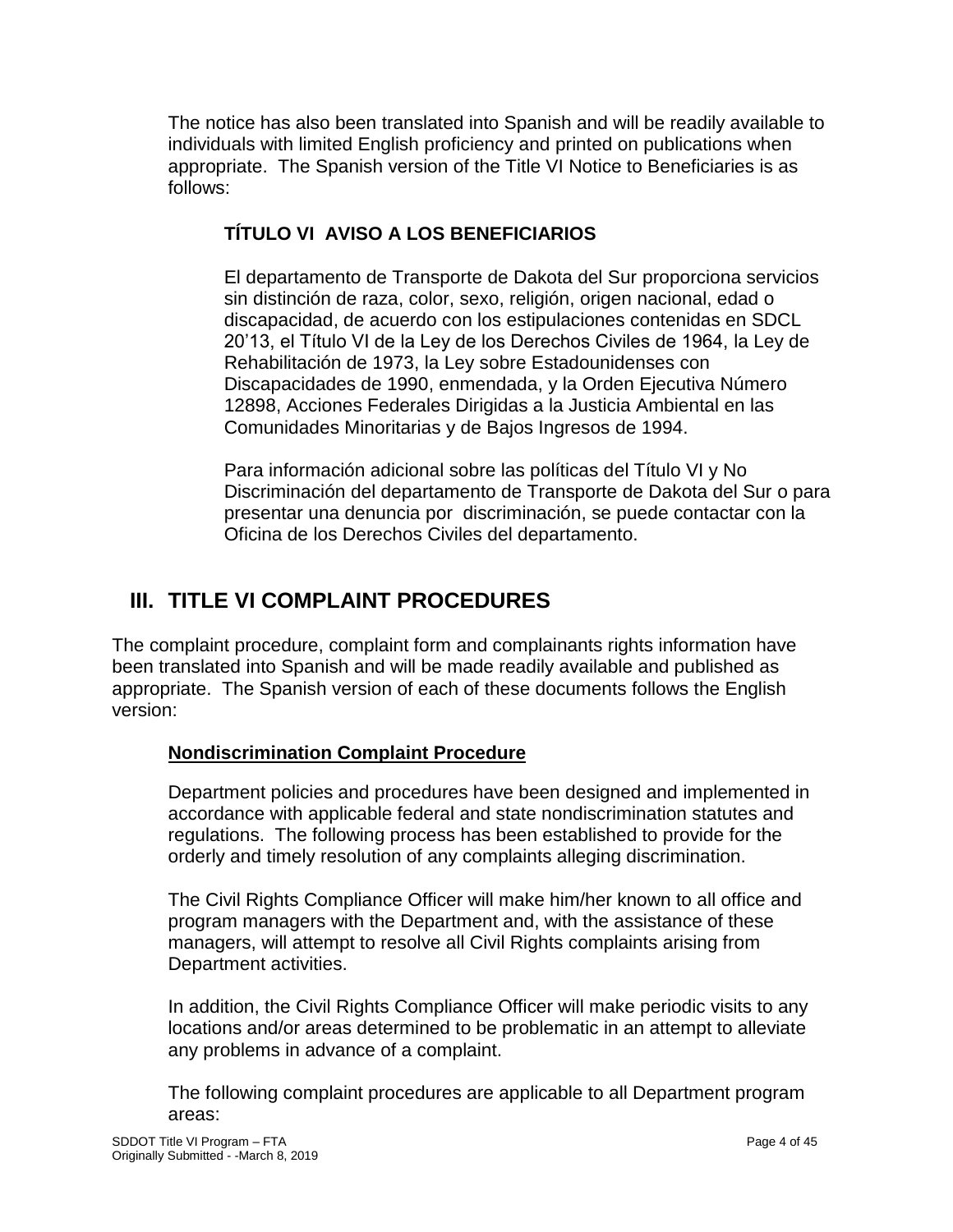The notice has also been translated into Spanish and will be readily available to individuals with limited English proficiency and printed on publications when appropriate. The Spanish version of the Title VI Notice to Beneficiaries is as follows:

**TÍTULO VI AVISO A LOS BENEFICIARIOS**

El departamento de Transporte de Dakota del Sur proporciona servicios sin distinción de raza, color, sexo, religión, origen nacional, edad o discapacidad, de acuerdo con los estipulaciones contenidas en SDCL 20'13, el Título VI de la Ley de los Derechos Civiles de 1964, la Ley de Rehabilitación de 1973, la Ley sobre Estadounidenses con Discapacidades de 1990, enmendada, y la Orden Ejecutiva Número 12898, Acciones Federales Dirigidas a la Justicia Ambiental en las Comunidades Minoritarias y de Bajos Ingresos de 1994.

Para información adicional sobre las políticas del Título VI y No Discriminación del departamento de Transporte de Dakota del Sur o para presentar una denuncia por discriminación, se puede contactar con la Oficina de los Derechos Civiles del departamento.

## III. TITLE VI COMPLAINT PROCEDURES

The complaint procedure, complaint form and complainants rights information have been translated into Spanish and will be made readily available and published as appropriate. The Spanish version of each of these documents follows the English version:

**Nondiscrimination Complaint Procedure**

Department policies and procedures have been designed and implemented in accordance with applicable federal and state nondiscrimination statutes and regulations. The following process has been established to provide for the orderly and timely resolution of any complaints alleging discrimination.

The Civil Rights Compliance Officer will make him/her known to all office and program managers with the Department and, with the assistance of these managers, will attempt to resolve all Civil Rights complaints arising from Department activities.

In addition, the Civil Rights Compliance Officer will make periodic visits to any locations and/or areas determined to be problematic in an attempt to alleviate any problems in advance of a complaint.

The following complaint procedures are applicable to all Department program areas: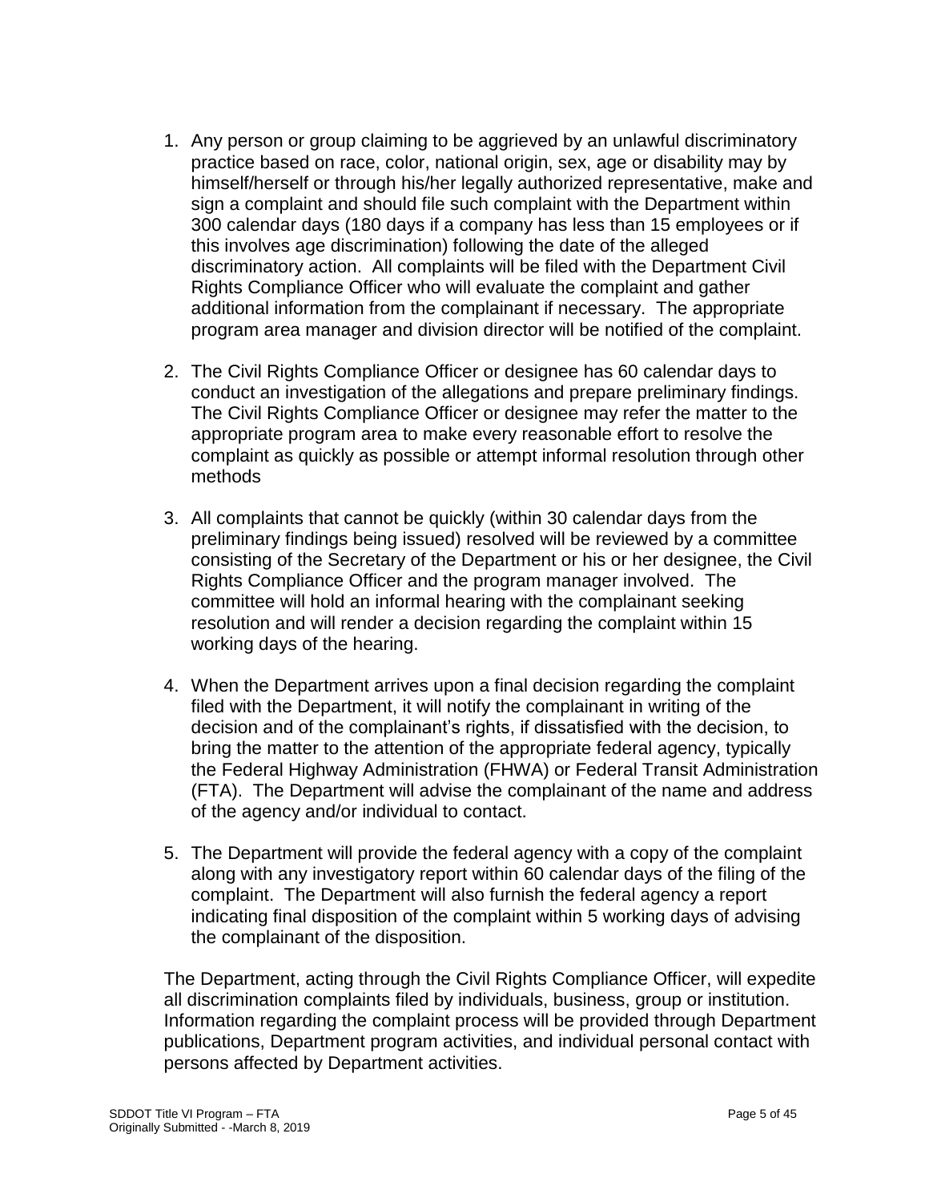1. Any person or group claiming to be aggrieved by an unlawful discriminatory practice based on race, color, national origin, sex, age or disability may by himself/herself or through his/her legally authorized representative, make and sign a complaint and should file such complaint with the Department within 300 calendar days (180 days if a company has less than 15 employees or if this involves age discrimination) following the date of the alleged discriminatory action. All complaints will be filed with the Department Civil Rights Compliance Officer who will evaluate the complaint and gather additional information from the complainant if necessary. The appropriate program area manager and division director will be notified of the complaint.

2. The Civil Rights Compliance Officer or designee has 60 calendar days to conduct an investigation of the allegations and prepare preliminary findings. The Civil Rights Compliance Officer or designee may refer the matter to the appropriate program area to make every reasonable effort to resolve the complaint as quickly as possible or attempt informal resolution through other methods

3. All complaints that cannot be quickly (within 30 calendar days from the preliminary findings being issued) resolved will be reviewed by a committee consisting of the Secretary of the Department or his or her designee, the Civil Rights Compliance Officer and the program manager involved. The committee will hold an informal hearing with the complainant seeking resolution and will render a decision regarding the complaint within 15 working days of the hearing.

4. When the Department arrives upon a final decision regarding the complaint filed with the Department, it will notify the complainant in writing of the decision and of the complainant's rights, if dissatisfied with the decision, to bring the matter to the attention of the appropriate federal agency, typically the Federal Highway Administration (FHWA) or Federal Transit Administration (FTA). The Department will advise the complainant of the name and address of the agency and/or individual to contact.

5. The Department will provide the federal agency with a copy of the complaint along with any investigatory report within 60 calendar days of the filing of the complaint. The Department will also furnish the federal agency a report indicating final disposition of the complaint within 5 working days of advising the complainant of the disposition.

The Department, acting through the Civil Rights Compliance Officer, will expedite all discrimination complaints filed by individuals, business, group or institution. Information regarding the complaint process will be provided through Department publications, Department program activities, and individual personal contact with persons affected by Department activities.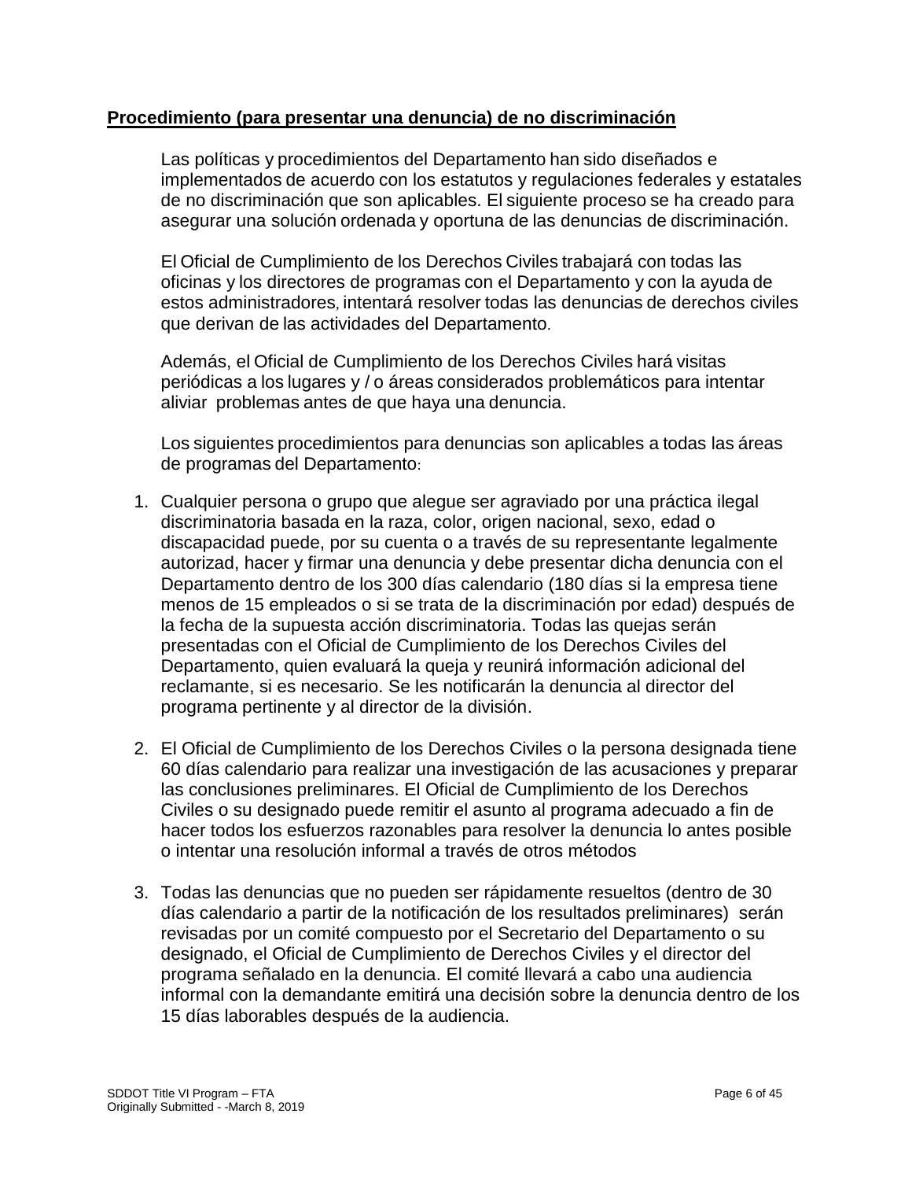**Procedimiento (para presentar una denuncia) de no discriminación**

Las políticas y procedimientos del Departamento han sido diseñados e implementados de acuerdo con los estatutos y regulaciones federales y estatales de no discriminación que son aplicables. El siguiente proceso se ha creado para asegurar una solución ordenada y oportuna de las denuncias de discriminación.

El Oficial de Cumplimiento de los Derechos Civiles trabajará con todas las oficinas y los directores de programas con el Departamento y con la ayuda de estos administradores, intentará resolver todas las denuncias de derechos civiles que derivan de las actividades del Departamento.

Además, el Oficial de Cumplimiento de los Derechos Civiles hará visitas periódicas a los lugares y / o áreas considerados problemáticos para intentar aliviar problemas antes de que haya una denuncia.

Los siguientes procedimientos para denuncias son aplicables a todas las áreas de programas del Departamento:

1. Cualquier persona o grupo que alegue ser agraviado por una práctica ilegal discriminatoria basada en la raza, color, origen nacional, sexo, edad o discapacidad puede, por su cuenta o a través de su representante legalmente autorizad, hacer y firmar una denuncia y debe presentar dicha denuncia con el Departamento dentro de los 300 días calendario (180 días si la empresa tiene menos de 15 empleados o si se trata de la discriminación por edad) después de la fecha de la supuesta acción discriminatoria. Todas las quejas serán presentadas con el Oficial de Cumplimiento de los Derechos Civiles del Departamento, quien evaluará la queja y reunirá información adicional del reclamante, si es necesario. Se les notificarán la denuncia al director del programa pertinente y al director de la división.

2. El Oficial de Cumplimiento de los Derechos Civiles o la persona designada tiene 60 días calendario para realizar una investigación de las acusaciones y preparar las conclusiones preliminares. El Oficial de Cumplimiento de los Derechos Civiles o su designado puede remitir el asunto al programa adecuado a fin de hacer todos los esfuerzos razonables para resolver la denuncia lo antes posible o intentar una resolución informal a través de otros métodos

3. Todas las denuncias que no pueden ser rápidamente resueltos (dentro de 30 días calendario a partir de la notificación de los resultados preliminares) serán revisadas por un comité compuesto por el Secretario del Departamento o su designado, el Oficial de Cumplimiento de Derechos Civiles y el director del programa señalado en la denuncia. El comité llevará a cabo una audiencia informal con la demandante emitirá una decisión sobre la denuncia dentro de los 15 días laborables después de la audiencia.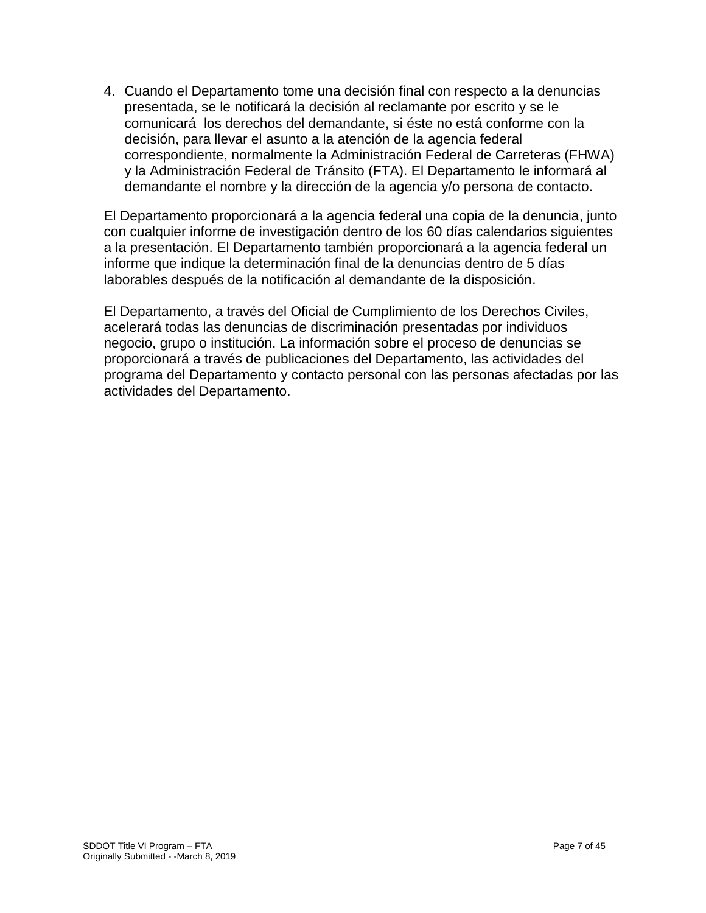4. Cuando el Departamento tome una decisión final con respecto a la denuncias presentada, se le notificará la decisión al reclamante por escrito y se le comunicará los derechos del demandante, si éste no está conforme con la decisión, para llevar el asunto a la atención de la agencia federal correspondiente, normalmente la Administración Federal de Carreteras (FHWA) y la Administración Federal de Tránsito (FTA). El Departamento le informará al demandante el nombre y la dirección de la agencia y/o persona de contacto.

El Departamento proporcionará a la agencia federal una copia de la denuncia, junto con cualquier informe de investigación dentro de los 60 días calendarios siguientes a la presentación. El Departamento también proporcionará a la agencia federal un informe que indique la determinación final de la denuncias dentro de 5 días laborables después de la notificación al demandante de la disposición.

El Departamento, a través del Oficial de Cumplimiento de los Derechos Civiles, acelerará todas las denuncias de discriminación presentadas por individuos negocio, grupo o institución. La información sobre el proceso de denuncias se proporcionará a través de publicaciones del Departamento, las actividades del programa del Departamento y contacto personal con las personas afectadas por las actividades del Departamento.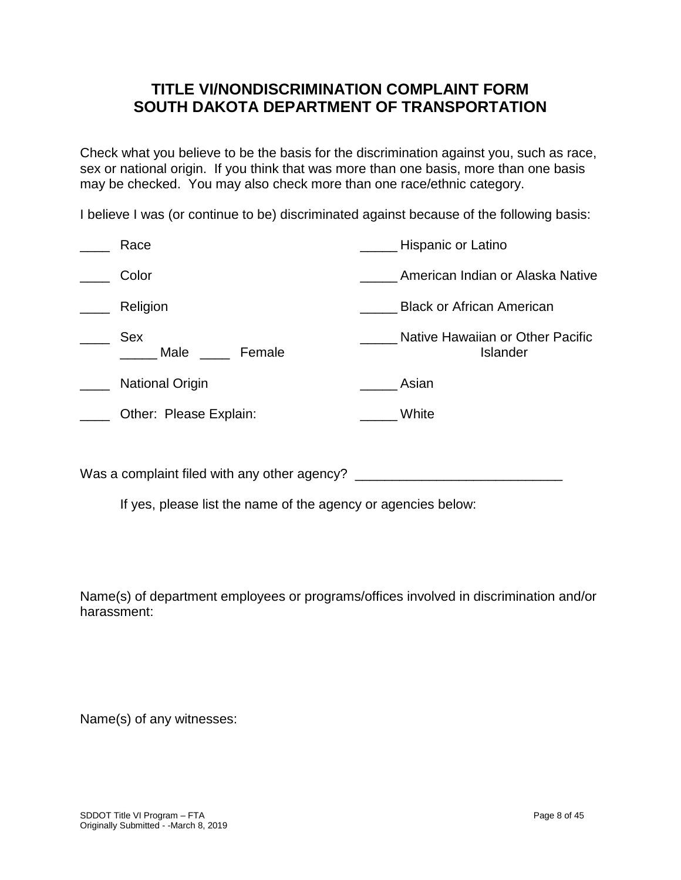## TITLE VI/NONDISCRIMINATION COMPLAINT FORM
## SOUTH DAKOTA DEPARTMENT OF TRANSPORTATION

Check what you believe to be the basis for the discrimination against you, such as race, sex or national origin. If you think that was more than one basis, more than one basis may be checked. You may also check more than one race/ethnic category.

I believe I was (or continue to be) discriminated against because of the following basis:

____ Race

____ Color

____ Religion

____ Sex
_____ Male ____ Female

____ National Origin

____ Other: Please Explain:

_____ Hispanic or Latino

_____ American Indian or Alaska Native

_____ Black or African American

_____ Native Hawaiian or Other Pacific Islander

_____ Asian

_____ White

Was a complaint filed with any other agency? ____________________________

If yes, please list the name of the agency or agencies below:

Name(s) of department employees or programs/offices involved in discrimination and/or harassment:

Name(s) of any witnesses: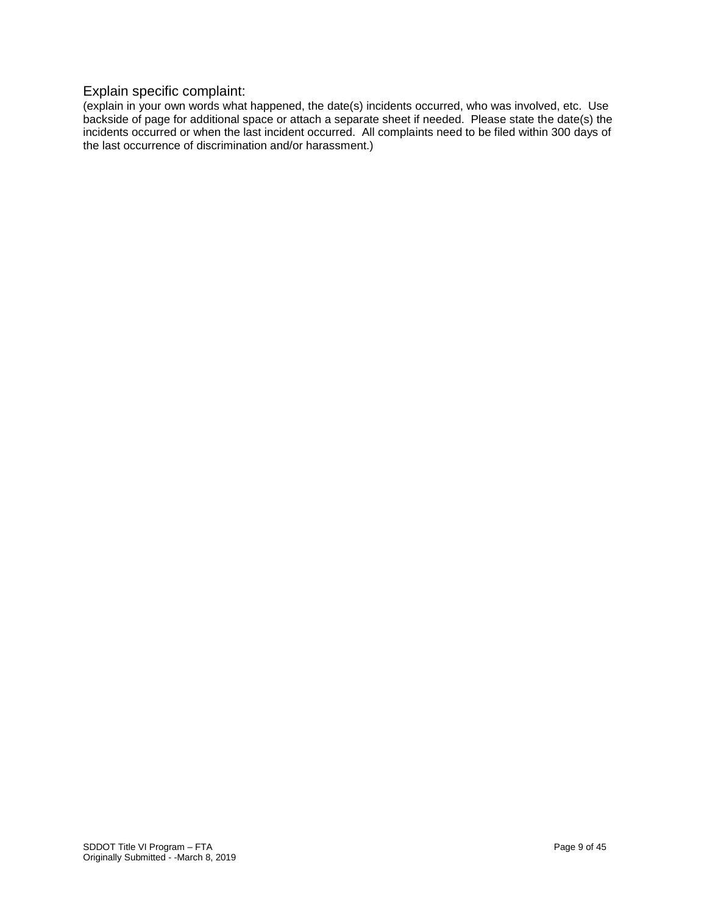## Explain specific complaint:

(explain in your own words what happened, the date(s) incidents occurred, who was involved, etc. Use backside of page for additional space or attach a separate sheet if needed. Please state the date(s) the incidents occurred or when the last incident occurred. All complaints need to be filed within 300 days of the last occurrence of discrimination and/or harassment.)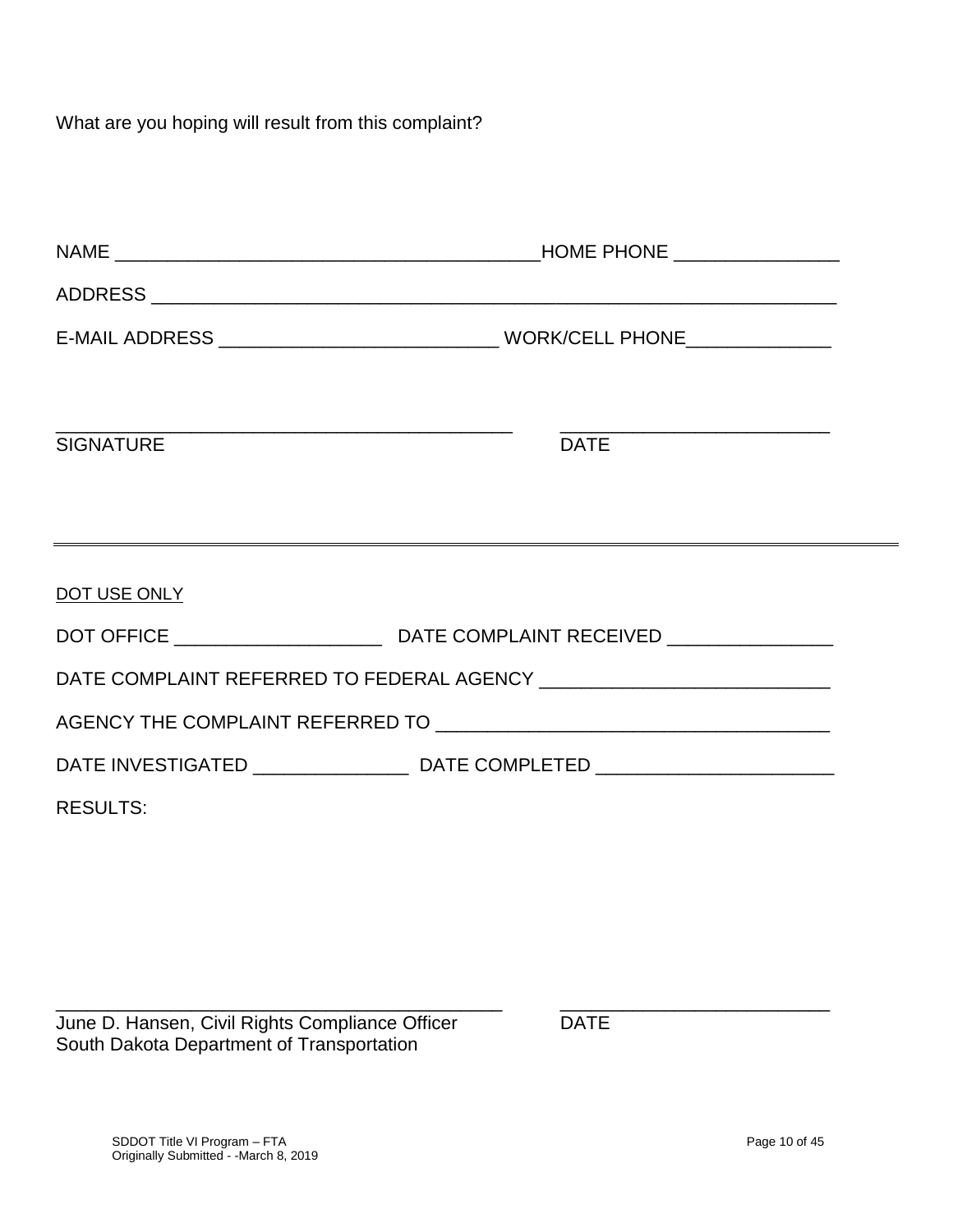What are you hoping will result from this complaint?

NAME ________________________________________ HOME PHONE ________________

ADDRESS ________________________________________________________________

E-MAIL ADDRESS ___________________________ WORK/CELL PHONE______________

____________________________________________ __________________________
SIGNATURE DATE

---

DOT USE ONLY

DOT OFFICE ____________________ DATE COMPLAINT RECEIVED ________________

DATE COMPLAINT REFERRED TO FEDERAL AGENCY ___________________________

AGENCY THE COMPLAINT REFERRED TO _____________________________________

DATE INVESTIGATED _______________ DATE COMPLETED ______________________

RESULTS:

____________________________________________ __________________________
June D. Hansen, Civil Rights Compliance Officer DATE
South Dakota Department of Transportation

SDDOT Title VI Program – FTA
Originally Submitted - -March 8, 2019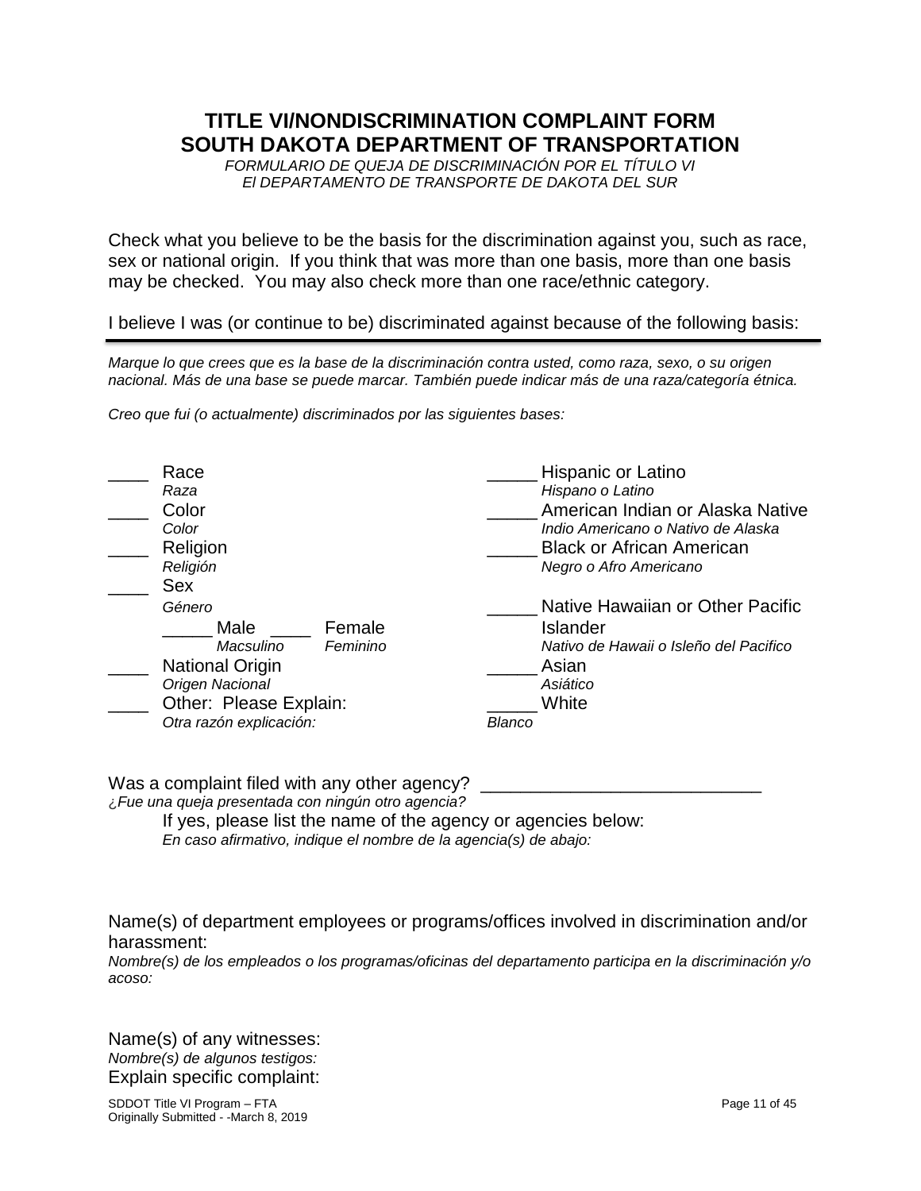# TITLE VI/NONDISCRIMINATION COMPLAINT FORM
# SOUTH DAKOTA DEPARTMENT OF TRANSPORTATION

*FORMULARIO DE QUEJA DE DISCRIMINACIÓN POR EL TÍTULO VI*
*El DEPARTAMENTO DE TRANSPORTE DE DAKOTA DEL SUR*

Check what you believe to be the basis for the discrimination against you, such as race, sex or national origin. If you think that was more than one basis, more than one basis may be checked. You may also check more than one race/ethnic category.

I believe I was (or continue to be) discriminated against because of the following basis:

---

*Marque lo que crees que es la base de la discriminación contra usted, como raza, sexo, o su origen nacional. Más de una base se puede marcar. También puede indicar más de una raza/categoría étnica.*

*Creo que fui (o actualmente) discriminados por las siguientes bases:*

____ Race
*Raza*
____ Color
*Color*
____ Religion
*Religión*
____ Sex
*Género*
_____ Male ____ Female
*Macsulino* *Feminino*
____ National Origin
*Origen Nacional*
____ Other: Please Explain:
*Otra razón explicación:*

_____ Hispanic or Latino
*Hispano o Latino*
_____ American Indian or Alaska Native
*Indio Americano o Nativo de Alaska*
_____ Black or African American
*Negro o Afro Americano*
_____ Native Hawaiian or Other Pacific Islander
*Nativo de Hawaii o Isleño del Pacifico*
_____ Asian
*Asiático*
_____ White
*Blanco*

Was a complaint filed with any other agency? ____________________________
*¿Fue una queja presentada con ningún otro agencia?*

If yes, please list the name of the agency or agencies below:
*En caso afirmativo, indique el nombre de la agencia(s) de abajo:*

Name(s) of department employees or programs/offices involved in discrimination and/or harassment:
*Nombre(s) de los empleados o los programas/oficinas del departamento participa en la discriminación y/o acoso:*

Name(s) of any witnesses:
*Nombre(s) de algunos testigos:*
Explain specific complaint: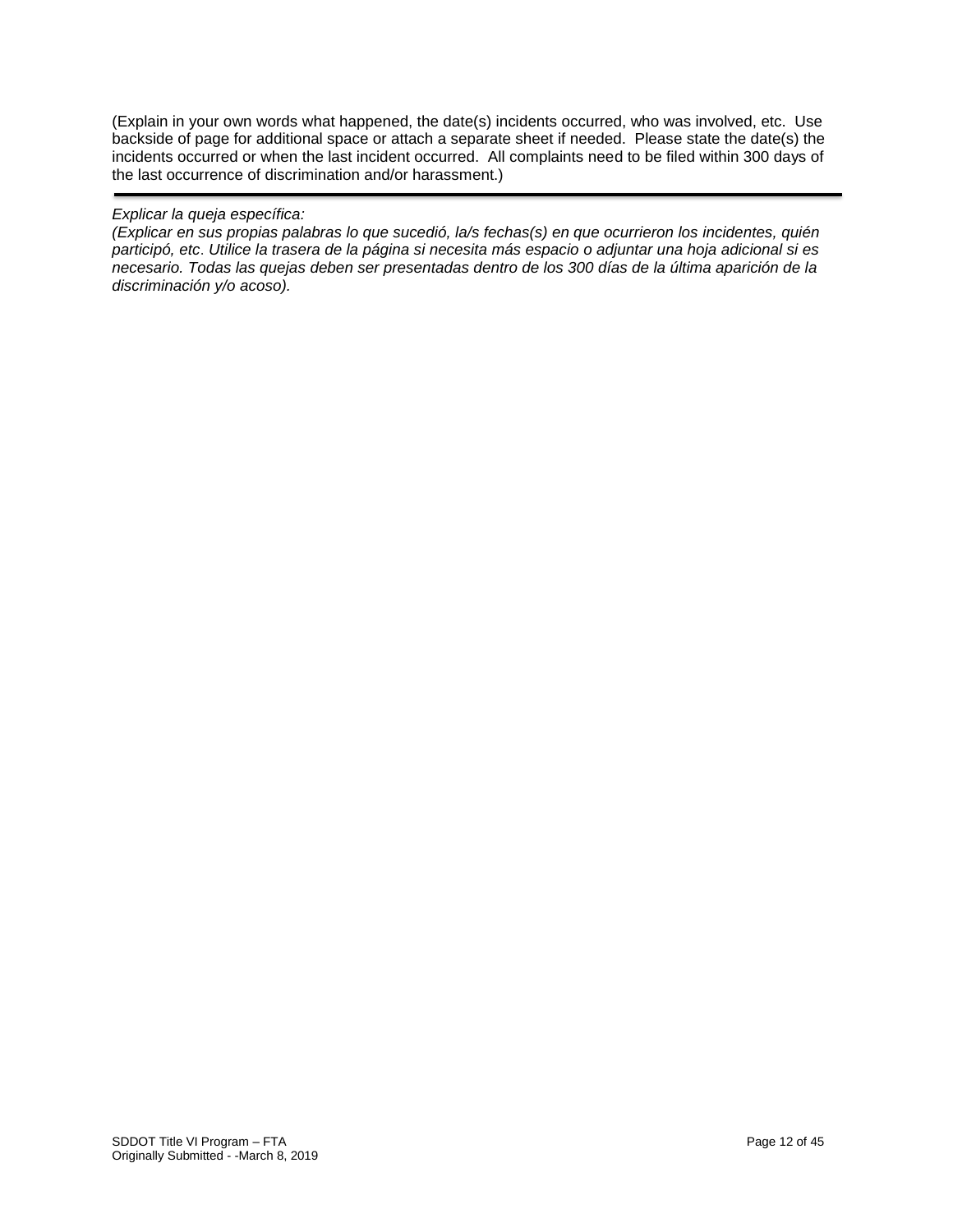(Explain in your own words what happened, the date(s) incidents occurred, who was involved, etc. Use backside of page for additional space or attach a separate sheet if needed. Please state the date(s) the incidents occurred or when the last incident occurred. All complaints need to be filed within 300 days of the last occurrence of discrimination and/or harassment.)

---

*Explicar la queja específica:*
*(Explicar en sus propias palabras lo que sucedió, la/s fechas(s) en que ocurrieron los incidentes, quién participó, etc. Utilice la trasera de la página si necesita más espacio o adjuntar una hoja adicional si es necesario. Todas las quejas deben ser presentadas dentro de los 300 días de la última aparición de la discriminación y/o acoso).*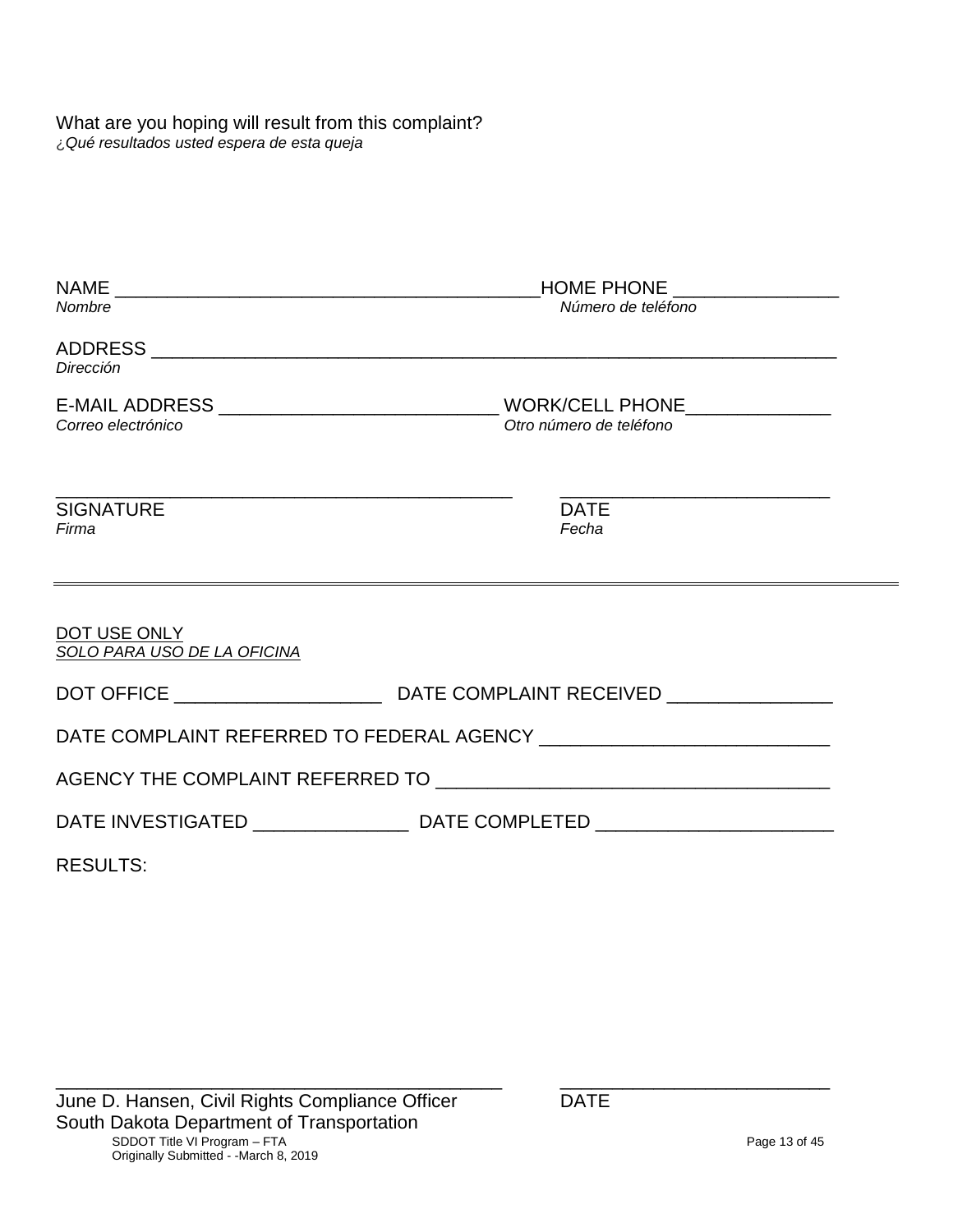What are you hoping will result from this complaint?
*¿Qué resultados usted espera de esta queja*

NAME _________________________________________HOME PHONE ________________
*Nombre* *Número de teléfono*

ADDRESS _________________________________________________________________
*Dirección*

E-MAIL ADDRESS ___________________________ WORK/CELL PHONE______________
*Correo electrónico* *Otro número de teléfono*

_____________________________________________ __________________________
SIGNATURE DATE
*Firma* *Fecha*

---

DOT USE ONLY
*SOLO PARA USO DE LA OFICINA*

DOT OFFICE ____________________ DATE COMPLAINT RECEIVED ________________

DATE COMPLAINT REFERRED TO FEDERAL AGENCY ___________________________

AGENCY THE COMPLAINT REFERRED TO _____________________________________

DATE INVESTIGATED _______________ DATE COMPLETED ______________________

RESULTS:

_____________________________________________ __________________________
June D. Hansen, Civil Rights Compliance Officer DATE
South Dakota Department of Transportation

SDDOT Title VI Program – FTA
Originally Submitted - -March 8, 2019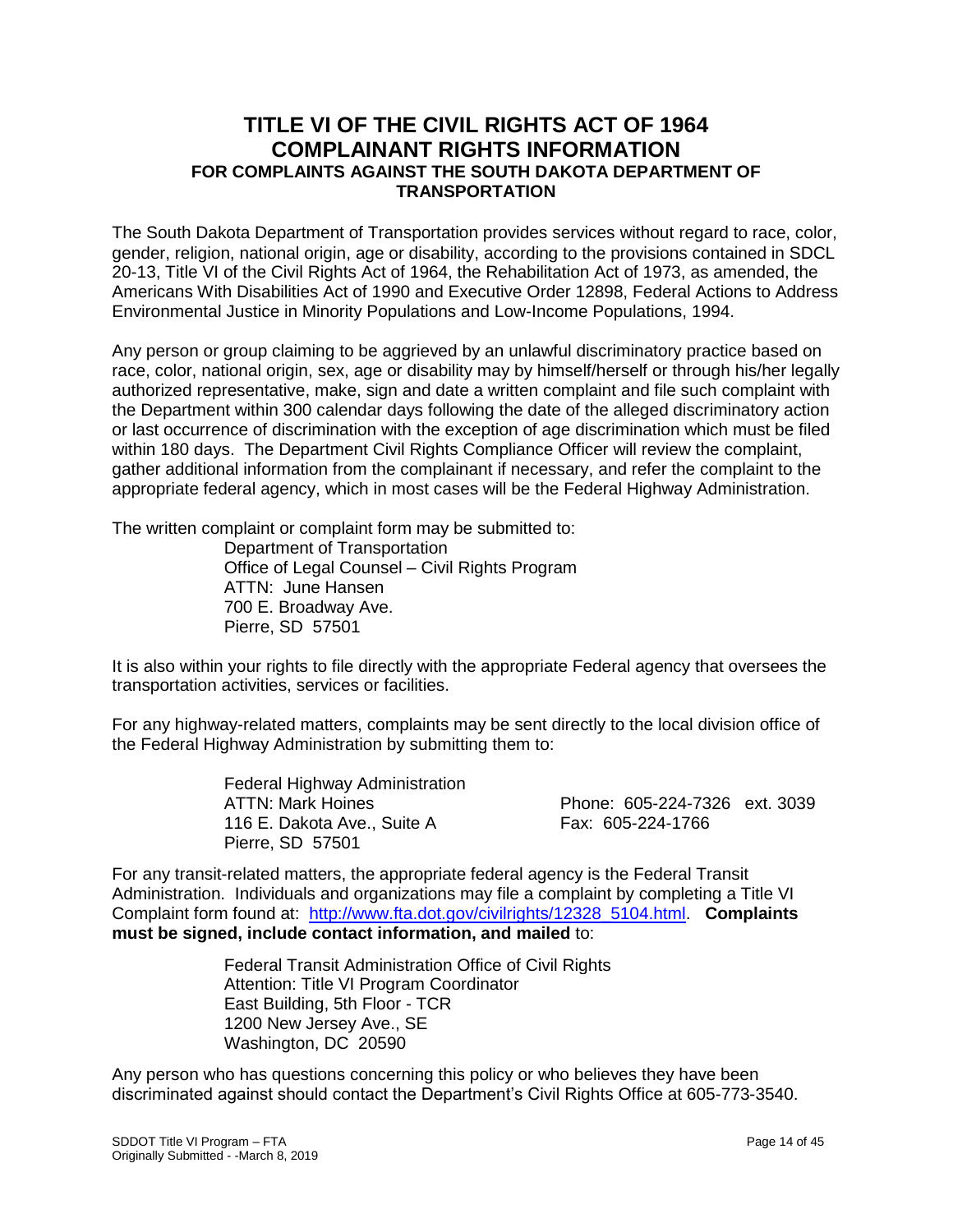# TITLE VI OF THE CIVIL RIGHTS ACT OF 1964
# COMPLAINANT RIGHTS INFORMATION
### FOR COMPLAINTS AGAINST THE SOUTH DAKOTA DEPARTMENT OF TRANSPORTATION

The South Dakota Department of Transportation provides services without regard to race, color, gender, religion, national origin, age or disability, according to the provisions contained in SDCL 20-13, Title VI of the Civil Rights Act of 1964, the Rehabilitation Act of 1973, as amended, the Americans With Disabilities Act of 1990 and Executive Order 12898, Federal Actions to Address Environmental Justice in Minority Populations and Low-Income Populations, 1994.

Any person or group claiming to be aggrieved by an unlawful discriminatory practice based on race, color, national origin, sex, age or disability may by himself/herself or through his/her legally authorized representative, make, sign and date a written complaint and file such complaint with the Department within 300 calendar days following the date of the alleged discriminatory action or last occurrence of discrimination with the exception of age discrimination which must be filed within 180 days. The Department Civil Rights Compliance Officer will review the complaint, gather additional information from the complainant if necessary, and refer the complaint to the appropriate federal agency, which in most cases will be the Federal Highway Administration.

The written complaint or complaint form may be submitted to:

Department of Transportation
Office of Legal Counsel – Civil Rights Program
ATTN: June Hansen
700 E. Broadway Ave.
Pierre, SD 57501

It is also within your rights to file directly with the appropriate Federal agency that oversees the transportation activities, services or facilities.

For any highway-related matters, complaints may be sent directly to the local division office of the Federal Highway Administration by submitting them to:

Federal Highway Administration
ATTN: Mark Hoines
116 E. Dakota Ave., Suite A
Pierre, SD 57501

Phone: 605-224-7326 ext. 3039
Fax: 605-224-1766

For any transit-related matters, the appropriate federal agency is the Federal Transit Administration. Individuals and organizations may file a complaint by completing a Title VI Complaint form found at: [http://www.fta.dot.gov/civilrights/12328_5104.html](http://www.fta.dot.gov/civilrights/12328_5104.html). **Complaints must be signed, include contact information, and mailed** to:

Federal Transit Administration Office of Civil Rights
Attention: Title VI Program Coordinator
East Building, 5th Floor - TCR
1200 New Jersey Ave., SE
Washington, DC 20590

Any person who has questions concerning this policy or who believes they have been discriminated against should contact the Department's Civil Rights Office at 605-773-3540.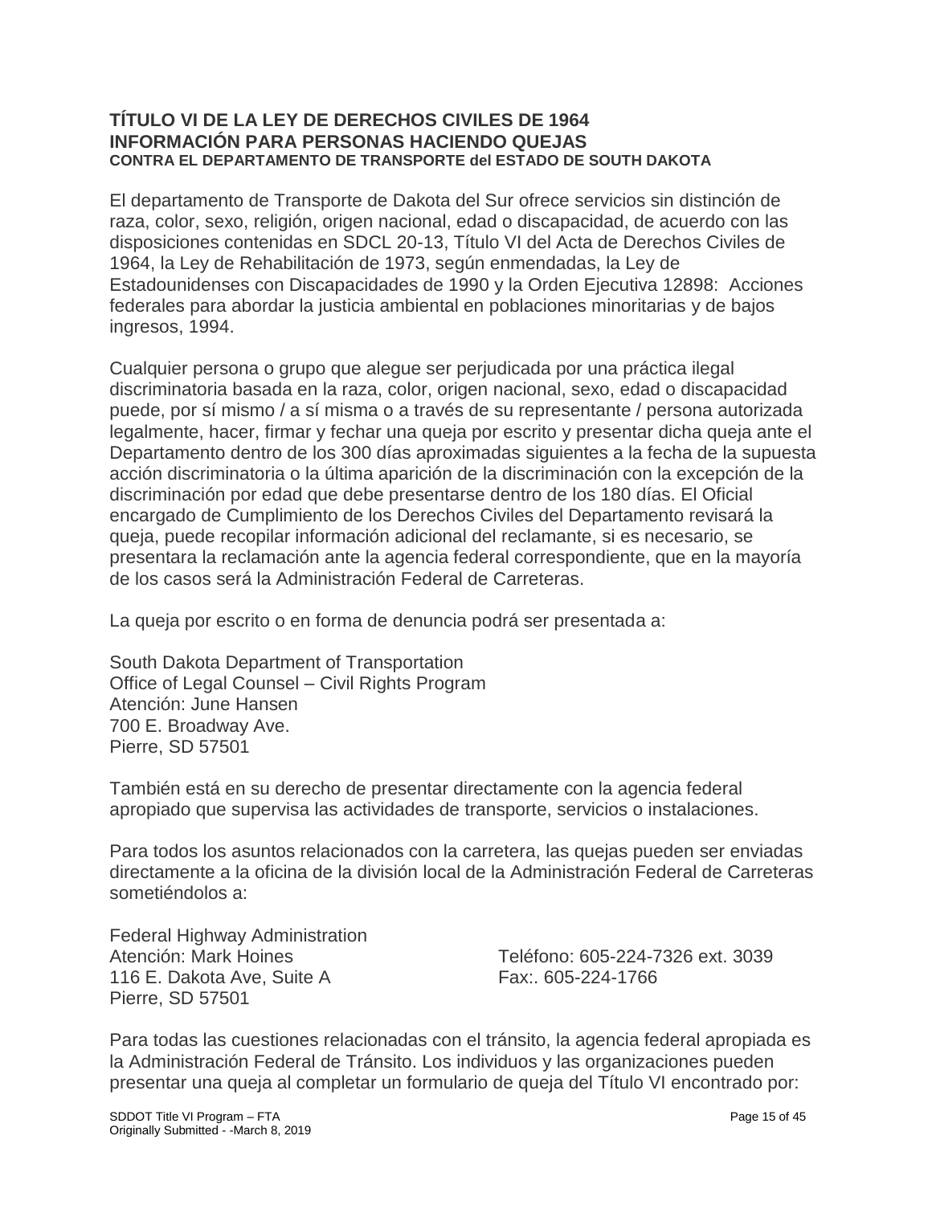**TÍTULO VI DE LA LEY DE DERECHOS CIVILES DE 1964**
**INFORMACIÓN PARA PERSONAS HACIENDO QUEJAS**
**CONTRA EL DEPARTAMENTO DE TRANSPORTE del ESTADO DE SOUTH DAKOTA**

El departamento de Transporte de Dakota del Sur ofrece servicios sin distinción de raza, color, sexo, religión, origen nacional, edad o discapacidad, de acuerdo con las disposiciones contenidas en SDCL 20-13, Título VI del Acta de Derechos Civiles de 1964, la Ley de Rehabilitación de 1973, según enmendadas, la Ley de Estadounidenses con Discapacidades de 1990 y la Orden Ejecutiva 12898: Acciones federales para abordar la justicia ambiental en poblaciones minoritarias y de bajos ingresos, 1994.

Cualquier persona o grupo que alegue ser perjudicada por una práctica ilegal discriminatoria basada en la raza, color, origen nacional, sexo, edad o discapacidad puede, por sí mismo / a sí misma o a través de su representante / persona autorizada legalmente, hacer, firmar y fechar una queja por escrito y presentar dicha queja ante el Departamento dentro de los 300 días aproximadas siguientes a la fecha de la supuesta acción discriminatoria o la última aparición de la discriminación con la excepción de la discriminación por edad que debe presentarse dentro de los 180 días. El Oficial encargado de Cumplimiento de los Derechos Civiles del Departamento revisará la queja, puede recopilar información adicional del reclamante, si es necesario, se presentara la reclamación ante la agencia federal correspondiente, que en la mayoría de los casos será la Administración Federal de Carreteras.

La queja por escrito o en forma de denuncia podrá ser presentada a:

South Dakota Department of Transportation
Office of Legal Counsel – Civil Rights Program
Atención: June Hansen
700 E. Broadway Ave.
Pierre, SD 57501

También está en su derecho de presentar directamente con la agencia federal apropiado que supervisa las actividades de transporte, servicios o instalaciones.

Para todos los asuntos relacionados con la carretera, las quejas pueden ser enviadas directamente a la oficina de la división local de la Administración Federal de Carreteras sometiéndolos a:

Federal Highway Administration
Atención: Mark Hoines
116 E. Dakota Ave, Suite A
Pierre, SD 57501

Teléfono: 605-224-7326 ext. 3039
Fax:. 605-224-1766

Para todas las cuestiones relacionadas con el tránsito, la agencia federal apropiada es la Administración Federal de Tránsito. Los individuos y las organizaciones pueden presentar una queja al completar un formulario de queja del Título VI encontrado por: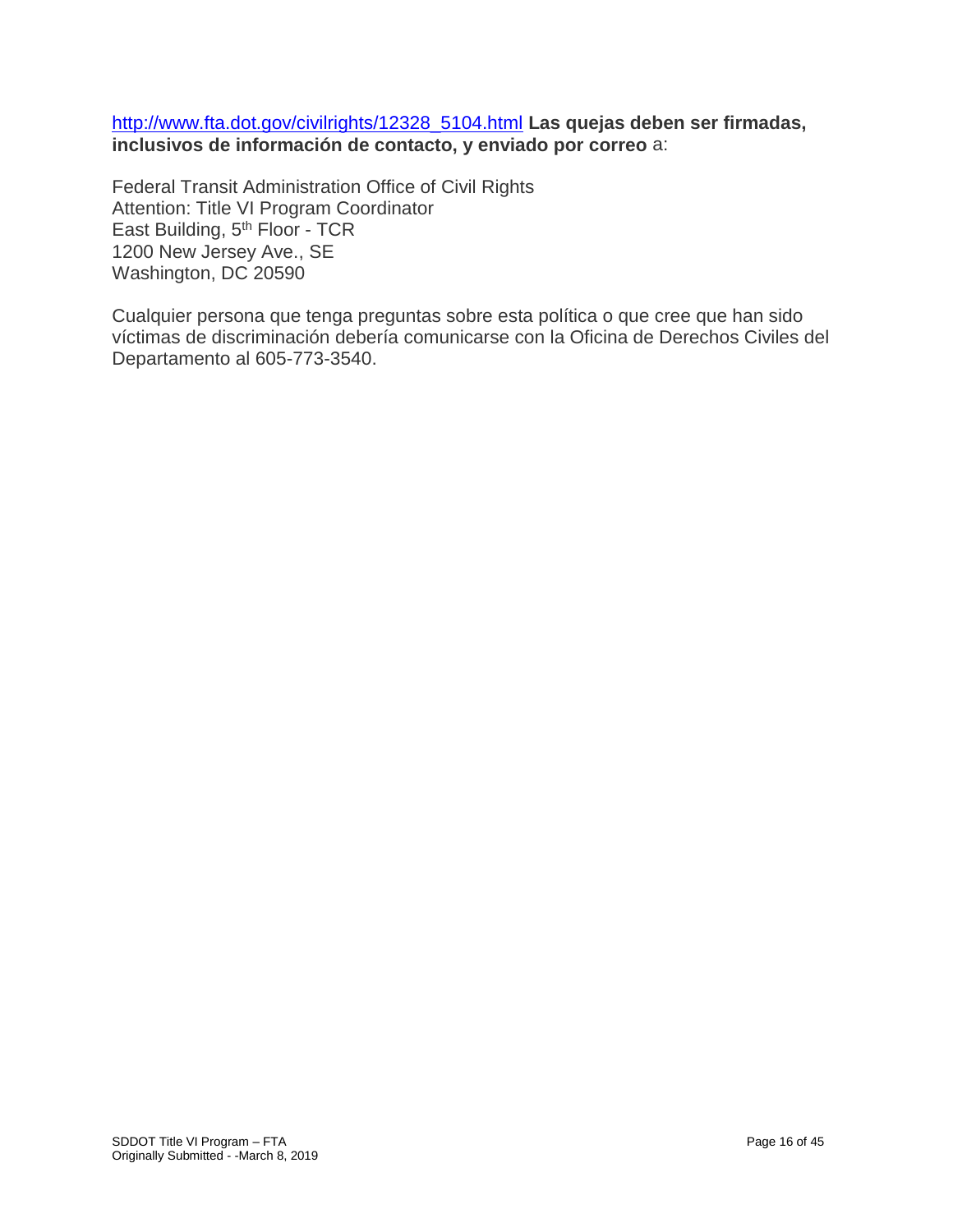http://www.fta.dot.gov/civilrights/12328_5104.html **Las quejas deben ser firmadas, inclusivos de información de contacto, y enviado por correo** a:

Federal Transit Administration Office of Civil Rights
Attention: Title VI Program Coordinator
East Building, 5th Floor - TCR
1200 New Jersey Ave., SE
Washington, DC 20590

Cualquier persona que tenga preguntas sobre esta política o que cree que han sido víctimas de discriminación debería comunicarse con la Oficina de Derechos Civiles del Departamento al 605-773-3540.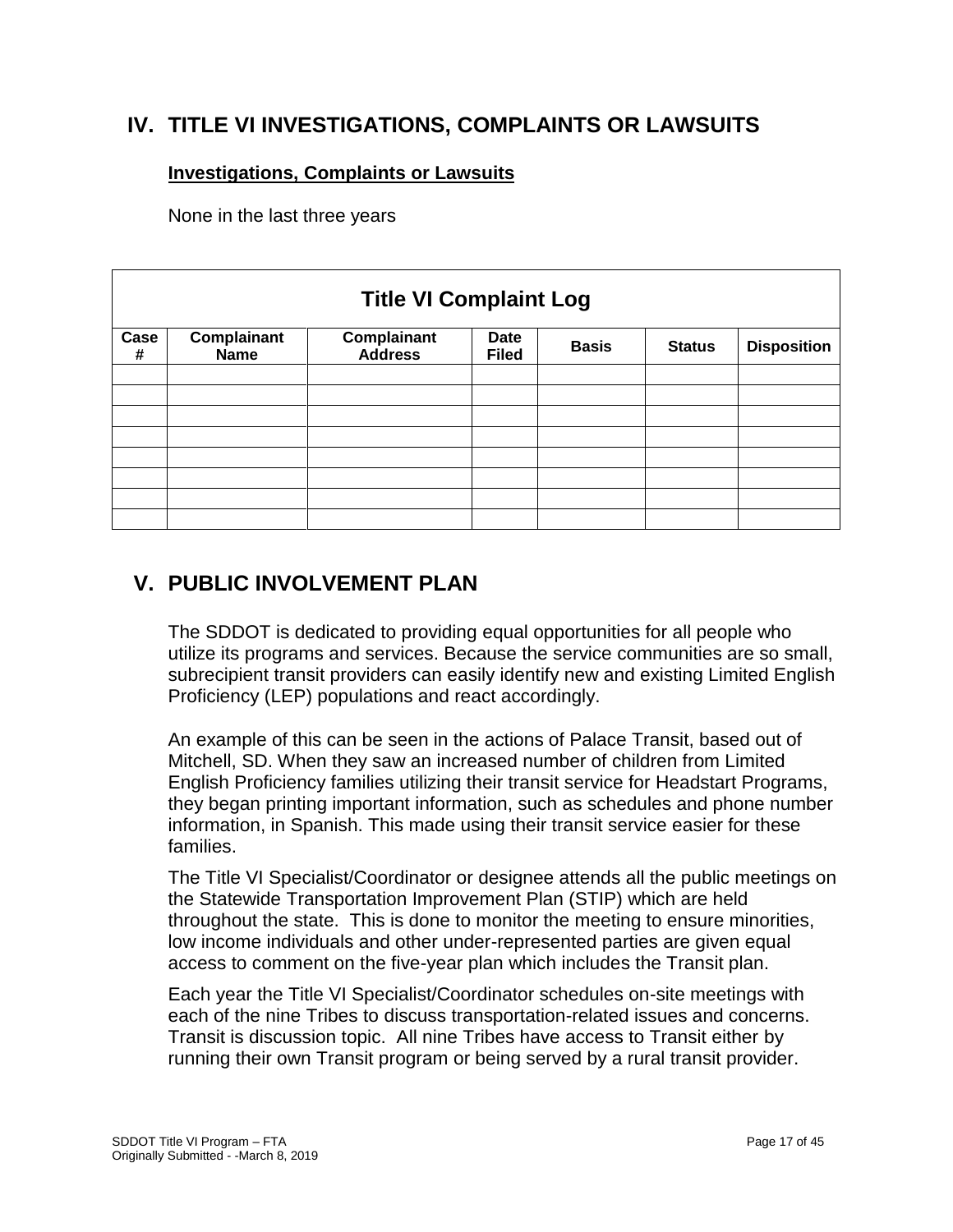## IV. TITLE VI INVESTIGATIONS, COMPLAINTS OR LAWSUITS

**Investigations, Complaints or Lawsuits**

None in the last three years

| Title VI Complaint Log | | | | | | |
|---|---|---|---|---|---|---|
| **Case #** | **Complainant Name** | **Complainant Address** | **Date Filed** | **Basis** | **Status** | **Disposition** |
| | | | | | | |
| | | | | | | |
| | | | | | | |
| | | | | | | |
| | | | | | | |
| | | | | | | |
| | | | | | | |
| | | | | | | |

## V. PUBLIC INVOLVEMENT PLAN

The SDDOT is dedicated to providing equal opportunities for all people who utilize its programs and services. Because the service communities are so small, subrecipient transit providers can easily identify new and existing Limited English Proficiency (LEP) populations and react accordingly.

An example of this can be seen in the actions of Palace Transit, based out of Mitchell, SD. When they saw an increased number of children from Limited English Proficiency families utilizing their transit service for Headstart Programs, they began printing important information, such as schedules and phone number information, in Spanish. This made using their transit service easier for these families.

The Title VI Specialist/Coordinator or designee attends all the public meetings on the Statewide Transportation Improvement Plan (STIP) which are held throughout the state. This is done to monitor the meeting to ensure minorities, low income individuals and other under-represented parties are given equal access to comment on the five-year plan which includes the Transit plan.

Each year the Title VI Specialist/Coordinator schedules on-site meetings with each of the nine Tribes to discuss transportation-related issues and concerns. Transit is discussion topic. All nine Tribes have access to Transit either by running their own Transit program or being served by a rural transit provider.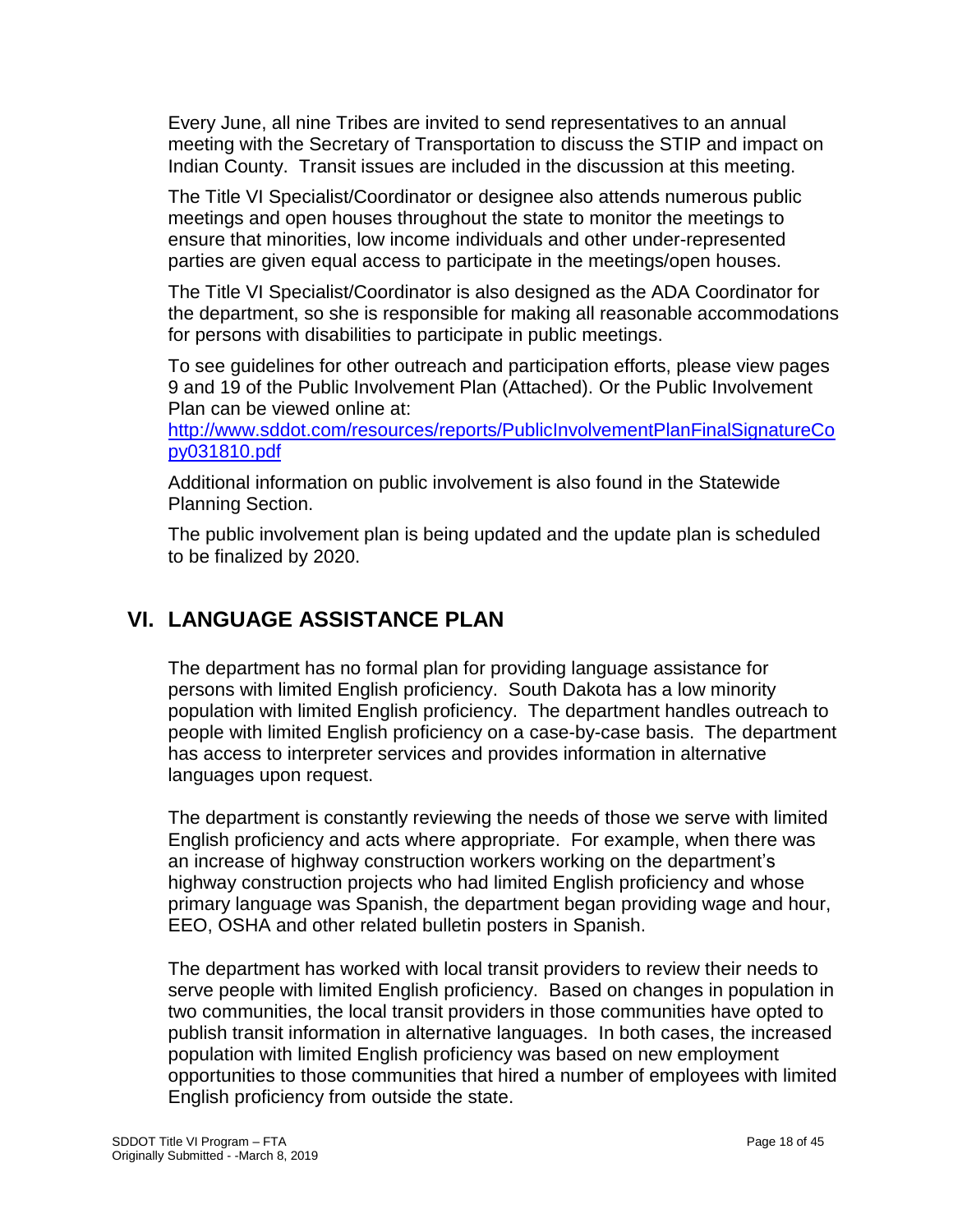Every June, all nine Tribes are invited to send representatives to an annual meeting with the Secretary of Transportation to discuss the STIP and impact on Indian County. Transit issues are included in the discussion at this meeting.

The Title VI Specialist/Coordinator or designee also attends numerous public meetings and open houses throughout the state to monitor the meetings to ensure that minorities, low income individuals and other under-represented parties are given equal access to participate in the meetings/open houses.

The Title VI Specialist/Coordinator is also designed as the ADA Coordinator for the department, so she is responsible for making all reasonable accommodations for persons with disabilities to participate in public meetings.

To see guidelines for other outreach and participation efforts, please view pages 9 and 19 of the Public Involvement Plan (Attached). Or the Public Involvement Plan can be viewed online at: [http://www.sddot.com/resources/reports/PublicInvolvementPlanFinalSignatureCopy031810.pdf](http://www.sddot.com/resources/reports/PublicInvolvementPlanFinalSignatureCopy031810.pdf)

Additional information on public involvement is also found in the Statewide Planning Section.

The public involvement plan is being updated and the update plan is scheduled to be finalized by 2020.

## VI. LANGUAGE ASSISTANCE PLAN

The department has no formal plan for providing language assistance for persons with limited English proficiency. South Dakota has a low minority population with limited English proficiency. The department handles outreach to people with limited English proficiency on a case-by-case basis. The department has access to interpreter services and provides information in alternative languages upon request.

The department is constantly reviewing the needs of those we serve with limited English proficiency and acts where appropriate. For example, when there was an increase of highway construction workers working on the department's highway construction projects who had limited English proficiency and whose primary language was Spanish, the department began providing wage and hour, EEO, OSHA and other related bulletin posters in Spanish.

The department has worked with local transit providers to review their needs to serve people with limited English proficiency. Based on changes in population in two communities, the local transit providers in those communities have opted to publish transit information in alternative languages. In both cases, the increased population with limited English proficiency was based on new employment opportunities to those communities that hired a number of employees with limited English proficiency from outside the state.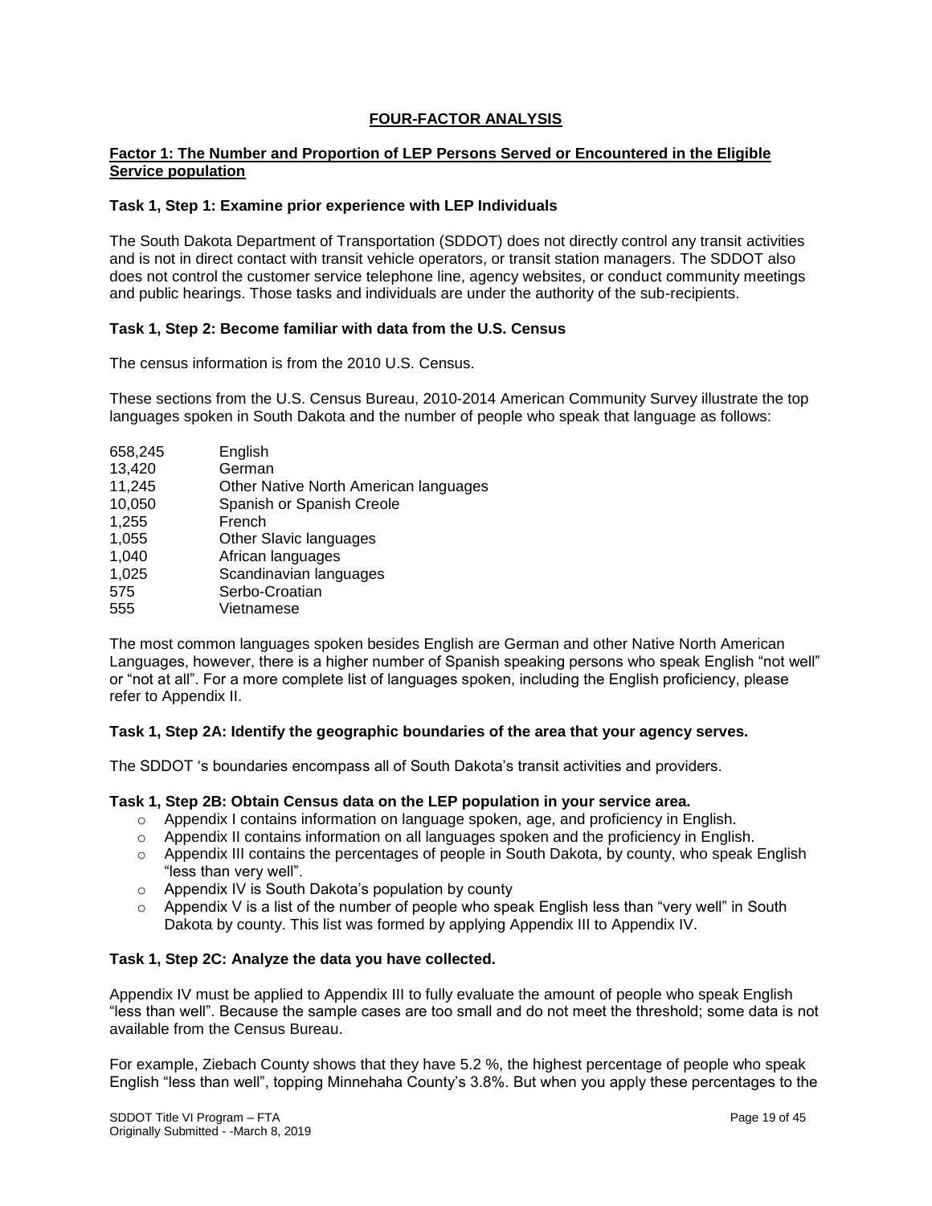## FOUR-FACTOR ANALYSIS

### Factor 1: The Number and Proportion of LEP Persons Served or Encountered in the Eligible Service population

**Task 1, Step 1: Examine prior experience with LEP Individuals**

The South Dakota Department of Transportation (SDDOT) does not directly control any transit activities and is not in direct contact with transit vehicle operators, or transit station managers. The SDDOT also does not control the customer service telephone line, agency websites, or conduct community meetings and public hearings. Those tasks and individuals are under the authority of the sub-recipients.

**Task 1, Step 2: Become familiar with data from the U.S. Census**

The census information is from the 2010 U.S. Census.

These sections from the U.S. Census Bureau, 2010-2014 American Community Survey illustrate the top languages spoken in South Dakota and the number of people who speak that language as follows:

| | |
|---|---|
| 658,245 | English |
| 13,420 | German |
| 11,245 | Other Native North American languages |
| 10,050 | Spanish or Spanish Creole |
| 1,255 | French |
| 1,055 | Other Slavic languages |
| 1,040 | African languages |
| 1,025 | Scandinavian languages |
| 575 | Serbo-Croatian |
| 555 | Vietnamese |

The most common languages spoken besides English are German and other Native North American Languages, however, there is a higher number of Spanish speaking persons who speak English "not well" or "not at all". For a more complete list of languages spoken, including the English proficiency, please refer to Appendix II.

**Task 1, Step 2A: Identify the geographic boundaries of the area that your agency serves.**

The SDDOT 's boundaries encompass all of South Dakota's transit activities and providers.

**Task 1, Step 2B: Obtain Census data on the LEP population in your service area.**

- Appendix I contains information on language spoken, age, and proficiency in English.
- Appendix II contains information on all languages spoken and the proficiency in English.
- Appendix III contains the percentages of people in South Dakota, by county, who speak English "less than very well".
- Appendix IV is South Dakota's population by county
- Appendix V is a list of the number of people who speak English less than "very well" in South Dakota by county. This list was formed by applying Appendix III to Appendix IV.

**Task 1, Step 2C: Analyze the data you have collected.**

Appendix IV must be applied to Appendix III to fully evaluate the amount of people who speak English "less than well". Because the sample cases are too small and do not meet the threshold; some data is not available from the Census Bureau.

For example, Ziebach County shows that they have 5.2 %, the highest percentage of people who speak English "less than well", topping Minnehaha County's 3.8%. But when you apply these percentages to the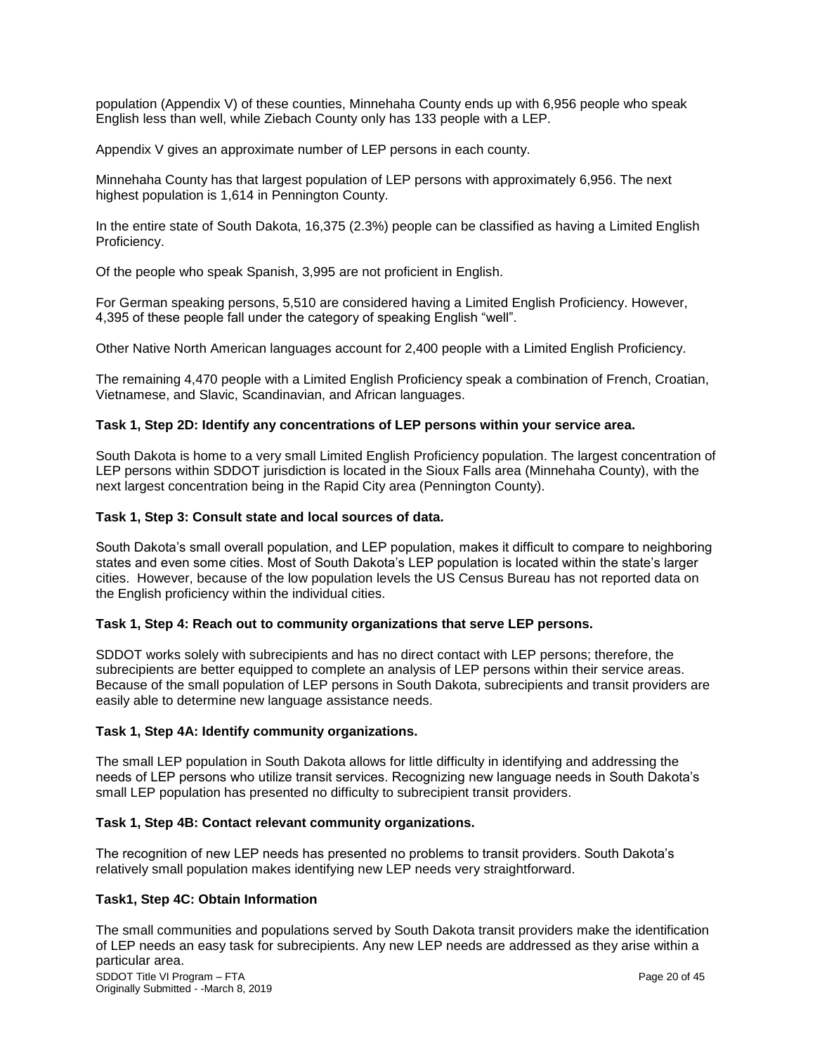population (Appendix V) of these counties, Minnehaha County ends up with 6,956 people who speak English less than well, while Ziebach County only has 133 people with a LEP.

Appendix V gives an approximate number of LEP persons in each county.

Minnehaha County has that largest population of LEP persons with approximately 6,956. The next highest population is 1,614 in Pennington County.

In the entire state of South Dakota, 16,375 (2.3%) people can be classified as having a Limited English Proficiency.

Of the people who speak Spanish, 3,995 are not proficient in English.

For German speaking persons, 5,510 are considered having a Limited English Proficiency. However, 4,395 of these people fall under the category of speaking English "well".

Other Native North American languages account for 2,400 people with a Limited English Proficiency.

The remaining 4,470 people with a Limited English Proficiency speak a combination of French, Croatian, Vietnamese, and Slavic, Scandinavian, and African languages.

**Task 1, Step 2D: Identify any concentrations of LEP persons within your service area.**

South Dakota is home to a very small Limited English Proficiency population. The largest concentration of LEP persons within SDDOT jurisdiction is located in the Sioux Falls area (Minnehaha County), with the next largest concentration being in the Rapid City area (Pennington County).

**Task 1, Step 3: Consult state and local sources of data.**

South Dakota's small overall population, and LEP population, makes it difficult to compare to neighboring states and even some cities. Most of South Dakota's LEP population is located within the state's larger cities. However, because of the low population levels the US Census Bureau has not reported data on the English proficiency within the individual cities.

**Task 1, Step 4: Reach out to community organizations that serve LEP persons.**

SDDOT works solely with subrecipients and has no direct contact with LEP persons; therefore, the subrecipients are better equipped to complete an analysis of LEP persons within their service areas. Because of the small population of LEP persons in South Dakota, subrecipients and transit providers are easily able to determine new language assistance needs.

**Task 1, Step 4A: Identify community organizations.**

The small LEP population in South Dakota allows for little difficulty in identifying and addressing the needs of LEP persons who utilize transit services. Recognizing new language needs in South Dakota's small LEP population has presented no difficulty to subrecipient transit providers.

**Task 1, Step 4B: Contact relevant community organizations.**

The recognition of new LEP needs has presented no problems to transit providers. South Dakota's relatively small population makes identifying new LEP needs very straightforward.

**Task1, Step 4C: Obtain Information**

The small communities and populations served by South Dakota transit providers make the identification of LEP needs an easy task for subrecipients. Any new LEP needs are addressed as they arise within a particular area.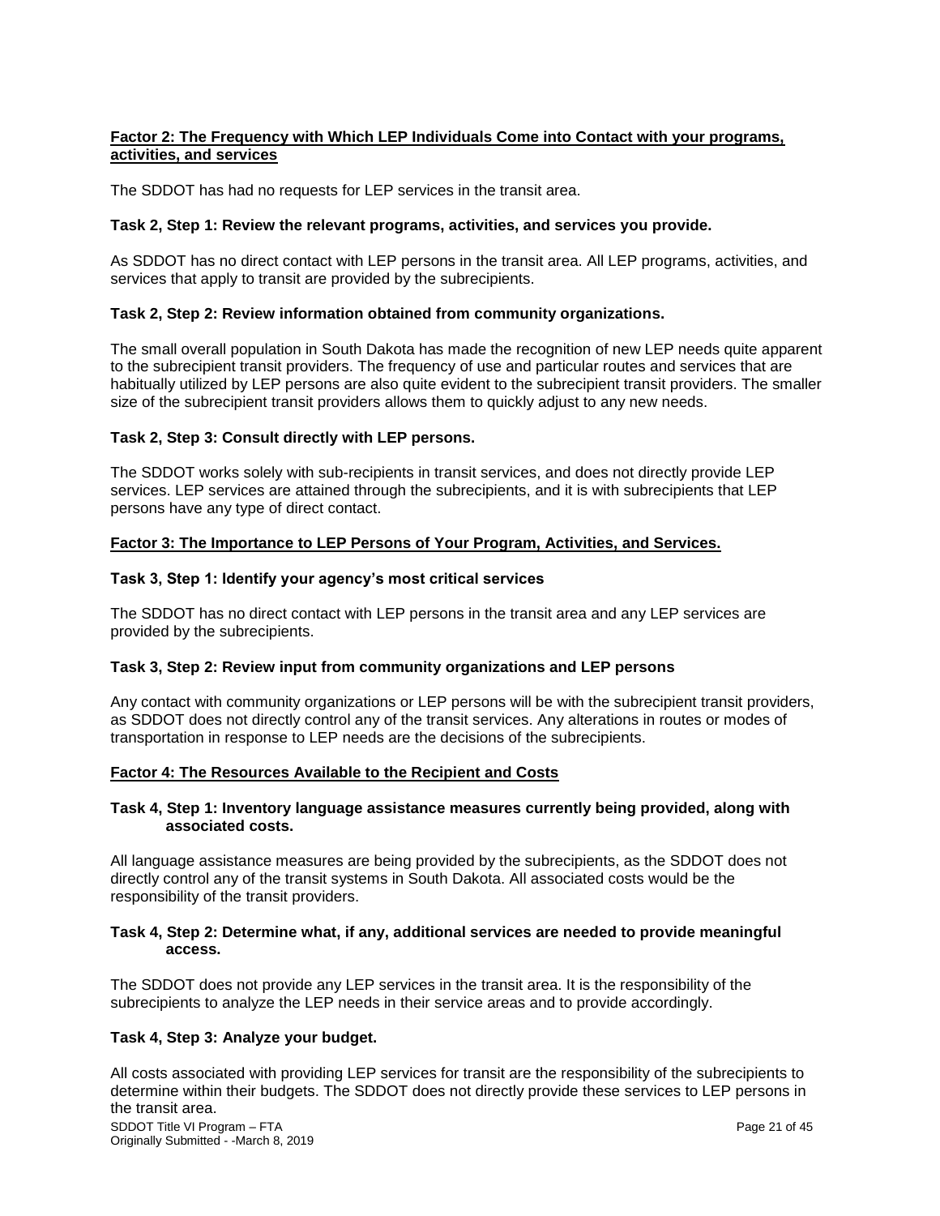**Factor 2: The Frequency with Which LEP Individuals Come into Contact with your programs, activities, and services**

The SDDOT has had no requests for LEP services in the transit area.

**Task 2, Step 1: Review the relevant programs, activities, and services you provide.**

As SDDOT has no direct contact with LEP persons in the transit area. All LEP programs, activities, and services that apply to transit are provided by the subrecipients.

**Task 2, Step 2: Review information obtained from community organizations.**

The small overall population in South Dakota has made the recognition of new LEP needs quite apparent to the subrecipient transit providers. The frequency of use and particular routes and services that are habitually utilized by LEP persons are also quite evident to the subrecipient transit providers. The smaller size of the subrecipient transit providers allows them to quickly adjust to any new needs.

**Task 2, Step 3: Consult directly with LEP persons.**

The SDDOT works solely with sub-recipients in transit services, and does not directly provide LEP services. LEP services are attained through the subrecipients, and it is with subrecipients that LEP persons have any type of direct contact.

**Factor 3: The Importance to LEP Persons of Your Program, Activities, and Services.**

**Task 3, Step 1: Identify your agency's most critical services**

The SDDOT has no direct contact with LEP persons in the transit area and any LEP services are provided by the subrecipients.

**Task 3, Step 2: Review input from community organizations and LEP persons**

Any contact with community organizations or LEP persons will be with the subrecipient transit providers, as SDDOT does not directly control any of the transit services. Any alterations in routes or modes of transportation in response to LEP needs are the decisions of the subrecipients.

**Factor 4: The Resources Available to the Recipient and Costs**

**Task 4, Step 1: Inventory language assistance measures currently being provided, along with associated costs.**

All language assistance measures are being provided by the subrecipients, as the SDDOT does not directly control any of the transit systems in South Dakota. All associated costs would be the responsibility of the transit providers.

**Task 4, Step 2: Determine what, if any, additional services are needed to provide meaningful access.**

The SDDOT does not provide any LEP services in the transit area. It is the responsibility of the subrecipients to analyze the LEP needs in their service areas and to provide accordingly.

**Task 4, Step 3: Analyze your budget.**

All costs associated with providing LEP services for transit are the responsibility of the subrecipients to determine within their budgets. The SDDOT does not directly provide these services to LEP persons in the transit area.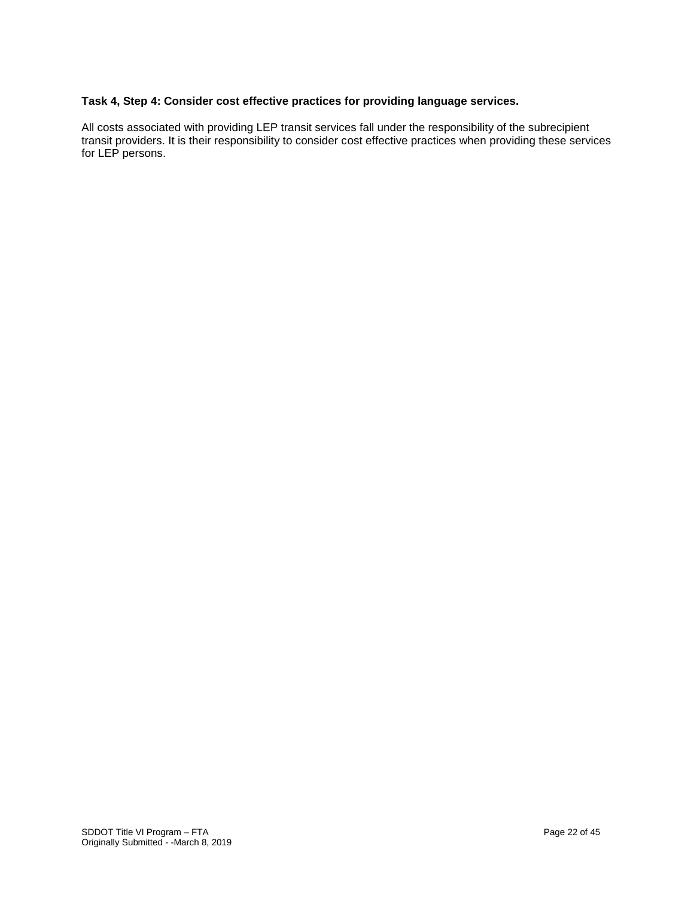**Task 4, Step 4: Consider cost effective practices for providing language services.**

All costs associated with providing LEP transit services fall under the responsibility of the subrecipient transit providers. It is their responsibility to consider cost effective practices when providing these services for LEP persons.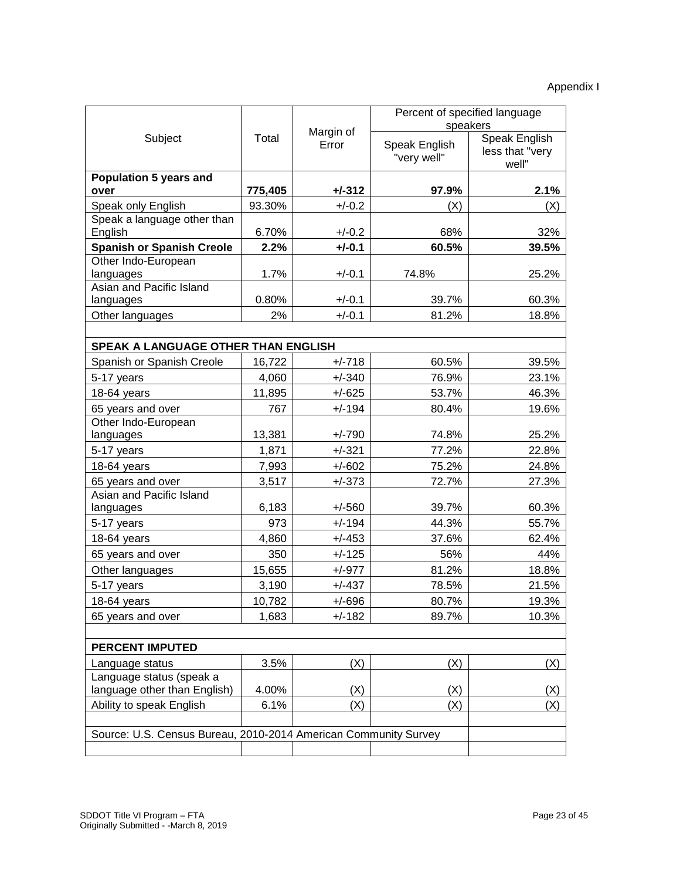Appendix I

| Subject | Total | Margin of Error | Percent of specified language speakers | |
|---|---|---|---|---|
| | | | Speak English "very well" | Speak English less that "very well" |
| **Population 5 years and over** | **775,405** | **+/-312** | **97.9%** | **2.1%** |
| Speak only English | 93.30% | +/-0.2 | (X) | (X) |
| Speak a language other than English | 6.70% | +/-0.2 | 68% | 32% |
| **Spanish or Spanish Creole** | **2.2%** | **+/-0.1** | **60.5%** | **39.5%** |
| Other Indo-European languages | 1.7% | +/-0.1 | 74.8% | 25.2% |
| Asian and Pacific Island languages | 0.80% | +/-0.1 | 39.7% | 60.3% |
| Other languages | 2% | +/-0.1 | 81.2% | 18.8% |
| | | | | |
| **SPEAK A LANGUAGE OTHER THAN ENGLISH** | | | | |
| Spanish or Spanish Creole | 16,722 | +/-718 | 60.5% | 39.5% |
| 5-17 years | 4,060 | +/-340 | 76.9% | 23.1% |
| 18-64 years | 11,895 | +/-625 | 53.7% | 46.3% |
| 65 years and over | 767 | +/-194 | 80.4% | 19.6% |
| Other Indo-European languages | 13,381 | +/-790 | 74.8% | 25.2% |
| 5-17 years | 1,871 | +/-321 | 77.2% | 22.8% |
| 18-64 years | 7,993 | +/-602 | 75.2% | 24.8% |
| 65 years and over | 3,517 | +/-373 | 72.7% | 27.3% |
| Asian and Pacific Island languages | 6,183 | +/-560 | 39.7% | 60.3% |
| 5-17 years | 973 | +/-194 | 44.3% | 55.7% |
| 18-64 years | 4,860 | +/-453 | 37.6% | 62.4% |
| 65 years and over | 350 | +/-125 | 56% | 44% |
| Other languages | 15,655 | +/-977 | 81.2% | 18.8% |
| 5-17 years | 3,190 | +/-437 | 78.5% | 21.5% |
| 18-64 years | 10,782 | +/-696 | 80.7% | 19.3% |
| 65 years and over | 1,683 | +/-182 | 89.7% | 10.3% |
| | | | | |
| **PERCENT IMPUTED** | | | | |
| Language status | 3.5% | (X) | (X) | (X) |
| Language status (speak a language other than English) | 4.00% | (X) | (X) | (X) |
| Ability to speak English | 6.1% | (X) | (X) | (X) |
| | | | | |
| Source: U.S. Census Bureau, 2010-2014 American Community Survey | | | | |

SDDOT Title VI Program – FTA
Originally Submitted - -March 8, 2019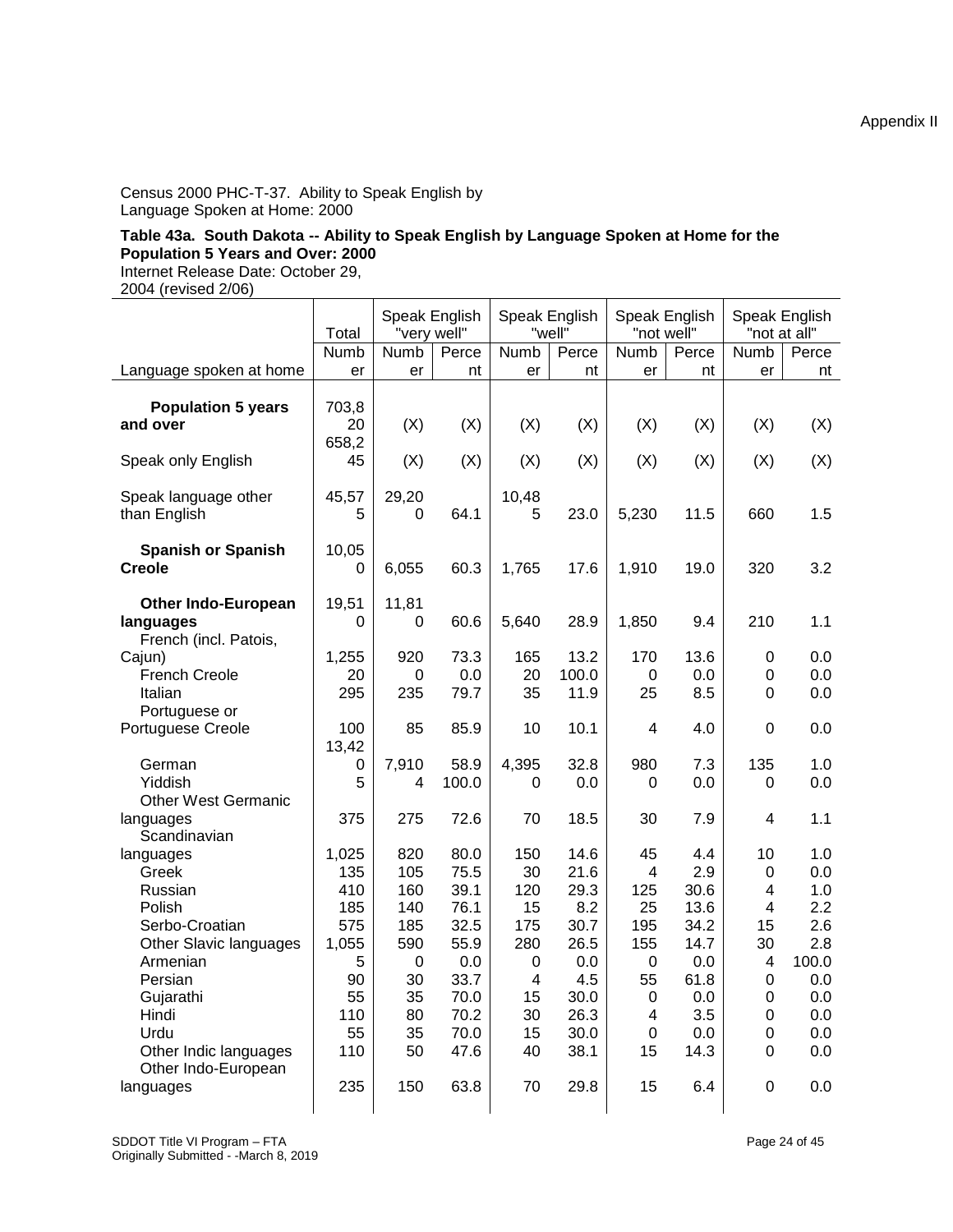Census 2000 PHC-T-37. Ability to Speak English by Language Spoken at Home: 2000

**Table 43a. South Dakota -- Ability to Speak English by Language Spoken at Home for the Population 5 Years and Over: 2000**

Internet Release Date: October 29, 2004 (revised 2/06)

| Language spoken at home | Total | Speak English "very well" | | Speak English "well" | | Speak English "not well" | | Speak English "not at all" | |
|---|---|---|---|---|---|---|---|---|---|
| | Number | Number | Percent | Number | Percent | Number | Percent | Number | Percent |
| **Population 5 years and over** | 703,820 | (X) | (X) | (X) | (X) | (X) | (X) | (X) | (X) |
| Speak only English | 658,245 | (X) | (X) | (X) | (X) | (X) | (X) | (X) | (X) |
| Speak language other than English | 45,575 | 29,200 | 64.1 | 10,485 | 23.0 | 5,230 | 11.5 | 660 | 1.5 |
| **Spanish or Spanish Creole** | 10,050 | 6,055 | 60.3 | 1,765 | 17.6 | 1,910 | 19.0 | 320 | 3.2 |
| **Other Indo-European languages** | 19,510 | 11,810 | 60.6 | 5,640 | 28.9 | 1,850 | 9.4 | 210 | 1.1 |
| French (incl. Patois, Cajun) | 1,255 | 920 | 73.3 | 165 | 13.2 | 170 | 13.6 | 0 | 0.0 |
| French Creole | 20 | 0 | 0.0 | 20 | 100.0 | 0 | 0.0 | 0 | 0.0 |
| Italian | 295 | 235 | 79.7 | 35 | 11.9 | 25 | 8.5 | 0 | 0.0 |
| Portuguese or Portuguese Creole | 100 | 85 | 85.9 | 10 | 10.1 | 4 | 4.0 | 0 | 0.0 |
| German | 13,420 | 7,910 | 58.9 | 4,395 | 32.8 | 980 | 7.3 | 135 | 1.0 |
| Yiddish | 5 | 4 | 100.0 | 0 | 0.0 | 0 | 0.0 | 0 | 0.0 |
| Other West Germanic languages | 375 | 275 | 72.6 | 70 | 18.5 | 30 | 7.9 | 4 | 1.1 |
| Scandinavian languages | 1,025 | 820 | 80.0 | 150 | 14.6 | 45 | 4.4 | 10 | 1.0 |
| Greek | 135 | 105 | 75.5 | 30 | 21.6 | 4 | 2.9 | 0 | 0.0 |
| Russian | 410 | 160 | 39.1 | 120 | 29.3 | 125 | 30.6 | 4 | 1.0 |
| Polish | 185 | 140 | 76.1 | 15 | 8.2 | 25 | 13.6 | 4 | 2.2 |
| Serbo-Croatian | 575 | 185 | 32.5 | 175 | 30.7 | 195 | 34.2 | 15 | 2.6 |
| Other Slavic languages | 1,055 | 590 | 55.9 | 280 | 26.5 | 155 | 14.7 | 30 | 2.8 |
| Armenian | 5 | 0 | 0.0 | 0 | 0.0 | 0 | 0.0 | 4 | 100.0 |
| Persian | 90 | 30 | 33.7 | 4 | 4.5 | 55 | 61.8 | 0 | 0.0 |
| Gujarathi | 55 | 35 | 70.0 | 15 | 30.0 | 0 | 0.0 | 0 | 0.0 |
| Hindi | 110 | 80 | 70.2 | 30 | 26.3 | 4 | 3.5 | 0 | 0.0 |
| Urdu | 55 | 35 | 70.0 | 15 | 30.0 | 0 | 0.0 | 0 | 0.0 |
| Other Indic languages | 110 | 50 | 47.6 | 40 | 38.1 | 15 | 14.3 | 0 | 0.0 |
| Other Indo-European languages | 235 | 150 | 63.8 | 70 | 29.8 | 15 | 6.4 | 0 | 0.0 |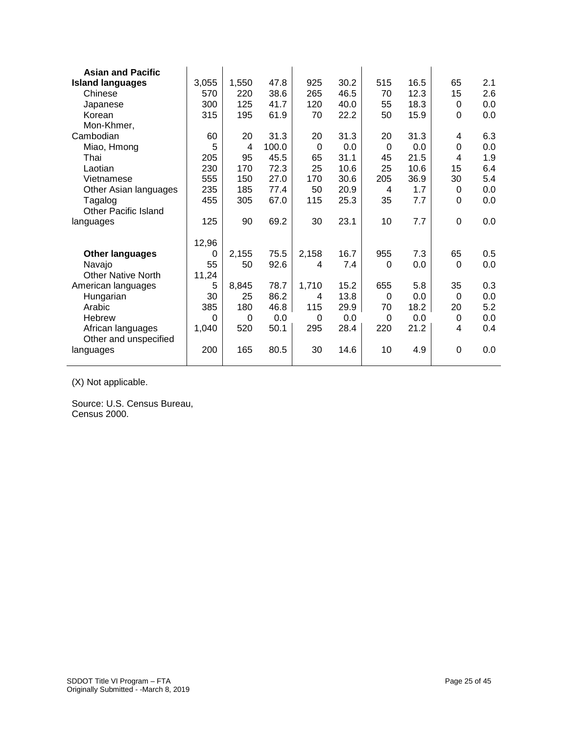| | | | | | | | | | |
|---|---|---|---|---|---|---|---|---|---|
| **Asian and Pacific Island languages** | 3,055 | 1,550 | 47.8 | 925 | 30.2 | 515 | 16.5 | 65 | 2.1 |
| Chinese | 570 | 220 | 38.6 | 265 | 46.5 | 70 | 12.3 | 15 | 2.6 |
| Japanese | 300 | 125 | 41.7 | 120 | 40.0 | 55 | 18.3 | 0 | 0.0 |
| Korean | 315 | 195 | 61.9 | 70 | 22.2 | 50 | 15.9 | 0 | 0.0 |
| Mon-Khmer, Cambodian | 60 | 20 | 31.3 | 20 | 31.3 | 20 | 31.3 | 4 | 6.3 |
| Miao, Hmong | 5 | 4 | 100.0 | 0 | 0.0 | 0 | 0.0 | 0 | 0.0 |
| Thai | 205 | 95 | 45.5 | 65 | 31.1 | 45 | 21.5 | 4 | 1.9 |
| Laotian | 230 | 170 | 72.3 | 25 | 10.6 | 25 | 10.6 | 15 | 6.4 |
| Vietnamese | 555 | 150 | 27.0 | 170 | 30.6 | 205 | 36.9 | 30 | 5.4 |
| Other Asian languages | 235 | 185 | 77.4 | 50 | 20.9 | 4 | 1.7 | 0 | 0.0 |
| Tagalog | 455 | 305 | 67.0 | 115 | 25.3 | 35 | 7.7 | 0 | 0.0 |
| Other Pacific Island languages | 125 | 90 | 69.2 | 30 | 23.1 | 10 | 7.7 | 0 | 0.0 |
| **Other languages** | 12,960 | 2,155 | 75.5 | 2,158 | 16.7 | 955 | 7.3 | 65 | 0.5 |
| Navajo | 55 | 50 | 92.6 | 4 | 7.4 | 0 | 0.0 | 0 | 0.0 |
| Other Native North American languages | 11,245 | 8,845 | 78.7 | 1,710 | 15.2 | 655 | 5.8 | 35 | 0.3 |
| Hungarian | 30 | 25 | 86.2 | 4 | 13.8 | 0 | 0.0 | 0 | 0.0 |
| Arabic | 385 | 180 | 46.8 | 115 | 29.9 | 70 | 18.2 | 20 | 5.2 |
| Hebrew | 0 | 0 | 0.0 | 0 | 0.0 | 0 | 0.0 | 0 | 0.0 |
| African languages | 1,040 | 520 | 50.1 | 295 | 28.4 | 220 | 21.2 | 4 | 0.4 |
| Other and unspecified languages | 200 | 165 | 80.5 | 30 | 14.6 | 10 | 4.9 | 0 | 0.0 |

(X) Not applicable.

Source: U.S. Census Bureau, Census 2000.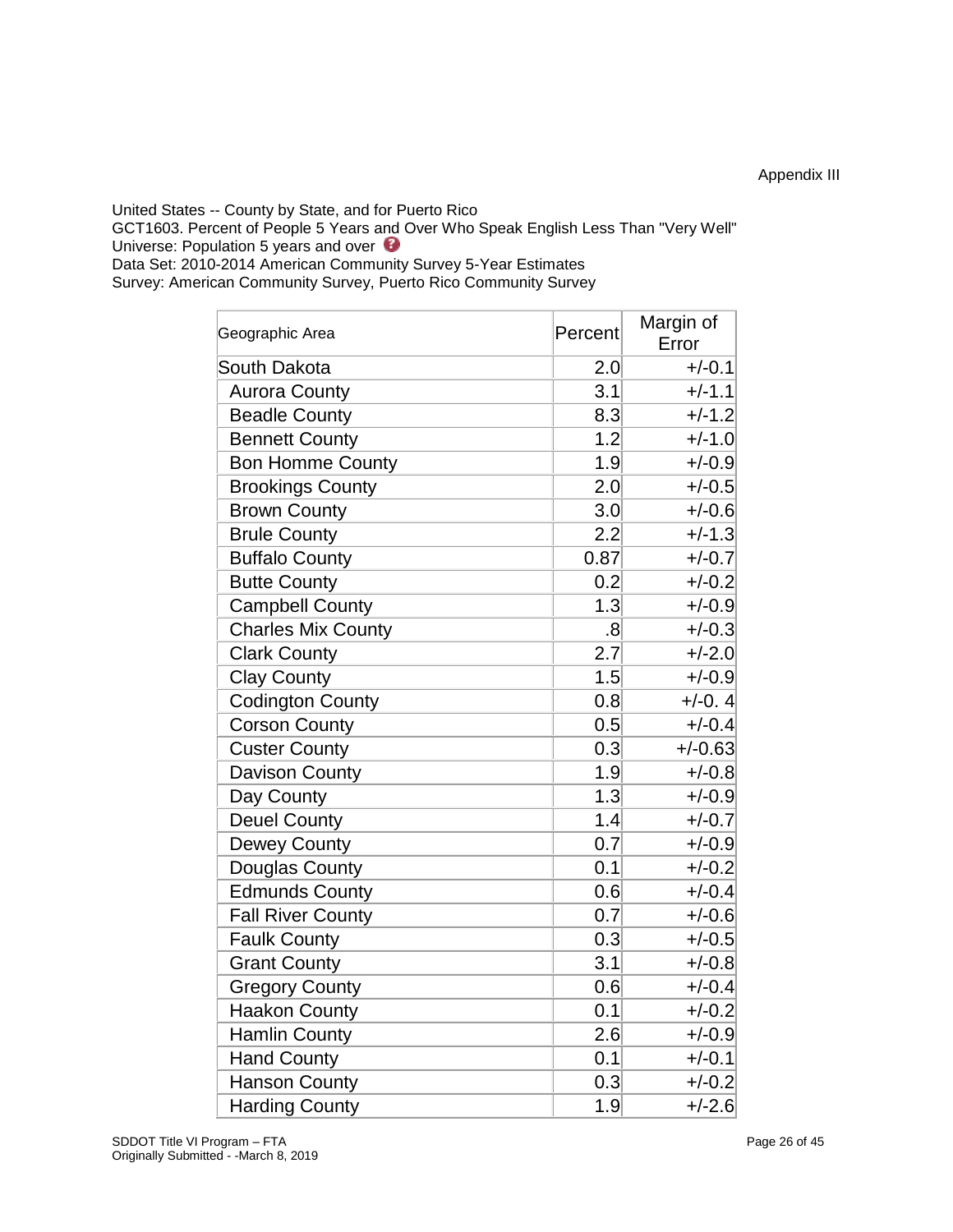Appendix III

United States -- County by State, and for Puerto Rico
GCT1603. Percent of People 5 Years and Over Who Speak English Less Than "Very Well"
Universe: Population 5 years and over
Data Set: 2010-2014 American Community Survey 5-Year Estimates
Survey: American Community Survey, Puerto Rico Community Survey

| Geographic Area | Percent | Margin of Error |
|---|---|---|
| South Dakota | 2.0 | +/-0.1 |
| Aurora County | 3.1 | +/-1.1 |
| Beadle County | 8.3 | +/-1.2 |
| Bennett County | 1.2 | +/-1.0 |
| Bon Homme County | 1.9 | +/-0.9 |
| Brookings County | 2.0 | +/-0.5 |
| Brown County | 3.0 | +/-0.6 |
| Brule County | 2.2 | +/-1.3 |
| Buffalo County | 0.87 | +/-0.7 |
| Butte County | 0.2 | +/-0.2 |
| Campbell County | 1.3 | +/-0.9 |
| Charles Mix County | .8 | +/-0.3 |
| Clark County | 2.7 | +/-2.0 |
| Clay County | 1.5 | +/-0.9 |
| Codington County | 0.8 | +/-0. 4 |
| Corson County | 0.5 | +/-0.4 |
| Custer County | 0.3 | +/-0.63 |
| Davison County | 1.9 | +/-0.8 |
| Day County | 1.3 | +/-0.9 |
| Deuel County | 1.4 | +/-0.7 |
| Dewey County | 0.7 | +/-0.9 |
| Douglas County | 0.1 | +/-0.2 |
| Edmunds County | 0.6 | +/-0.4 |
| Fall River County | 0.7 | +/-0.6 |
| Faulk County | 0.3 | +/-0.5 |
| Grant County | 3.1 | +/-0.8 |
| Gregory County | 0.6 | +/-0.4 |
| Haakon County | 0.1 | +/-0.2 |
| Hamlin County | 2.6 | +/-0.9 |
| Hand County | 0.1 | +/-0.1 |
| Hanson County | 0.3 | +/-0.2 |
| Harding County | 1.9 | +/-2.6 |

SDDOT Title VI Program – FTA
Originally Submitted - -March 8, 2019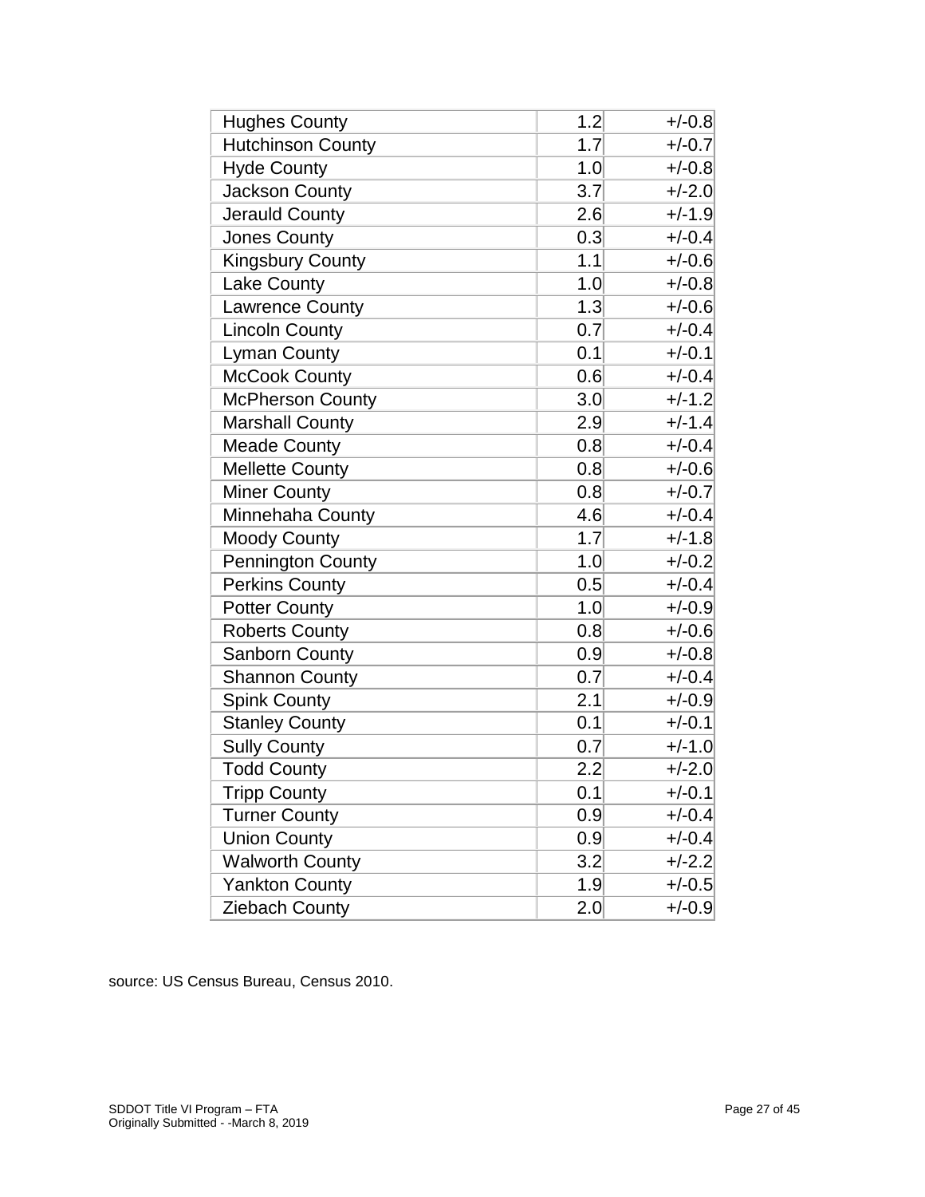| | | |
|---|---|---|
| Hughes County | 1.2 | +/-0.8 |
| Hutchinson County | 1.7 | +/-0.7 |
| Hyde County | 1.0 | +/-0.8 |
| Jackson County | 3.7 | +/-2.0 |
| Jerauld County | 2.6 | +/-1.9 |
| Jones County | 0.3 | +/-0.4 |
| Kingsbury County | 1.1 | +/-0.6 |
| Lake County | 1.0 | +/-0.8 |
| Lawrence County | 1.3 | +/-0.6 |
| Lincoln County | 0.7 | +/-0.4 |
| Lyman County | 0.1 | +/-0.1 |
| McCook County | 0.6 | +/-0.4 |
| McPherson County | 3.0 | +/-1.2 |
| Marshall County | 2.9 | +/-1.4 |
| Meade County | 0.8 | +/-0.4 |
| Mellette County | 0.8 | +/-0.6 |
| Miner County | 0.8 | +/-0.7 |
| Minnehaha County | 4.6 | +/-0.4 |
| Moody County | 1.7 | +/-1.8 |
| Pennington County | 1.0 | +/-0.2 |
| Perkins County | 0.5 | +/-0.4 |
| Potter County | 1.0 | +/-0.9 |
| Roberts County | 0.8 | +/-0.6 |
| Sanborn County | 0.9 | +/-0.8 |
| Shannon County | 0.7 | +/-0.4 |
| Spink County | 2.1 | +/-0.9 |
| Stanley County | 0.1 | +/-0.1 |
| Sully County | 0.7 | +/-1.0 |
| Todd County | 2.2 | +/-2.0 |
| Tripp County | 0.1 | +/-0.1 |
| Turner County | 0.9 | +/-0.4 |
| Union County | 0.9 | +/-0.4 |
| Walworth County | 3.2 | +/-2.2 |
| Yankton County | 1.9 | +/-0.5 |
| Ziebach County | 2.0 | +/-0.9 |

source: US Census Bureau, Census 2010.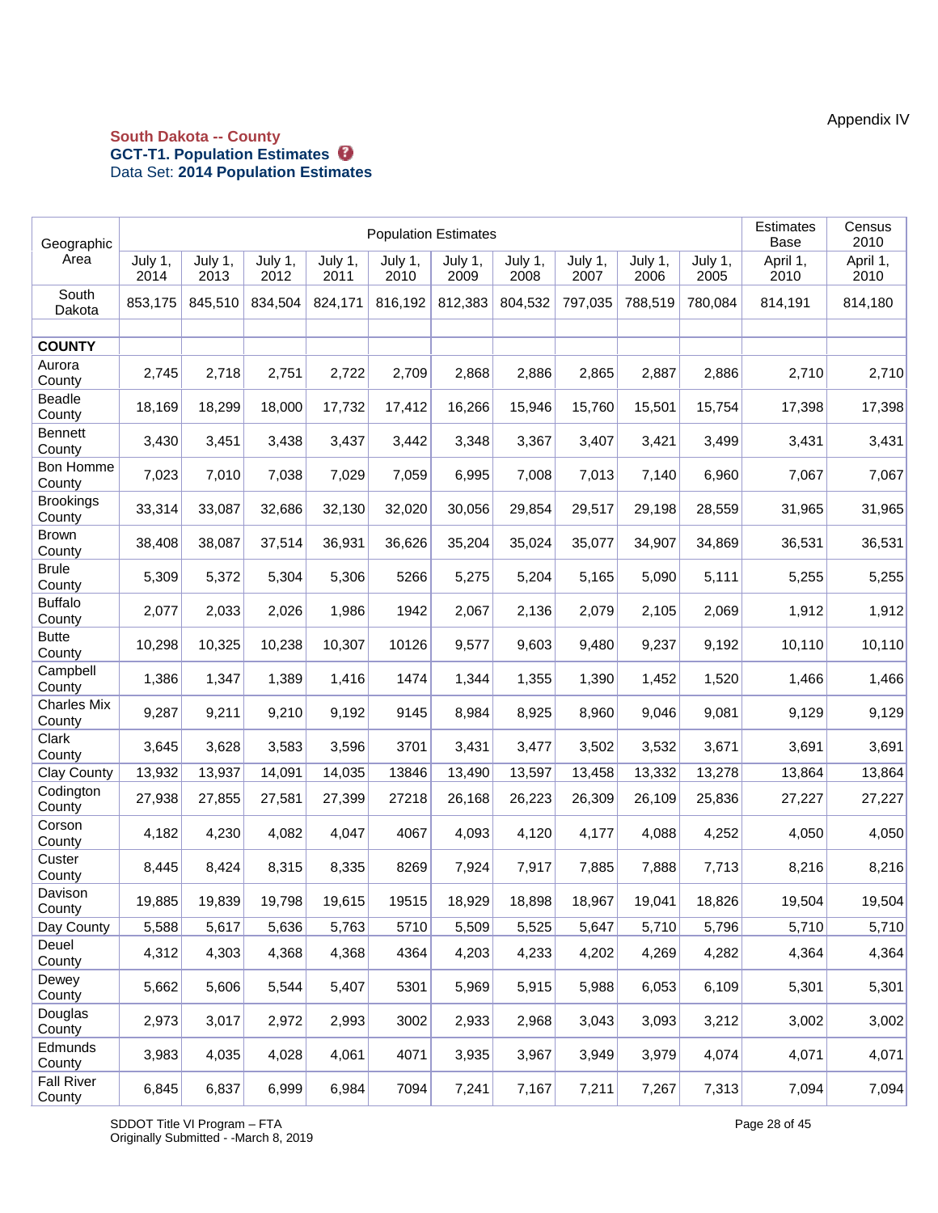Appendix IV

**South Dakota -- County**

**GCT-T1. Population Estimates**

Data Set: **2014 Population Estimates**

| Geographic Area | Population Estimates | | | | | | | | | | Estimates Base | Census 2010 |
|---|---|---|---|---|---|---|---|---|---|---|---|---|
| | July 1, 2014 | July 1, 2013 | July 1, 2012 | July 1, 2011 | July 1, 2010 | July 1, 2009 | July 1, 2008 | July 1, 2007 | July 1, 2006 | July 1, 2005 | April 1, 2010 | April 1, 2010 |
| South Dakota | 853,175 | 845,510 | 834,504 | 824,171 | 816,192 | 812,383 | 804,532 | 797,035 | 788,519 | 780,084 | 814,191 | 814,180 |
| | | | | | | | | | | | | |
| **COUNTY** | | | | | | | | | | | | |
| Aurora County | 2,745 | 2,718 | 2,751 | 2,722 | 2,709 | 2,868 | 2,886 | 2,865 | 2,887 | 2,886 | 2,710 | 2,710 |
| Beadle County | 18,169 | 18,299 | 18,000 | 17,732 | 17,412 | 16,266 | 15,946 | 15,760 | 15,501 | 15,754 | 17,398 | 17,398 |
| Bennett County | 3,430 | 3,451 | 3,438 | 3,437 | 3,442 | 3,348 | 3,367 | 3,407 | 3,421 | 3,499 | 3,431 | 3,431 |
| Bon Homme County | 7,023 | 7,010 | 7,038 | 7,029 | 7,059 | 6,995 | 7,008 | 7,013 | 7,140 | 6,960 | 7,067 | 7,067 |
| Brookings County | 33,314 | 33,087 | 32,686 | 32,130 | 32,020 | 30,056 | 29,854 | 29,517 | 29,198 | 28,559 | 31,965 | 31,965 |
| Brown County | 38,408 | 38,087 | 37,514 | 36,931 | 36,626 | 35,204 | 35,024 | 35,077 | 34,907 | 34,869 | 36,531 | 36,531 |
| Brule County | 5,309 | 5,372 | 5,304 | 5,306 | 5266 | 5,275 | 5,204 | 5,165 | 5,090 | 5,111 | 5,255 | 5,255 |
| Buffalo County | 2,077 | 2,033 | 2,026 | 1,986 | 1942 | 2,067 | 2,136 | 2,079 | 2,105 | 2,069 | 1,912 | 1,912 |
| Butte County | 10,298 | 10,325 | 10,238 | 10,307 | 10126 | 9,577 | 9,603 | 9,480 | 9,237 | 9,192 | 10,110 | 10,110 |
| Campbell County | 1,386 | 1,347 | 1,389 | 1,416 | 1474 | 1,344 | 1,355 | 1,390 | 1,452 | 1,520 | 1,466 | 1,466 |
| Charles Mix County | 9,287 | 9,211 | 9,210 | 9,192 | 9145 | 8,984 | 8,925 | 8,960 | 9,046 | 9,081 | 9,129 | 9,129 |
| Clark County | 3,645 | 3,628 | 3,583 | 3,596 | 3701 | 3,431 | 3,477 | 3,502 | 3,532 | 3,671 | 3,691 | 3,691 |
| Clay County | 13,932 | 13,937 | 14,091 | 14,035 | 13846 | 13,490 | 13,597 | 13,458 | 13,332 | 13,278 | 13,864 | 13,864 |
| Codington County | 27,938 | 27,855 | 27,581 | 27,399 | 27218 | 26,168 | 26,223 | 26,309 | 26,109 | 25,836 | 27,227 | 27,227 |
| Corson County | 4,182 | 4,230 | 4,082 | 4,047 | 4067 | 4,093 | 4,120 | 4,177 | 4,088 | 4,252 | 4,050 | 4,050 |
| Custer County | 8,445 | 8,424 | 8,315 | 8,335 | 8269 | 7,924 | 7,917 | 7,885 | 7,888 | 7,713 | 8,216 | 8,216 |
| Davison County | 19,885 | 19,839 | 19,798 | 19,615 | 19515 | 18,929 | 18,898 | 18,967 | 19,041 | 18,826 | 19,504 | 19,504 |
| Day County | 5,588 | 5,617 | 5,636 | 5,763 | 5710 | 5,509 | 5,525 | 5,647 | 5,710 | 5,796 | 5,710 | 5,710 |
| Deuel County | 4,312 | 4,303 | 4,368 | 4,368 | 4364 | 4,203 | 4,233 | 4,202 | 4,269 | 4,282 | 4,364 | 4,364 |
| Dewey County | 5,662 | 5,606 | 5,544 | 5,407 | 5301 | 5,969 | 5,915 | 5,988 | 6,053 | 6,109 | 5,301 | 5,301 |
| Douglas County | 2,973 | 3,017 | 2,972 | 2,993 | 3002 | 2,933 | 2,968 | 3,043 | 3,093 | 3,212 | 3,002 | 3,002 |
| Edmunds County | 3,983 | 4,035 | 4,028 | 4,061 | 4071 | 3,935 | 3,967 | 3,949 | 3,979 | 4,074 | 4,071 | 4,071 |
| Fall River County | 6,845 | 6,837 | 6,999 | 6,984 | 7094 | 7,241 | 7,167 | 7,211 | 7,267 | 7,313 | 7,094 | 7,094 |

SDDOT Title VI Program – FTA
Originally Submitted - -March 8, 2019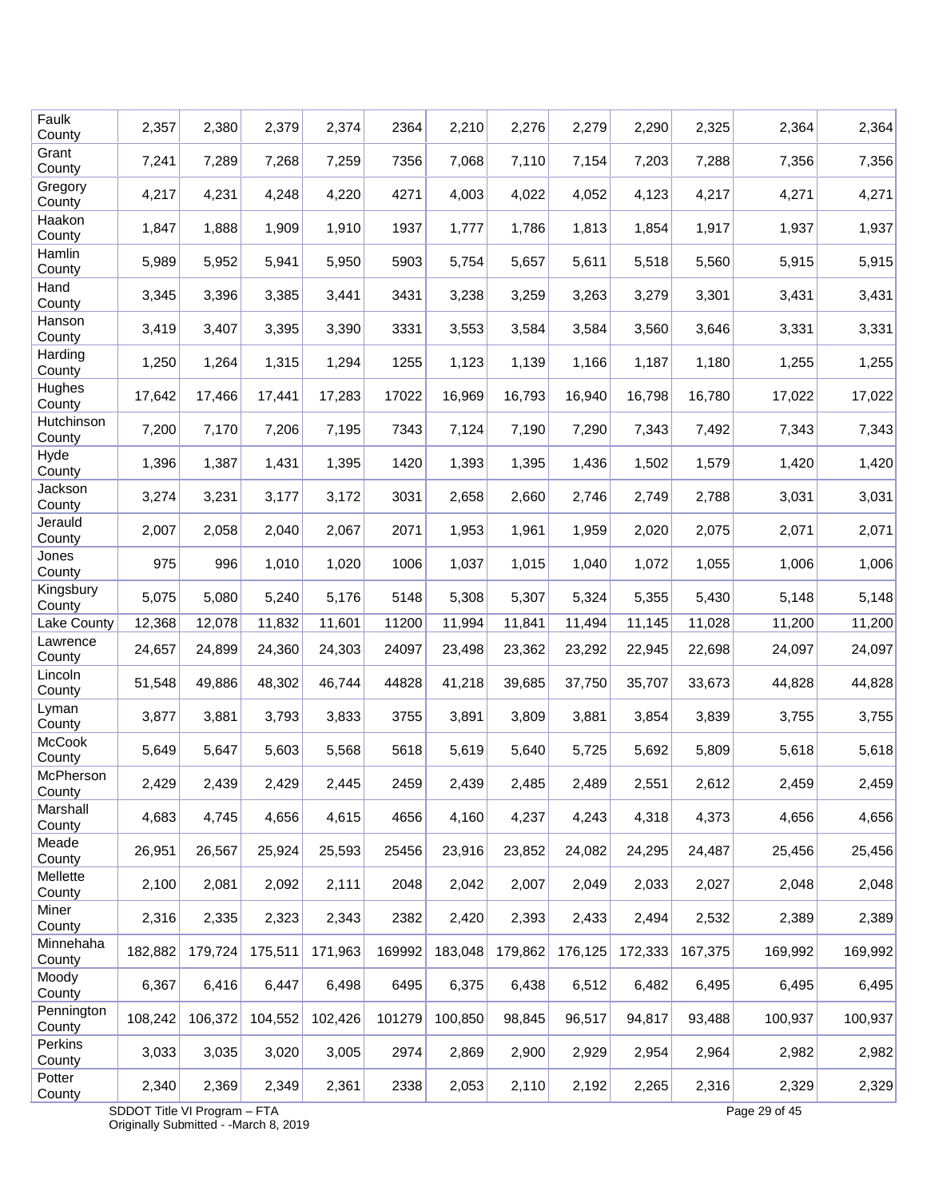| | | | | | | | | | | | | |
|---|---|---|---|---|---|---|---|---|---|---|---|---|
| Faulk County | 2,357 | 2,380 | 2,379 | 2,374 | 2364 | 2,210 | 2,276 | 2,279 | 2,290 | 2,325 | 2,364 | 2,364 |
| Grant County | 7,241 | 7,289 | 7,268 | 7,259 | 7356 | 7,068 | 7,110 | 7,154 | 7,203 | 7,288 | 7,356 | 7,356 |
| Gregory County | 4,217 | 4,231 | 4,248 | 4,220 | 4271 | 4,003 | 4,022 | 4,052 | 4,123 | 4,217 | 4,271 | 4,271 |
| Haakon County | 1,847 | 1,888 | 1,909 | 1,910 | 1937 | 1,777 | 1,786 | 1,813 | 1,854 | 1,917 | 1,937 | 1,937 |
| Hamlin County | 5,989 | 5,952 | 5,941 | 5,950 | 5903 | 5,754 | 5,657 | 5,611 | 5,518 | 5,560 | 5,915 | 5,915 |
| Hand County | 3,345 | 3,396 | 3,385 | 3,441 | 3431 | 3,238 | 3,259 | 3,263 | 3,279 | 3,301 | 3,431 | 3,431 |
| Hanson County | 3,419 | 3,407 | 3,395 | 3,390 | 3331 | 3,553 | 3,584 | 3,584 | 3,560 | 3,646 | 3,331 | 3,331 |
| Harding County | 1,250 | 1,264 | 1,315 | 1,294 | 1255 | 1,123 | 1,139 | 1,166 | 1,187 | 1,180 | 1,255 | 1,255 |
| Hughes County | 17,642 | 17,466 | 17,441 | 17,283 | 17022 | 16,969 | 16,793 | 16,940 | 16,798 | 16,780 | 17,022 | 17,022 |
| Hutchinson County | 7,200 | 7,170 | 7,206 | 7,195 | 7343 | 7,124 | 7,190 | 7,290 | 7,343 | 7,492 | 7,343 | 7,343 |
| Hyde County | 1,396 | 1,387 | 1,431 | 1,395 | 1420 | 1,393 | 1,395 | 1,436 | 1,502 | 1,579 | 1,420 | 1,420 |
| Jackson County | 3,274 | 3,231 | 3,177 | 3,172 | 3031 | 2,658 | 2,660 | 2,746 | 2,749 | 2,788 | 3,031 | 3,031 |
| Jerauld County | 2,007 | 2,058 | 2,040 | 2,067 | 2071 | 1,953 | 1,961 | 1,959 | 2,020 | 2,075 | 2,071 | 2,071 |
| Jones County | 975 | 996 | 1,010 | 1,020 | 1006 | 1,037 | 1,015 | 1,040 | 1,072 | 1,055 | 1,006 | 1,006 |
| Kingsbury County | 5,075 | 5,080 | 5,240 | 5,176 | 5148 | 5,308 | 5,307 | 5,324 | 5,355 | 5,430 | 5,148 | 5,148 |
| Lake County | 12,368 | 12,078 | 11,832 | 11,601 | 11200 | 11,994 | 11,841 | 11,494 | 11,145 | 11,028 | 11,200 | 11,200 |
| Lawrence County | 24,657 | 24,899 | 24,360 | 24,303 | 24097 | 23,498 | 23,362 | 23,292 | 22,945 | 22,698 | 24,097 | 24,097 |
| Lincoln County | 51,548 | 49,886 | 48,302 | 46,744 | 44828 | 41,218 | 39,685 | 37,750 | 35,707 | 33,673 | 44,828 | 44,828 |
| Lyman County | 3,877 | 3,881 | 3,793 | 3,833 | 3755 | 3,891 | 3,809 | 3,881 | 3,854 | 3,839 | 3,755 | 3,755 |
| McCook County | 5,649 | 5,647 | 5,603 | 5,568 | 5618 | 5,619 | 5,640 | 5,725 | 5,692 | 5,809 | 5,618 | 5,618 |
| McPherson County | 2,429 | 2,439 | 2,429 | 2,445 | 2459 | 2,439 | 2,485 | 2,489 | 2,551 | 2,612 | 2,459 | 2,459 |
| Marshall County | 4,683 | 4,745 | 4,656 | 4,615 | 4656 | 4,160 | 4,237 | 4,243 | 4,318 | 4,373 | 4,656 | 4,656 |
| Meade County | 26,951 | 26,567 | 25,924 | 25,593 | 25456 | 23,916 | 23,852 | 24,082 | 24,295 | 24,487 | 25,456 | 25,456 |
| Mellette County | 2,100 | 2,081 | 2,092 | 2,111 | 2048 | 2,042 | 2,007 | 2,049 | 2,033 | 2,027 | 2,048 | 2,048 |
| Miner County | 2,316 | 2,335 | 2,323 | 2,343 | 2382 | 2,420 | 2,393 | 2,433 | 2,494 | 2,532 | 2,389 | 2,389 |
| Minnehaha County | 182,882 | 179,724 | 175,511 | 171,963 | 169992 | 183,048 | 179,862 | 176,125 | 172,333 | 167,375 | 169,992 | 169,992 |
| Moody County | 6,367 | 6,416 | 6,447 | 6,498 | 6495 | 6,375 | 6,438 | 6,512 | 6,482 | 6,495 | 6,495 | 6,495 |
| Pennington County | 108,242 | 106,372 | 104,552 | 102,426 | 101279 | 100,850 | 98,845 | 96,517 | 94,817 | 93,488 | 100,937 | 100,937 |
| Perkins County | 3,033 | 3,035 | 3,020 | 3,005 | 2974 | 2,869 | 2,900 | 2,929 | 2,954 | 2,964 | 2,982 | 2,982 |
| Potter County | 2,340 | 2,369 | 2,349 | 2,361 | 2338 | 2,053 | 2,110 | 2,192 | 2,265 | 2,316 | 2,329 | 2,329 |

SDDOT Title VI Program – FTA
Originally Submitted - -March 8, 2019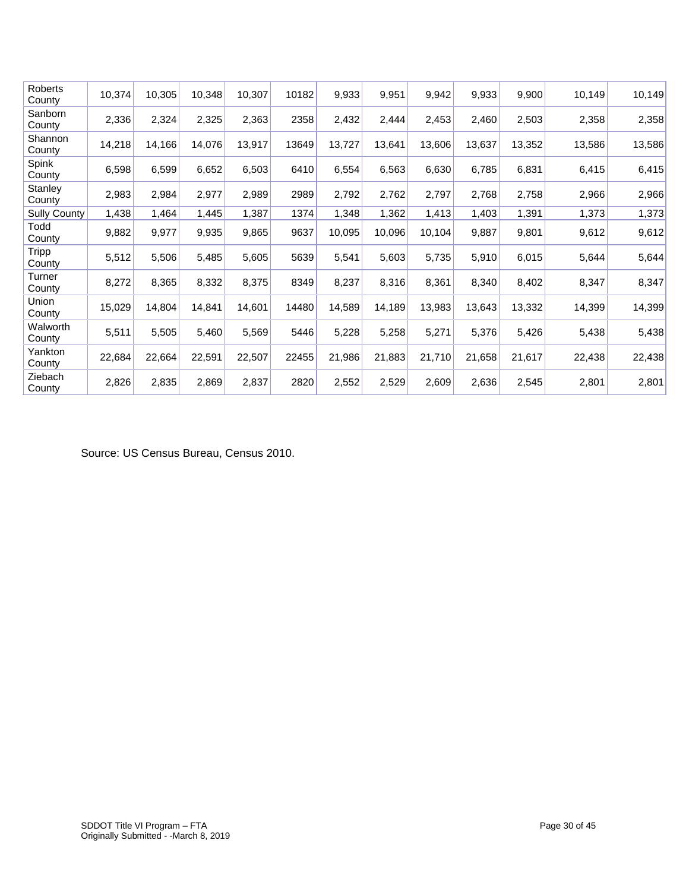| Roberts County | 10,374 | 10,305 | 10,348 | 10,307 | 10182 | 9,933 | 9,951 | 9,942 | 9,933 | 9,900 | 10,149 | 10,149 |
|---|---|---|---|---|---|---|---|---|---|---|---|---|
| Sanborn County | 2,336 | 2,324 | 2,325 | 2,363 | 2358 | 2,432 | 2,444 | 2,453 | 2,460 | 2,503 | 2,358 | 2,358 |
| Shannon County | 14,218 | 14,166 | 14,076 | 13,917 | 13649 | 13,727 | 13,641 | 13,606 | 13,637 | 13,352 | 13,586 | 13,586 |
| Spink County | 6,598 | 6,599 | 6,652 | 6,503 | 6410 | 6,554 | 6,563 | 6,630 | 6,785 | 6,831 | 6,415 | 6,415 |
| Stanley County | 2,983 | 2,984 | 2,977 | 2,989 | 2989 | 2,792 | 2,762 | 2,797 | 2,768 | 2,758 | 2,966 | 2,966 |
| Sully County | 1,438 | 1,464 | 1,445 | 1,387 | 1374 | 1,348 | 1,362 | 1,413 | 1,403 | 1,391 | 1,373 | 1,373 |
| Todd County | 9,882 | 9,977 | 9,935 | 9,865 | 9637 | 10,095 | 10,096 | 10,104 | 9,887 | 9,801 | 9,612 | 9,612 |
| Tripp County | 5,512 | 5,506 | 5,485 | 5,605 | 5639 | 5,541 | 5,603 | 5,735 | 5,910 | 6,015 | 5,644 | 5,644 |
| Turner County | 8,272 | 8,365 | 8,332 | 8,375 | 8349 | 8,237 | 8,316 | 8,361 | 8,340 | 8,402 | 8,347 | 8,347 |
| Union County | 15,029 | 14,804 | 14,841 | 14,601 | 14480 | 14,589 | 14,189 | 13,983 | 13,643 | 13,332 | 14,399 | 14,399 |
| Walworth County | 5,511 | 5,505 | 5,460 | 5,569 | 5446 | 5,228 | 5,258 | 5,271 | 5,376 | 5,426 | 5,438 | 5,438 |
| Yankton County | 22,684 | 22,664 | 22,591 | 22,507 | 22455 | 21,986 | 21,883 | 21,710 | 21,658 | 21,617 | 22,438 | 22,438 |
| Ziebach County | 2,826 | 2,835 | 2,869 | 2,837 | 2820 | 2,552 | 2,529 | 2,609 | 2,636 | 2,545 | 2,801 | 2,801 |

Source: US Census Bureau, Census 2010.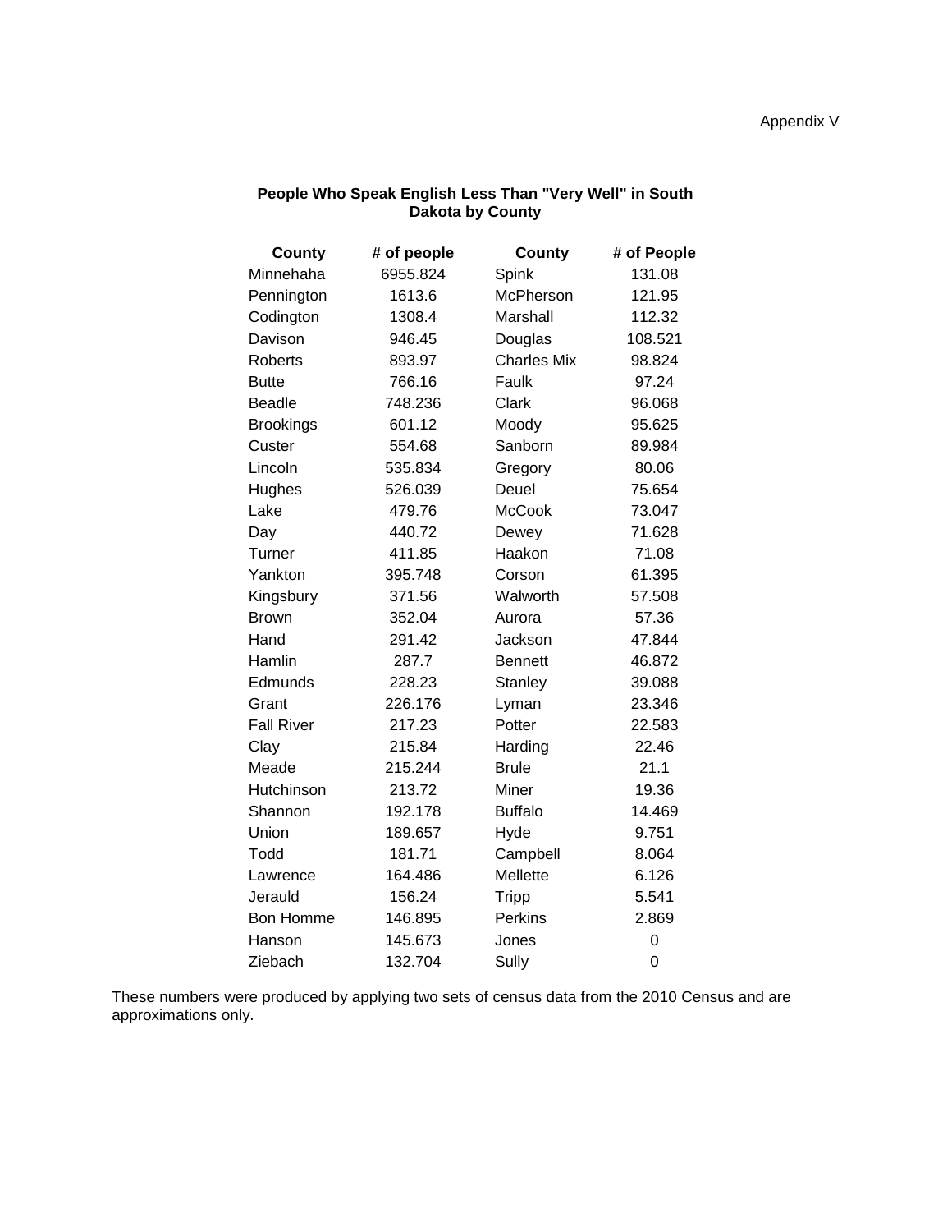Appendix V

**People Who Speak English Less Than "Very Well" in South Dakota by County**

| County | # of people | County | # of People |
|---|---|---|---|
| Minnehaha | 6955.824 | Spink | 131.08 |
| Pennington | 1613.6 | McPherson | 121.95 |
| Codington | 1308.4 | Marshall | 112.32 |
| Davison | 946.45 | Douglas | 108.521 |
| Roberts | 893.97 | Charles Mix | 98.824 |
| Butte | 766.16 | Faulk | 97.24 |
| Beadle | 748.236 | Clark | 96.068 |
| Brookings | 601.12 | Moody | 95.625 |
| Custer | 554.68 | Sanborn | 89.984 |
| Lincoln | 535.834 | Gregory | 80.06 |
| Hughes | 526.039 | Deuel | 75.654 |
| Lake | 479.76 | McCook | 73.047 |
| Day | 440.72 | Dewey | 71.628 |
| Turner | 411.85 | Haakon | 71.08 |
| Yankton | 395.748 | Corson | 61.395 |
| Kingsbury | 371.56 | Walworth | 57.508 |
| Brown | 352.04 | Aurora | 57.36 |
| Hand | 291.42 | Jackson | 47.844 |
| Hamlin | 287.7 | Bennett | 46.872 |
| Edmunds | 228.23 | Stanley | 39.088 |
| Grant | 226.176 | Lyman | 23.346 |
| Fall River | 217.23 | Potter | 22.583 |
| Clay | 215.84 | Harding | 22.46 |
| Meade | 215.244 | Brule | 21.1 |
| Hutchinson | 213.72 | Miner | 19.36 |
| Shannon | 192.178 | Buffalo | 14.469 |
| Union | 189.657 | Hyde | 9.751 |
| Todd | 181.71 | Campbell | 8.064 |
| Lawrence | 164.486 | Mellette | 6.126 |
| Jerauld | 156.24 | Tripp | 5.541 |
| Bon Homme | 146.895 | Perkins | 2.869 |
| Hanson | 145.673 | Jones | 0 |
| Ziebach | 132.704 | Sully | 0 |

These numbers were produced by applying two sets of census data from the 2010 Census and are approximations only.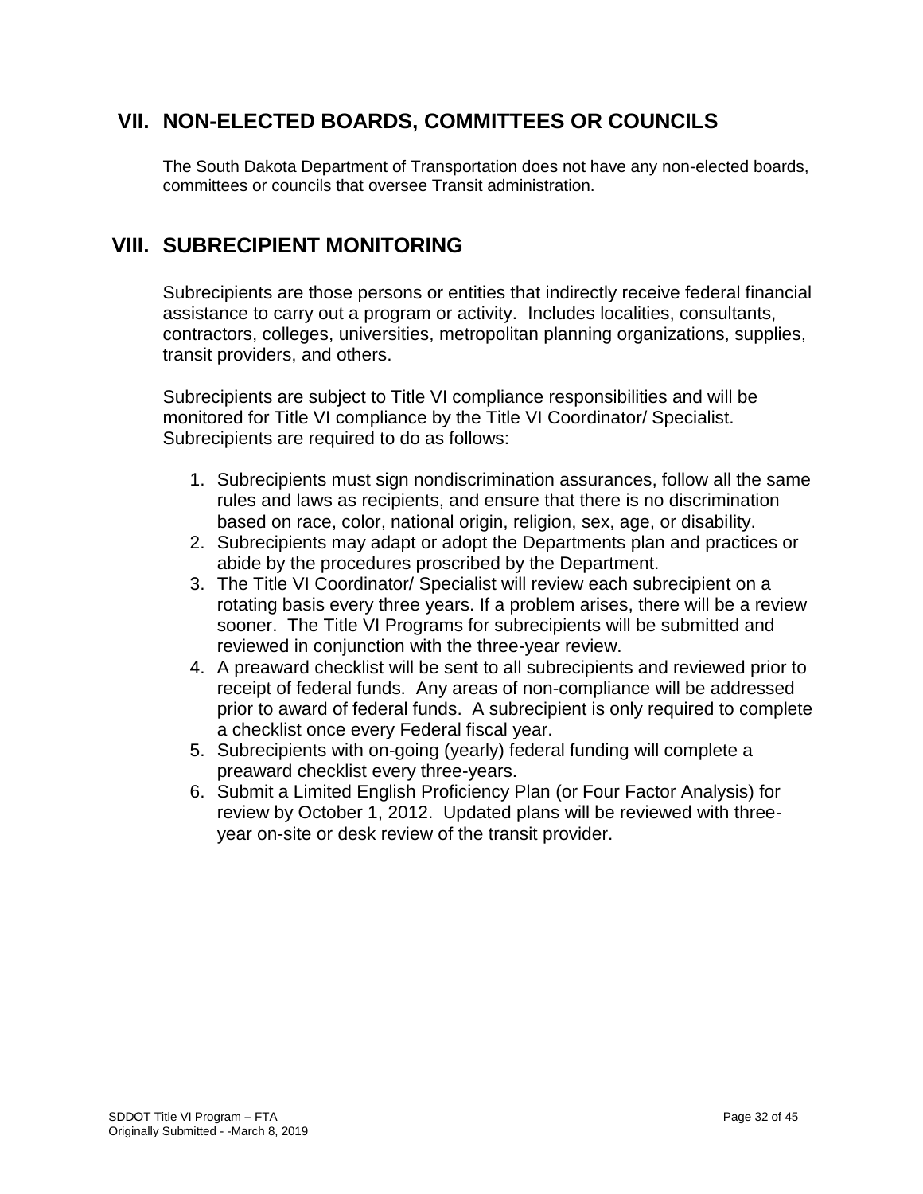## VII. NON-ELECTED BOARDS, COMMITTEES OR COUNCILS

The South Dakota Department of Transportation does not have any non-elected boards, committees or councils that oversee Transit administration.

## VIII. SUBRECIPIENT MONITORING

Subrecipients are those persons or entities that indirectly receive federal financial assistance to carry out a program or activity. Includes localities, consultants, contractors, colleges, universities, metropolitan planning organizations, supplies, transit providers, and others.

Subrecipients are subject to Title VI compliance responsibilities and will be monitored for Title VI compliance by the Title VI Coordinator/ Specialist. Subrecipients are required to do as follows:

1. Subrecipients must sign nondiscrimination assurances, follow all the same rules and laws as recipients, and ensure that there is no discrimination based on race, color, national origin, religion, sex, age, or disability.
2. Subrecipients may adapt or adopt the Departments plan and practices or abide by the procedures proscribed by the Department.
3. The Title VI Coordinator/ Specialist will review each subrecipient on a rotating basis every three years. If a problem arises, there will be a review sooner. The Title VI Programs for subrecipients will be submitted and reviewed in conjunction with the three-year review.
4. A preaward checklist will be sent to all subrecipients and reviewed prior to receipt of federal funds. Any areas of non-compliance will be addressed prior to award of federal funds. A subrecipient is only required to complete a checklist once every Federal fiscal year.
5. Subrecipients with on-going (yearly) federal funding will complete a preaward checklist every three-years.
6. Submit a Limited English Proficiency Plan (or Four Factor Analysis) for review by October 1, 2012. Updated plans will be reviewed with three-year on-site or desk review of the transit provider.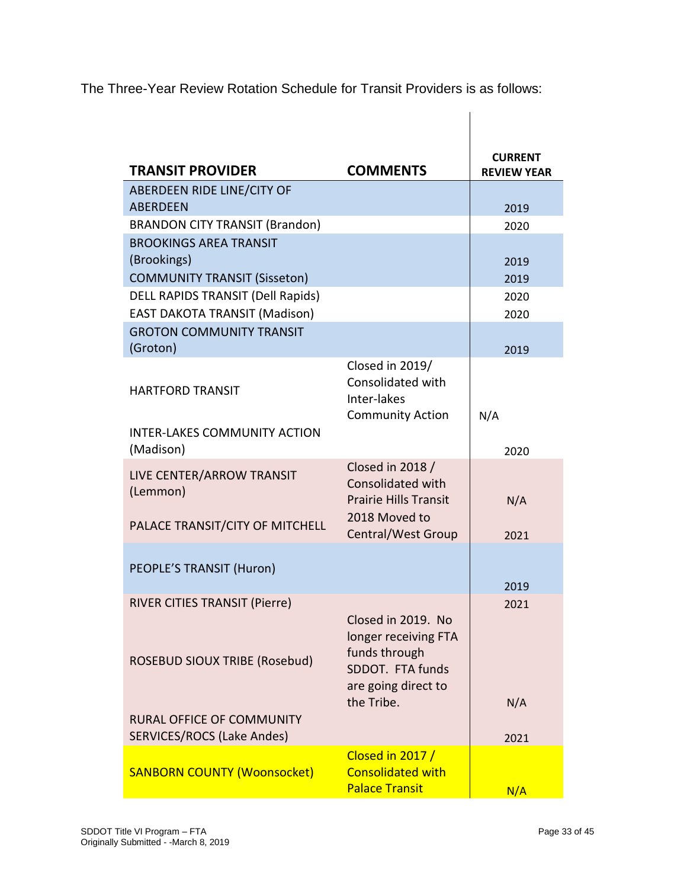The Three-Year Review Rotation Schedule for Transit Providers is as follows:

| TRANSIT PROVIDER | COMMENTS | CURRENT REVIEW YEAR |
|---|---|---|
| ABERDEEN RIDE LINE/CITY OF ABERDEEN | | 2019 |
| BRANDON CITY TRANSIT (Brandon) | | 2020 |
| BROOKINGS AREA TRANSIT (Brookings) | | 2019 |
| COMMUNITY TRANSIT (Sisseton) | | 2019 |
| DELL RAPIDS TRANSIT (Dell Rapids) | | 2020 |
| EAST DAKOTA TRANSIT (Madison) | | 2020 |
| GROTON COMMUNITY TRANSIT (Groton) | | 2019 |
| HARTFORD TRANSIT | Closed in 2019/ Consolidated with Inter-lakes Community Action | N/A |
| INTER-LAKES COMMUNITY ACTION (Madison) | | 2020 |
| LIVE CENTER/ARROW TRANSIT (Lemmon) | Closed in 2018 / Consolidated with Prairie Hills Transit | N/A |
| PALACE TRANSIT/CITY OF MITCHELL | 2018 Moved to Central/West Group | 2021 |
| PEOPLE'S TRANSIT (Huron) | | 2019 |
| RIVER CITIES TRANSIT (Pierre) | | 2021 |
| ROSEBUD SIOUX TRIBE (Rosebud) | Closed in 2019. No longer receiving FTA funds through SDDOT. FTA funds are going direct to the Tribe. | N/A |
| RURAL OFFICE OF COMMUNITY SERVICES/ROCS (Lake Andes) | | 2021 |
| SANBORN COUNTY (Woonsocket) | Closed in 2017 / Consolidated with Palace Transit | N/A |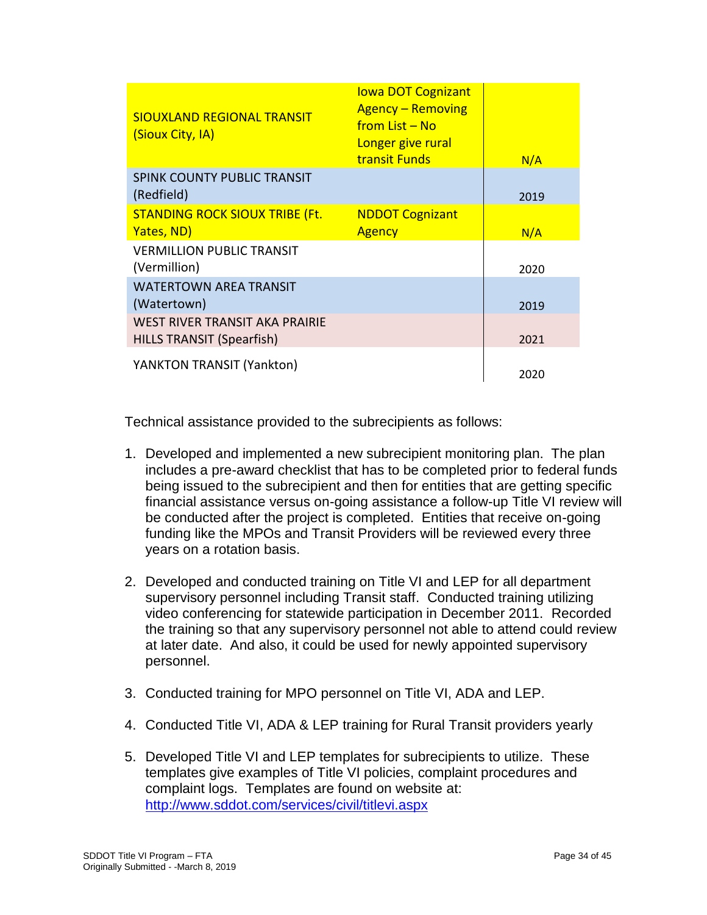| | | |
|---|---|---|
| SIOUXLAND REGIONAL TRANSIT (Sioux City, IA) | Iowa DOT Cognizant Agency – Removing from List – No Longer give rural transit Funds | N/A |
| SPINK COUNTY PUBLIC TRANSIT (Redfield) | | 2019 |
| STANDING ROCK SIOUX TRIBE (Ft. Yates, ND) | NDDOT Cognizant Agency | N/A |
| VERMILLION PUBLIC TRANSIT (Vermillion) | | 2020 |
| WATERTOWN AREA TRANSIT (Watertown) | | 2019 |
| WEST RIVER TRANSIT AKA PRAIRIE HILLS TRANSIT (Spearfish) | | 2021 |
| YANKTON TRANSIT (Yankton) | | 2020 |

Technical assistance provided to the subrecipients as follows:

1. Developed and implemented a new subrecipient monitoring plan. The plan includes a pre-award checklist that has to be completed prior to federal funds being issued to the subrecipient and then for entities that are getting specific financial assistance versus on-going assistance a follow-up Title VI review will be conducted after the project is completed. Entities that receive on-going funding like the MPOs and Transit Providers will be reviewed every three years on a rotation basis.

2. Developed and conducted training on Title VI and LEP for all department supervisory personnel including Transit staff. Conducted training utilizing video conferencing for statewide participation in December 2011. Recorded the training so that any supervisory personnel not able to attend could review at later date. And also, it could be used for newly appointed supervisory personnel.

3. Conducted training for MPO personnel on Title VI, ADA and LEP.

4. Conducted Title VI, ADA & LEP training for Rural Transit providers yearly

5. Developed Title VI and LEP templates for subrecipients to utilize. These templates give examples of Title VI policies, complaint procedures and complaint logs. Templates are found on website at: http://www.sddot.com/services/civil/titlevi.aspx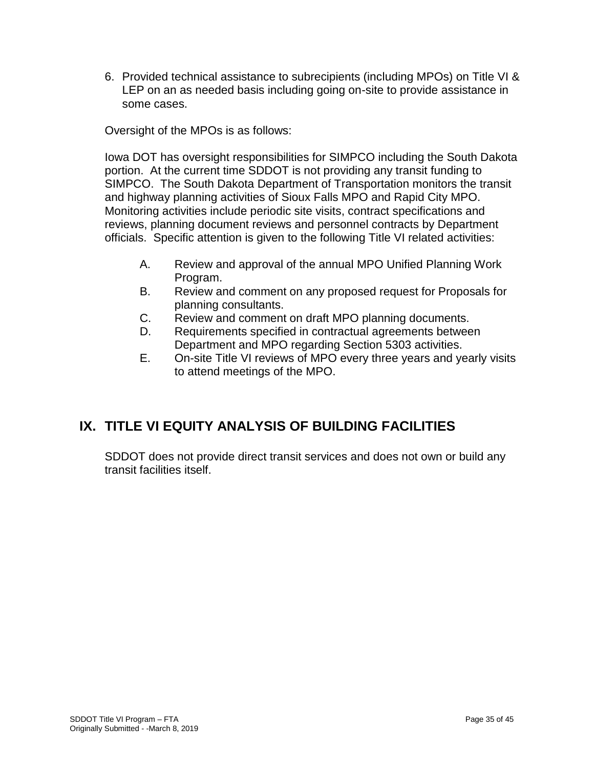6. Provided technical assistance to subrecipients (including MPOs) on Title VI & LEP on an as needed basis including going on-site to provide assistance in some cases.

Oversight of the MPOs is as follows:

Iowa DOT has oversight responsibilities for SIMPCO including the South Dakota portion. At the current time SDDOT is not providing any transit funding to SIMPCO. The South Dakota Department of Transportation monitors the transit and highway planning activities of Sioux Falls MPO and Rapid City MPO. Monitoring activities include periodic site visits, contract specifications and reviews, planning document reviews and personnel contracts by Department officials. Specific attention is given to the following Title VI related activities:

A. Review and approval of the annual MPO Unified Planning Work Program.
B. Review and comment on any proposed request for Proposals for planning consultants.
C. Review and comment on draft MPO planning documents.
D. Requirements specified in contractual agreements between Department and MPO regarding Section 5303 activities.
E. On-site Title VI reviews of MPO every three years and yearly visits to attend meetings of the MPO.

# IX. TITLE VI EQUITY ANALYSIS OF BUILDING FACILITIES

SDDOT does not provide direct transit services and does not own or build any transit facilities itself.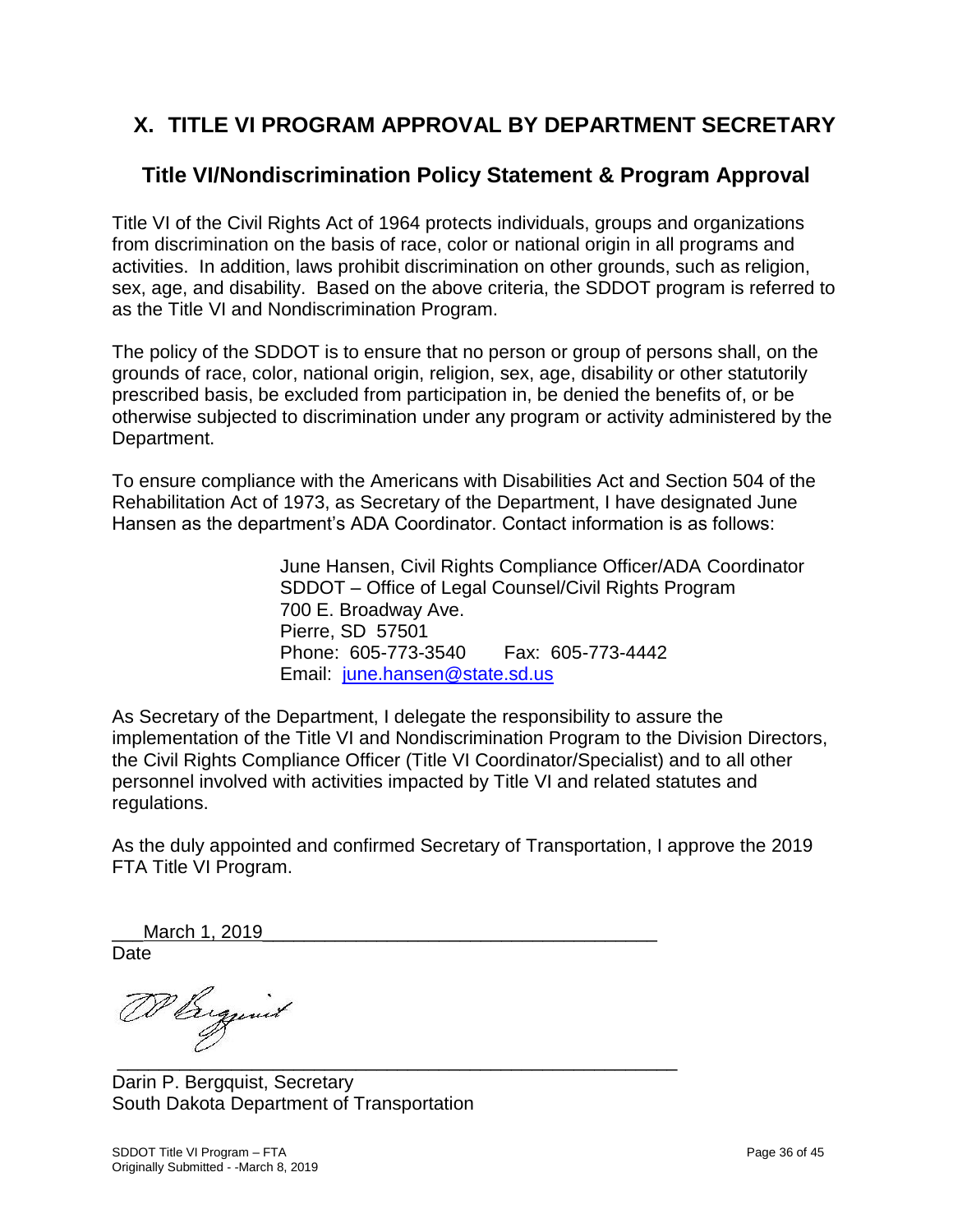## X. TITLE VI PROGRAM APPROVAL BY DEPARTMENT SECRETARY

### Title VI/Nondiscrimination Policy Statement & Program Approval

Title VI of the Civil Rights Act of 1964 protects individuals, groups and organizations from discrimination on the basis of race, color or national origin in all programs and activities. In addition, laws prohibit discrimination on other grounds, such as religion, sex, age, and disability. Based on the above criteria, the SDDOT program is referred to as the Title VI and Nondiscrimination Program.

The policy of the SDDOT is to ensure that no person or group of persons shall, on the grounds of race, color, national origin, religion, sex, age, disability or other statutorily prescribed basis, be excluded from participation in, be denied the benefits of, or be otherwise subjected to discrimination under any program or activity administered by the Department.

To ensure compliance with the Americans with Disabilities Act and Section 504 of the Rehabilitation Act of 1973, as Secretary of the Department, I have designated June Hansen as the department's ADA Coordinator. Contact information is as follows:

June Hansen, Civil Rights Compliance Officer/ADA Coordinator
SDDOT – Office of Legal Counsel/Civil Rights Program
700 E. Broadway Ave.
Pierre, SD 57501
Phone: 605-773-3540 Fax: 605-773-4442
Email: june.hansen@state.sd.us

As Secretary of the Department, I delegate the responsibility to assure the implementation of the Title VI and Nondiscrimination Program to the Division Directors, the Civil Rights Compliance Officer (Title VI Coordinator/Specialist) and to all other personnel involved with activities impacted by Title VI and related statutes and regulations.

As the duly appointed and confirmed Secretary of Transportation, I approve the 2019 FTA Title VI Program.

March 1, 2019
Date

Darin P. Bergquist, Secretary
South Dakota Department of Transportation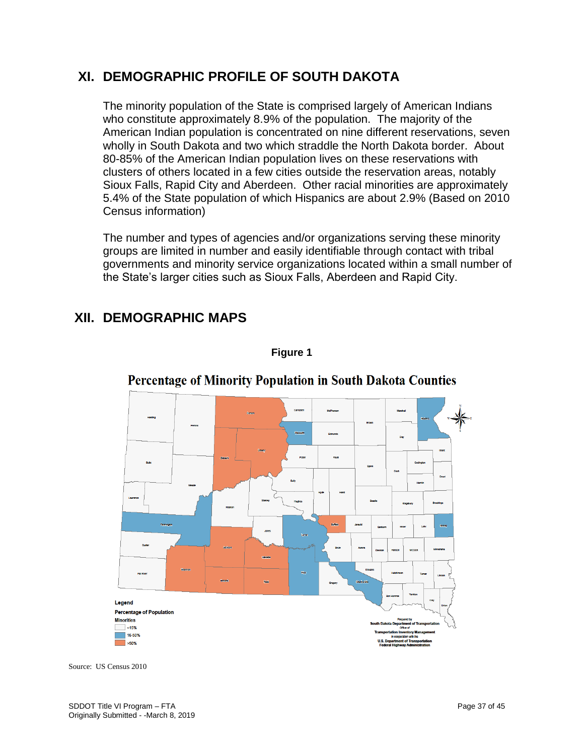## XI. DEMOGRAPHIC PROFILE OF SOUTH DAKOTA

The minority population of the State is comprised largely of American Indians who constitute approximately 8.9% of the population. The majority of the American Indian population is concentrated on nine different reservations, seven wholly in South Dakota and two which straddle the North Dakota border. About 80-85% of the American Indian population lives on these reservations with clusters of others located in a few cities outside the reservation areas, notably Sioux Falls, Rapid City and Aberdeen. Other racial minorities are approximately 5.4% of the State population of which Hispanics are about 2.9% (Based on 2010 Census information)

The number and types of agencies and/or organizations serving these minority groups are limited in number and easily identifiable through contact with tribal governments and minority service organizations located within a small number of the State's larger cities such as Sioux Falls, Aberdeen and Rapid City.

## XII. DEMOGRAPHIC MAPS

**Figure 1**

Percentage of Minority Population in South Dakota Counties

Source: US Census 2010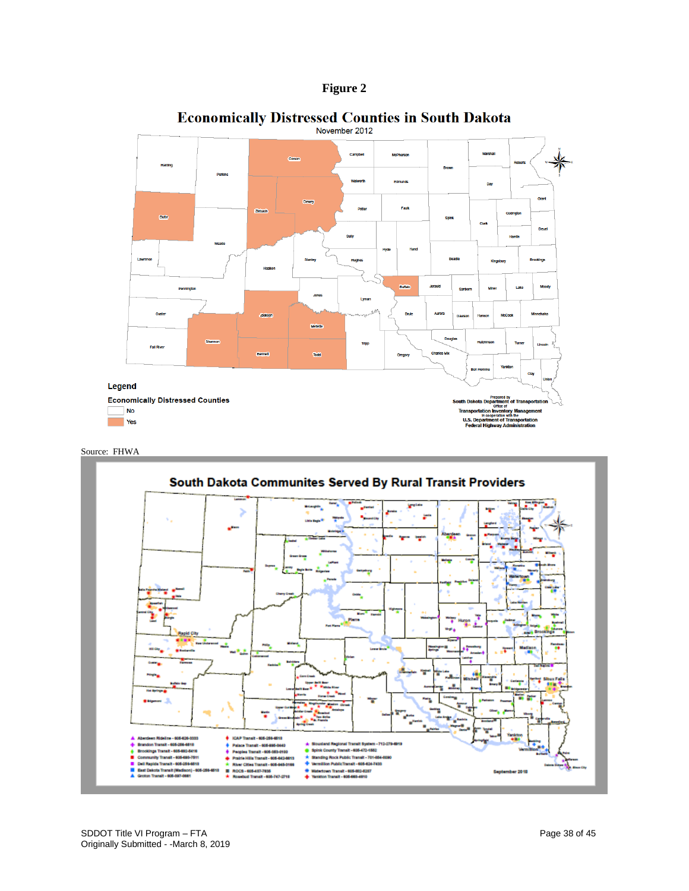**Figure 2**

## Economically Distressed Counties in South Dakota

November 2012

Legend

Economically Distressed Counties

No

Yes

Prepared by South Dakota Department of Transportation Office of Transportation Inventory Management in cooperation with the U.S. Department of Transportation Federal Highway Administration

Source: FHWA

## South Dakota Communites Served By Rural Transit Providers

September 2018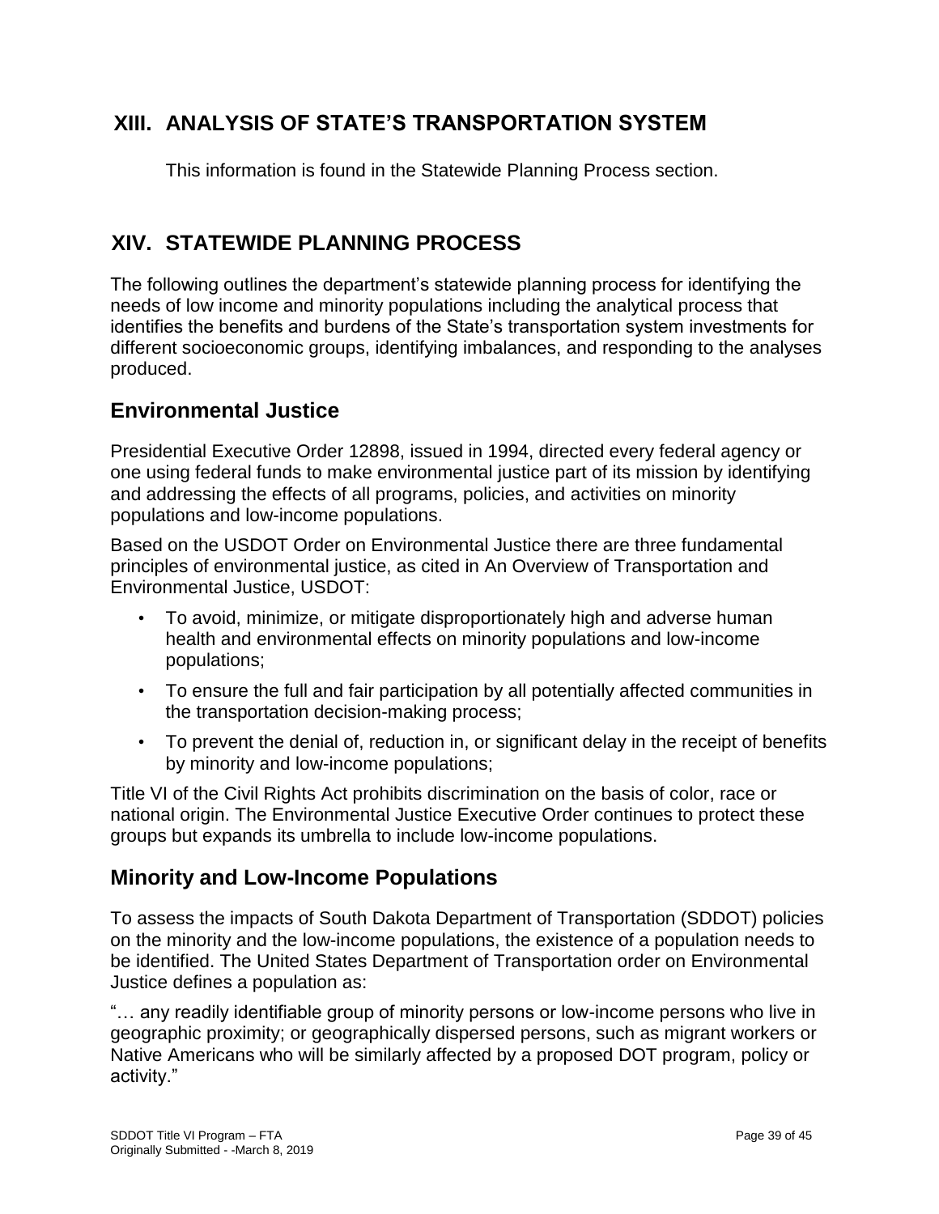## XIII. ANALYSIS OF STATE'S TRANSPORTATION SYSTEM

This information is found in the Statewide Planning Process section.

## XIV. STATEWIDE PLANNING PROCESS

The following outlines the department's statewide planning process for identifying the needs of low income and minority populations including the analytical process that identifies the benefits and burdens of the State's transportation system investments for different socioeconomic groups, identifying imbalances, and responding to the analyses produced.

### Environmental Justice

Presidential Executive Order 12898, issued in 1994, directed every federal agency or one using federal funds to make environmental justice part of its mission by identifying and addressing the effects of all programs, policies, and activities on minority populations and low-income populations.

Based on the USDOT Order on Environmental Justice there are three fundamental principles of environmental justice, as cited in An Overview of Transportation and Environmental Justice, USDOT:

- To avoid, minimize, or mitigate disproportionately high and adverse human health and environmental effects on minority populations and low-income populations;
- To ensure the full and fair participation by all potentially affected communities in the transportation decision-making process;
- To prevent the denial of, reduction in, or significant delay in the receipt of benefits by minority and low-income populations;

Title VI of the Civil Rights Act prohibits discrimination on the basis of color, race or national origin. The Environmental Justice Executive Order continues to protect these groups but expands its umbrella to include low-income populations.

### Minority and Low-Income Populations

To assess the impacts of South Dakota Department of Transportation (SDDOT) policies on the minority and the low-income populations, the existence of a population needs to be identified. The United States Department of Transportation order on Environmental Justice defines a population as:

"… any readily identifiable group of minority persons or low-income persons who live in geographic proximity; or geographically dispersed persons, such as migrant workers or Native Americans who will be similarly affected by a proposed DOT program, policy or activity."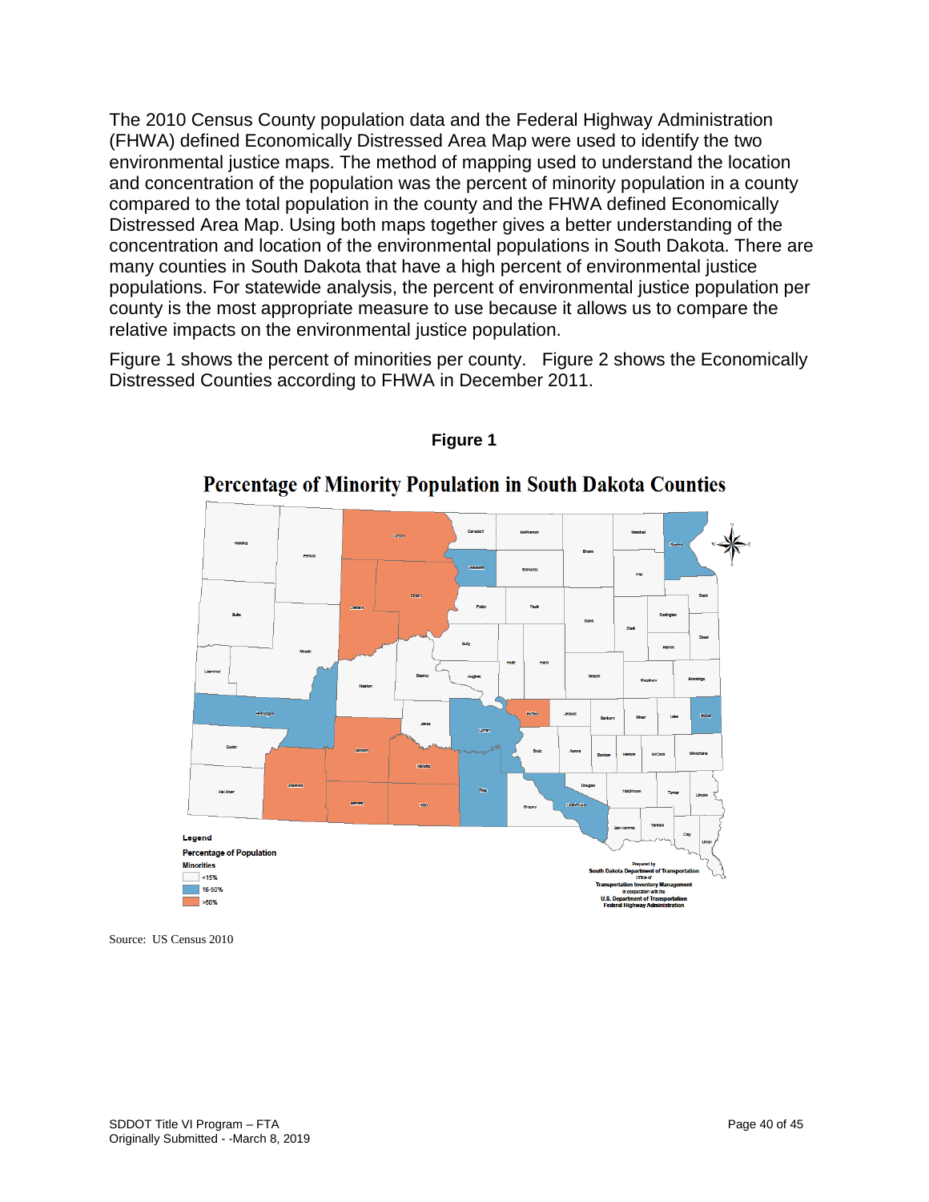The 2010 Census County population data and the Federal Highway Administration (FHWA) defined Economically Distressed Area Map were used to identify the two environmental justice maps. The method of mapping used to understand the location and concentration of the population was the percent of minority population in a county compared to the total population in the county and the FHWA defined Economically Distressed Area Map. Using both maps together gives a better understanding of the concentration and location of the environmental populations in South Dakota. There are many counties in South Dakota that have a high percent of environmental justice populations. For statewide analysis, the percent of environmental justice population per county is the most appropriate measure to use because it allows us to compare the relative impacts on the environmental justice population.

Figure 1 shows the percent of minorities per county. Figure 2 shows the Economically Distressed Counties according to FHWA in December 2011.

**Figure 1**

**Percentage of Minority Population in South Dakota Counties**

Legend

Percentage of Population Minorities

- <15%
- 16-50%
- >50%

Prepared by South Dakota Department of Transportation Office of Transportation Inventory Management in cooperation with the U.S. Department of Transportation Federal Highway Administration

Source: US Census 2010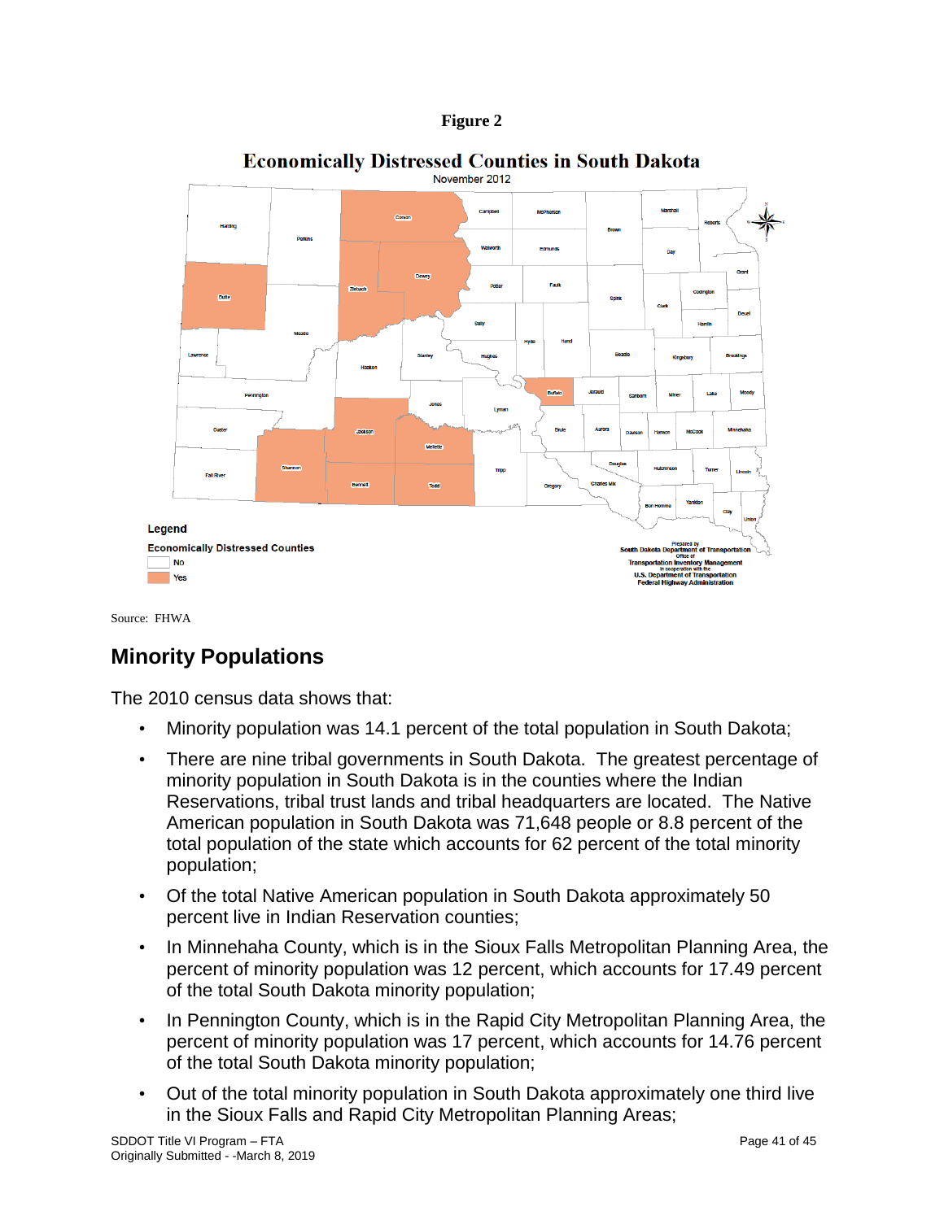**Figure 2**

**Economically Distressed Counties in South Dakota**

November 2012

Legend

Economically Distressed Counties

No

Yes

Prepared by South Dakota Department of Transportation Office of Transportation Inventory Management in cooperation with the U.S. Department of Transportation Federal Highway Administration

Source: FHWA

## Minority Populations

The 2010 census data shows that:

- Minority population was 14.1 percent of the total population in South Dakota;
- There are nine tribal governments in South Dakota. The greatest percentage of minority population in South Dakota is in the counties where the Indian Reservations, tribal trust lands and tribal headquarters are located. The Native American population in South Dakota was 71,648 people or 8.8 percent of the total population of the state which accounts for 62 percent of the total minority population;
- Of the total Native American population in South Dakota approximately 50 percent live in Indian Reservation counties;
- In Minnehaha County, which is in the Sioux Falls Metropolitan Planning Area, the percent of minority population was 12 percent, which accounts for 17.49 percent of the total South Dakota minority population;
- In Pennington County, which is in the Rapid City Metropolitan Planning Area, the percent of minority population was 17 percent, which accounts for 14.76 percent of the total South Dakota minority population;
- Out of the total minority population in South Dakota approximately one third live in the Sioux Falls and Rapid City Metropolitan Planning Areas;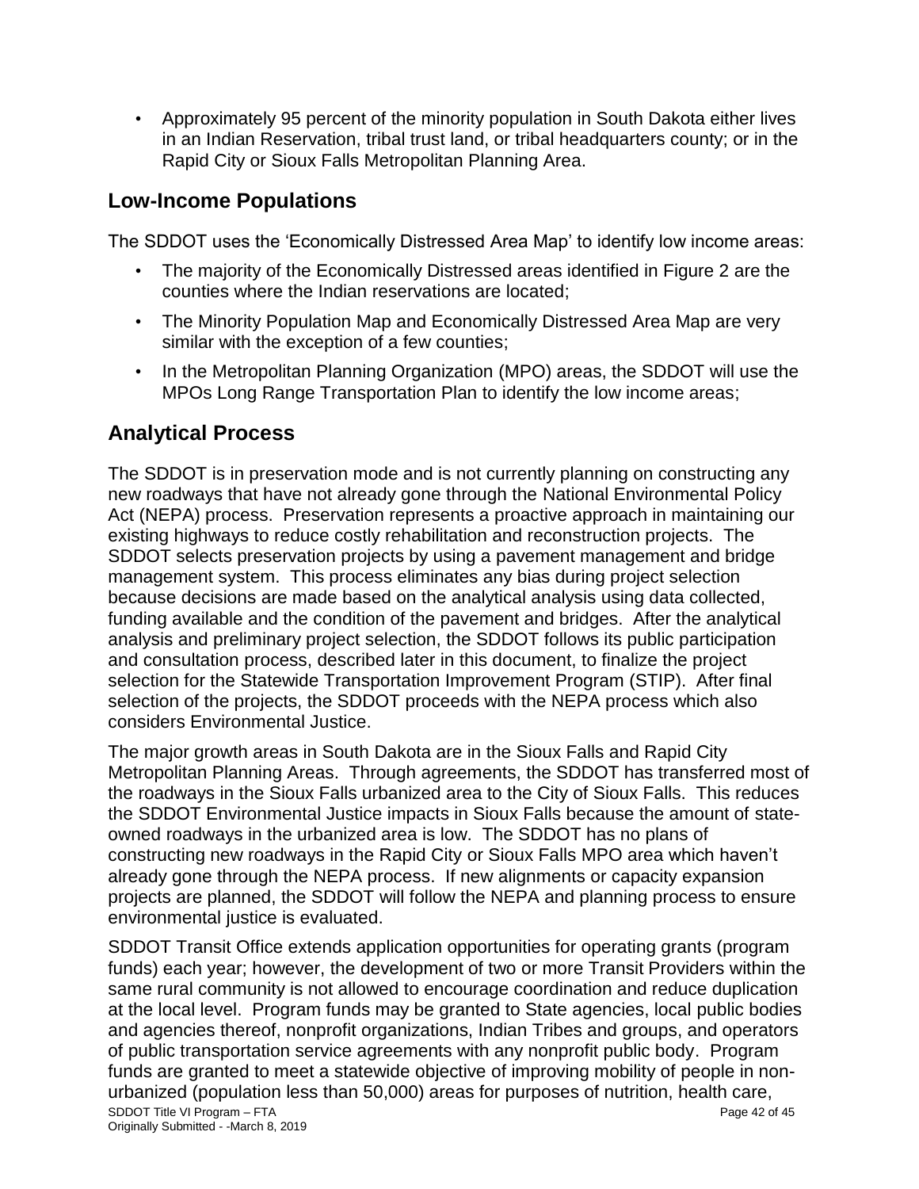- Approximately 95 percent of the minority population in South Dakota either lives in an Indian Reservation, tribal trust land, or tribal headquarters county; or in the Rapid City or Sioux Falls Metropolitan Planning Area.

## Low-Income Populations

The SDDOT uses the 'Economically Distressed Area Map' to identify low income areas:

- The majority of the Economically Distressed areas identified in Figure 2 are the counties where the Indian reservations are located;
- The Minority Population Map and Economically Distressed Area Map are very similar with the exception of a few counties;
- In the Metropolitan Planning Organization (MPO) areas, the SDDOT will use the MPOs Long Range Transportation Plan to identify the low income areas;

## Analytical Process

The SDDOT is in preservation mode and is not currently planning on constructing any new roadways that have not already gone through the National Environmental Policy Act (NEPA) process. Preservation represents a proactive approach in maintaining our existing highways to reduce costly rehabilitation and reconstruction projects. The SDDOT selects preservation projects by using a pavement management and bridge management system. This process eliminates any bias during project selection because decisions are made based on the analytical analysis using data collected, funding available and the condition of the pavement and bridges. After the analytical analysis and preliminary project selection, the SDDOT follows its public participation and consultation process, described later in this document, to finalize the project selection for the Statewide Transportation Improvement Program (STIP). After final selection of the projects, the SDDOT proceeds with the NEPA process which also considers Environmental Justice.

The major growth areas in South Dakota are in the Sioux Falls and Rapid City Metropolitan Planning Areas. Through agreements, the SDDOT has transferred most of the roadways in the Sioux Falls urbanized area to the City of Sioux Falls. This reduces the SDDOT Environmental Justice impacts in Sioux Falls because the amount of state-owned roadways in the urbanized area is low. The SDDOT has no plans of constructing new roadways in the Rapid City or Sioux Falls MPO area which haven't already gone through the NEPA process. If new alignments or capacity expansion projects are planned, the SDDOT will follow the NEPA and planning process to ensure environmental justice is evaluated.

SDDOT Transit Office extends application opportunities for operating grants (program funds) each year; however, the development of two or more Transit Providers within the same rural community is not allowed to encourage coordination and reduce duplication at the local level. Program funds may be granted to State agencies, local public bodies and agencies thereof, nonprofit organizations, Indian Tribes and groups, and operators of public transportation service agreements with any nonprofit public body. Program funds are granted to meet a statewide objective of improving mobility of people in non-urbanized (population less than 50,000) areas for purposes of nutrition, health care,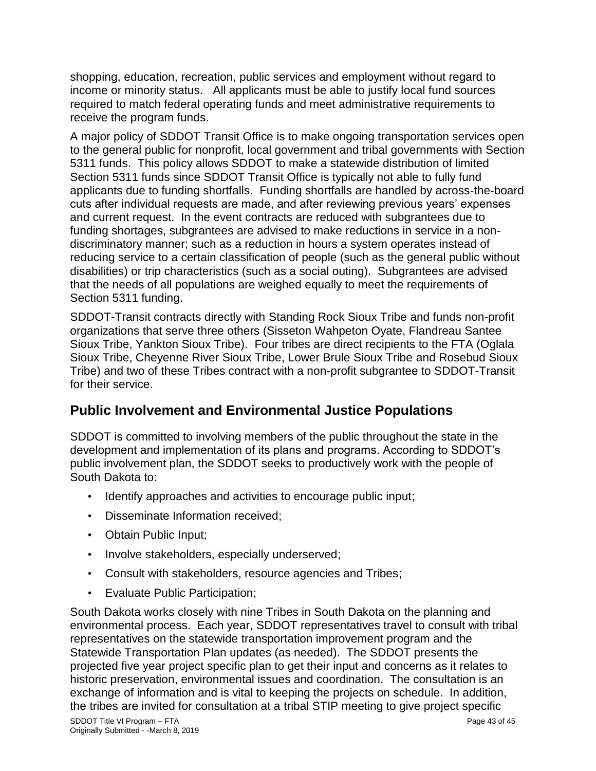shopping, education, recreation, public services and employment without regard to income or minority status. All applicants must be able to justify local fund sources required to match federal operating funds and meet administrative requirements to receive the program funds.

A major policy of SDDOT Transit Office is to make ongoing transportation services open to the general public for nonprofit, local government and tribal governments with Section 5311 funds. This policy allows SDDOT to make a statewide distribution of limited Section 5311 funds since SDDOT Transit Office is typically not able to fully fund applicants due to funding shortfalls. Funding shortfalls are handled by across-the-board cuts after individual requests are made, and after reviewing previous years' expenses and current request. In the event contracts are reduced with subgrantees due to funding shortages, subgrantees are advised to make reductions in service in a non-discriminatory manner; such as a reduction in hours a system operates instead of reducing service to a certain classification of people (such as the general public without disabilities) or trip characteristics (such as a social outing). Subgrantees are advised that the needs of all populations are weighed equally to meet the requirements of Section 5311 funding.

SDDOT-Transit contracts directly with Standing Rock Sioux Tribe and funds non-profit organizations that serve three others (Sisseton Wahpeton Oyate, Flandreau Santee Sioux Tribe, Yankton Sioux Tribe). Four tribes are direct recipients to the FTA (Oglala Sioux Tribe, Cheyenne River Sioux Tribe, Lower Brule Sioux Tribe and Rosebud Sioux Tribe) and two of these Tribes contract with a non-profit subgrantee to SDDOT-Transit for their service.

## Public Involvement and Environmental Justice Populations

SDDOT is committed to involving members of the public throughout the state in the development and implementation of its plans and programs. According to SDDOT's public involvement plan, the SDDOT seeks to productively work with the people of South Dakota to:

- Identify approaches and activities to encourage public input;
- Disseminate Information received;
- Obtain Public Input;
- Involve stakeholders, especially underserved;
- Consult with stakeholders, resource agencies and Tribes;
- Evaluate Public Participation;

South Dakota works closely with nine Tribes in South Dakota on the planning and environmental process. Each year, SDDOT representatives travel to consult with tribal representatives on the statewide transportation improvement program and the Statewide Transportation Plan updates (as needed). The SDDOT presents the projected five year project specific plan to get their input and concerns as it relates to historic preservation, environmental issues and coordination. The consultation is an exchange of information and is vital to keeping the projects on schedule. In addition, the tribes are invited for consultation at a tribal STIP meeting to give project specific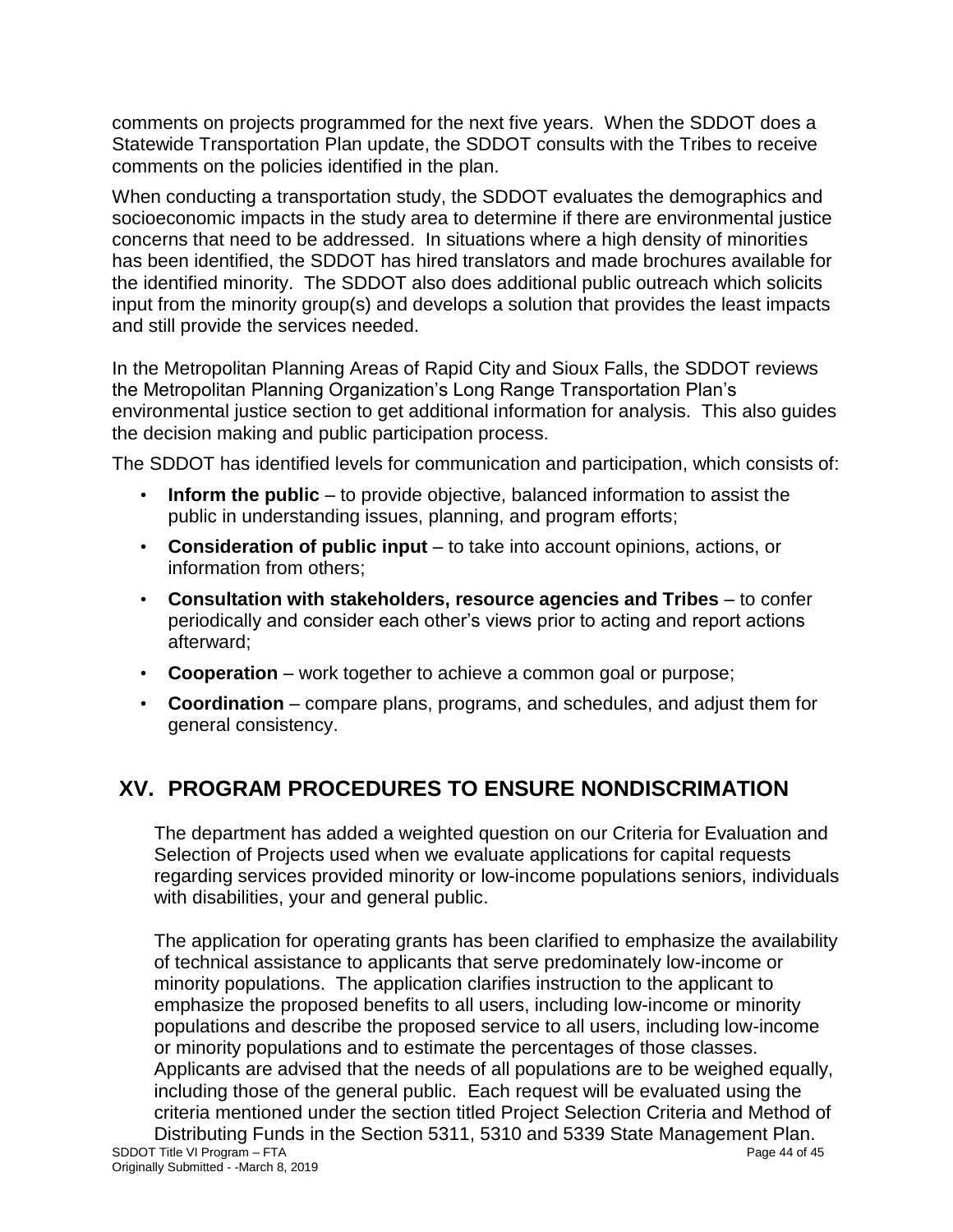comments on projects programmed for the next five years. When the SDDOT does a Statewide Transportation Plan update, the SDDOT consults with the Tribes to receive comments on the policies identified in the plan.

When conducting a transportation study, the SDDOT evaluates the demographics and socioeconomic impacts in the study area to determine if there are environmental justice concerns that need to be addressed. In situations where a high density of minorities has been identified, the SDDOT has hired translators and made brochures available for the identified minority. The SDDOT also does additional public outreach which solicits input from the minority group(s) and develops a solution that provides the least impacts and still provide the services needed.

In the Metropolitan Planning Areas of Rapid City and Sioux Falls, the SDDOT reviews the Metropolitan Planning Organization's Long Range Transportation Plan's environmental justice section to get additional information for analysis. This also guides the decision making and public participation process.

The SDDOT has identified levels for communication and participation, which consists of:

- **Inform the public** – to provide objective, balanced information to assist the public in understanding issues, planning, and program efforts;
- **Consideration of public input** – to take into account opinions, actions, or information from others;
- **Consultation with stakeholders, resource agencies and Tribes** – to confer periodically and consider each other's views prior to acting and report actions afterward;
- **Cooperation** – work together to achieve a common goal or purpose;
- **Coordination** – compare plans, programs, and schedules, and adjust them for general consistency.

## XV. PROGRAM PROCEDURES TO ENSURE NONDISCRIMATION

The department has added a weighted question on our Criteria for Evaluation and Selection of Projects used when we evaluate applications for capital requests regarding services provided minority or low-income populations seniors, individuals with disabilities, your and general public.

The application for operating grants has been clarified to emphasize the availability of technical assistance to applicants that serve predominately low-income or minority populations. The application clarifies instruction to the applicant to emphasize the proposed benefits to all users, including low-income or minority populations and describe the proposed service to all users, including low-income or minority populations and to estimate the percentages of those classes. Applicants are advised that the needs of all populations are to be weighed equally, including those of the general public. Each request will be evaluated using the criteria mentioned under the section titled Project Selection Criteria and Method of Distributing Funds in the Section 5311, 5310 and 5339 State Management Plan.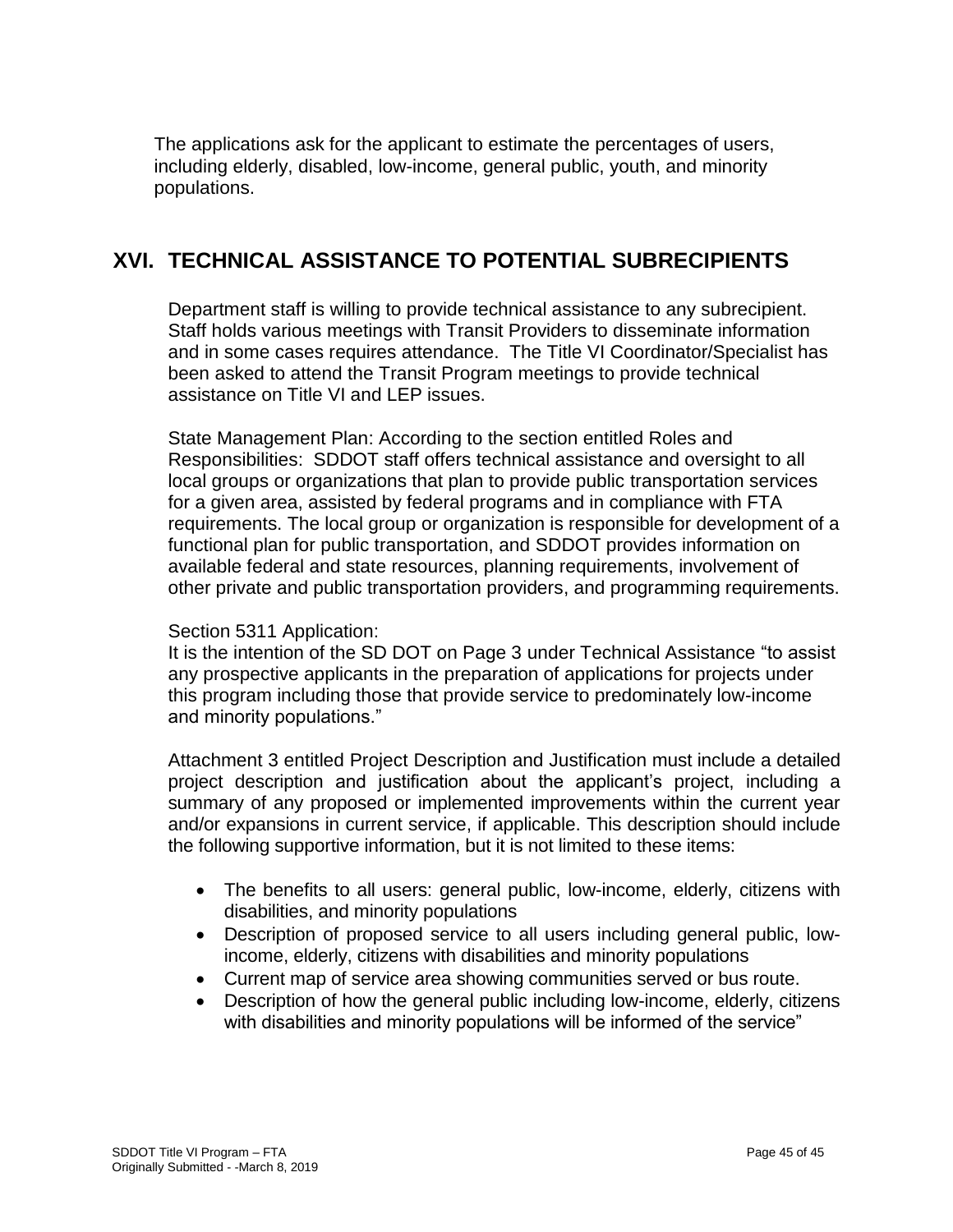The applications ask for the applicant to estimate the percentages of users, including elderly, disabled, low-income, general public, youth, and minority populations.

## XVI. TECHNICAL ASSISTANCE TO POTENTIAL SUBRECIPIENTS

Department staff is willing to provide technical assistance to any subrecipient. Staff holds various meetings with Transit Providers to disseminate information and in some cases requires attendance. The Title VI Coordinator/Specialist has been asked to attend the Transit Program meetings to provide technical assistance on Title VI and LEP issues.

State Management Plan: According to the section entitled Roles and Responsibilities: SDDOT staff offers technical assistance and oversight to all local groups or organizations that plan to provide public transportation services for a given area, assisted by federal programs and in compliance with FTA requirements. The local group or organization is responsible for development of a functional plan for public transportation, and SDDOT provides information on available federal and state resources, planning requirements, involvement of other private and public transportation providers, and programming requirements.

Section 5311 Application:
It is the intention of the SD DOT on Page 3 under Technical Assistance "to assist any prospective applicants in the preparation of applications for projects under this program including those that provide service to predominately low-income and minority populations."

Attachment 3 entitled Project Description and Justification must include a detailed project description and justification about the applicant's project, including a summary of any proposed or implemented improvements within the current year and/or expansions in current service, if applicable. This description should include the following supportive information, but it is not limited to these items:

- The benefits to all users: general public, low-income, elderly, citizens with disabilities, and minority populations
- Description of proposed service to all users including general public, low-income, elderly, citizens with disabilities and minority populations
- Current map of service area showing communities served or bus route.
- Description of how the general public including low-income, elderly, citizens with disabilities and minority populations will be informed of the service"